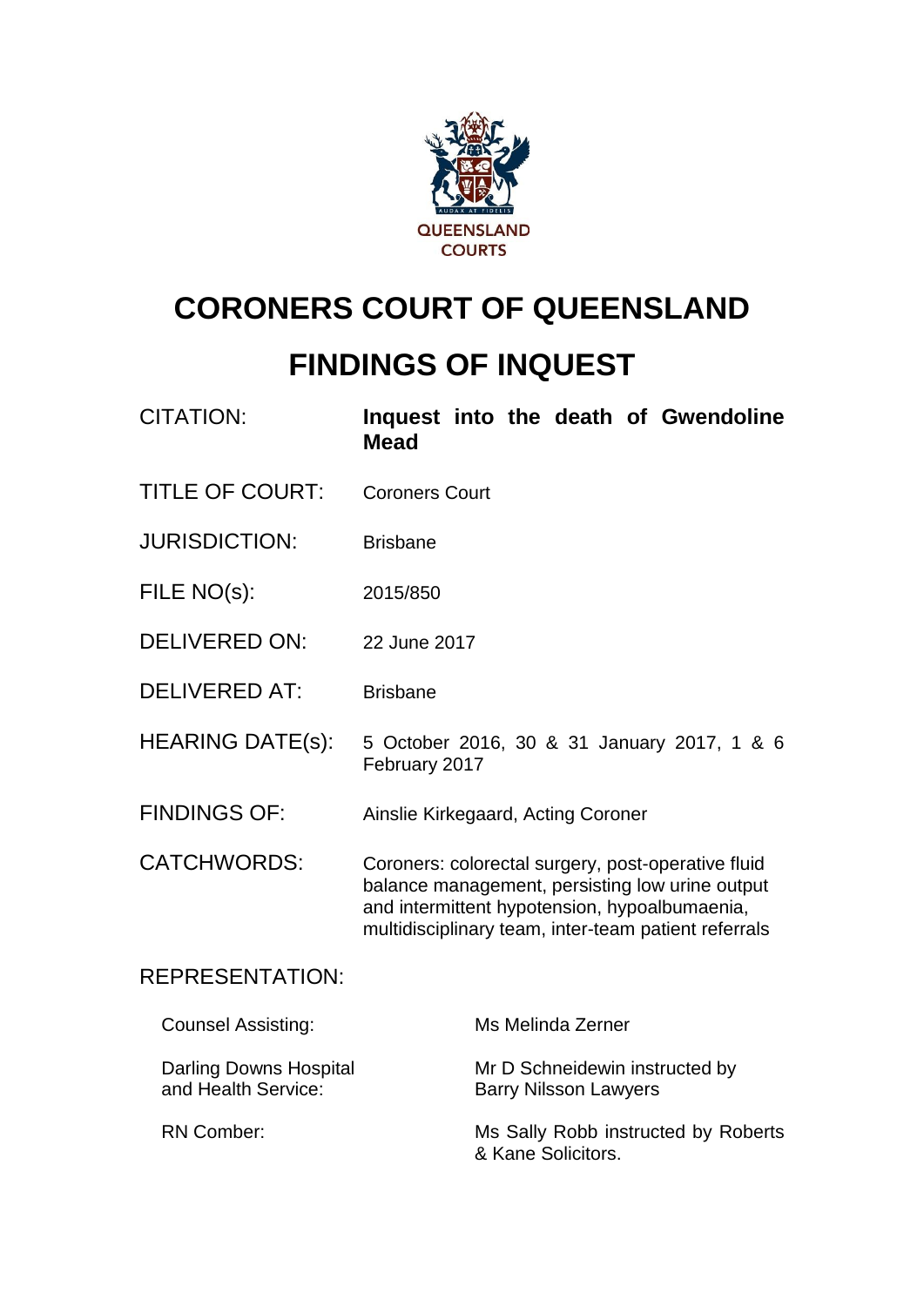QUEENSLAND COURTS

# CORONERS COURT OF QUEENSLAND

# FINDINGS OF INQUEST

| | |
|---|---|
| CITATION: | **Inquest into the death of Gwendoline Mead** |
| TITLE OF COURT: | Coroners Court |
| JURISDICTION: | Brisbane |
| FILE NO(s): | 2015/850 |
| DELIVERED ON: | 22 June 2017 |
| DELIVERED AT: | Brisbane |
| HEARING DATE(s): | 5 October 2016, 30 & 31 January 2017, 1 & 6 February 2017 |
| FINDINGS OF: | Ainslie Kirkegaard, Acting Coroner |
| CATCHWORDS: | Coroners: colorectal surgery, post-operative fluid balance management, persisting low urine output and intermittent hypotension, hypoalbumaenia, multidisciplinary team, inter-team patient referrals |

REPRESENTATION:

| | |
|---|---|
| Counsel Assisting: | Ms Melinda Zerner |
| Darling Downs Hospital and Health Service: | Mr D Schneidewin instructed by Barry Nilsson Lawyers |
| RN Comber: | Ms Sally Robb instructed by Roberts & Kane Solicitors. |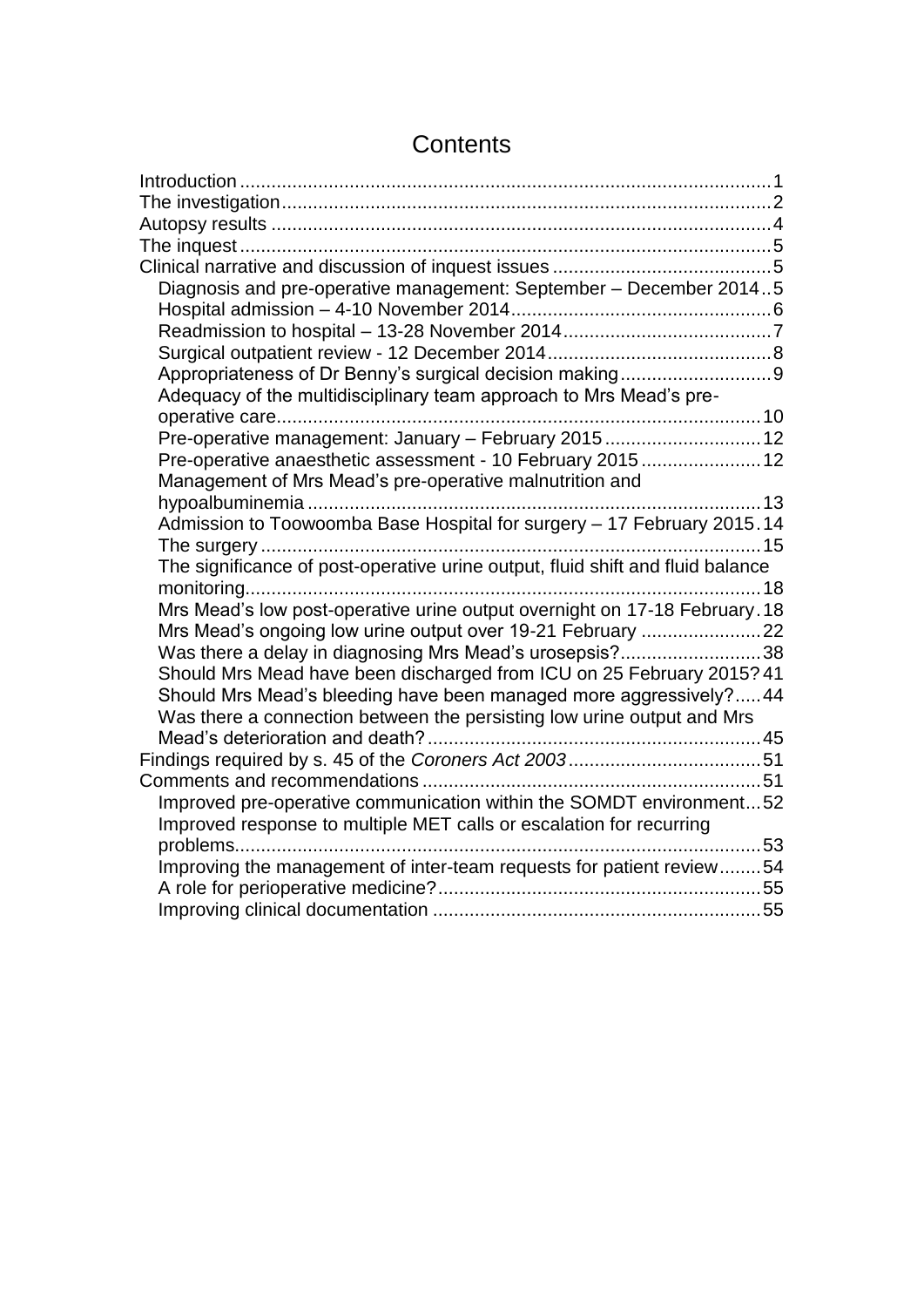# Contents

- Introduction ..... 1
- The investigation ..... 2
- Autopsy results ..... 4
- The inquest ..... 5
- Clinical narrative and discussion of inquest issues ..... 5
  - Diagnosis and pre-operative management: September – December 2014 .. 5
  - Hospital admission – 4-10 November 2014 ..... 6
  - Readmission to hospital – 13-28 November 2014 ..... 7
  - Surgical outpatient review - 12 December 2014 ..... 8
  - Appropriateness of Dr Benny's surgical decision making ..... 9
  - Adequacy of the multidisciplinary team approach to Mrs Mead's pre-operative care ..... 10
  - Pre-operative management: January – February 2015 ..... 12
  - Pre-operative anaesthetic assessment - 10 February 2015 ..... 12
  - Management of Mrs Mead's pre-operative malnutrition and hypoalbuminemia ..... 13
  - Admission to Toowoomba Base Hospital for surgery – 17 February 2015 . 14
  - The surgery ..... 15
  - The significance of post-operative urine output, fluid shift and fluid balance monitoring ..... 18
  - Mrs Mead's low post-operative urine output overnight on 17-18 February . 18
  - Mrs Mead's ongoing low urine output over 19-21 February ..... 22
  - Was there a delay in diagnosing Mrs Mead's urosepsis? ..... 38
  - Should Mrs Mead have been discharged from ICU on 25 February 2015? 41
  - Should Mrs Mead's bleeding have been managed more aggressively? ..... 44
  - Was there a connection between the persisting low urine output and Mrs Mead's deterioration and death? ..... 45
- Findings required by s. 45 of the *Coroners Act 2003* ..... 51
- Comments and recommendations ..... 51
  - Improved pre-operative communication within the SOMDT environment ... 52
  - Improved response to multiple MET calls or escalation for recurring problems ..... 53
  - Improving the management of inter-team requests for patient review ..... 54
  - A role for perioperative medicine? ..... 55
  - Improving clinical documentation ..... 55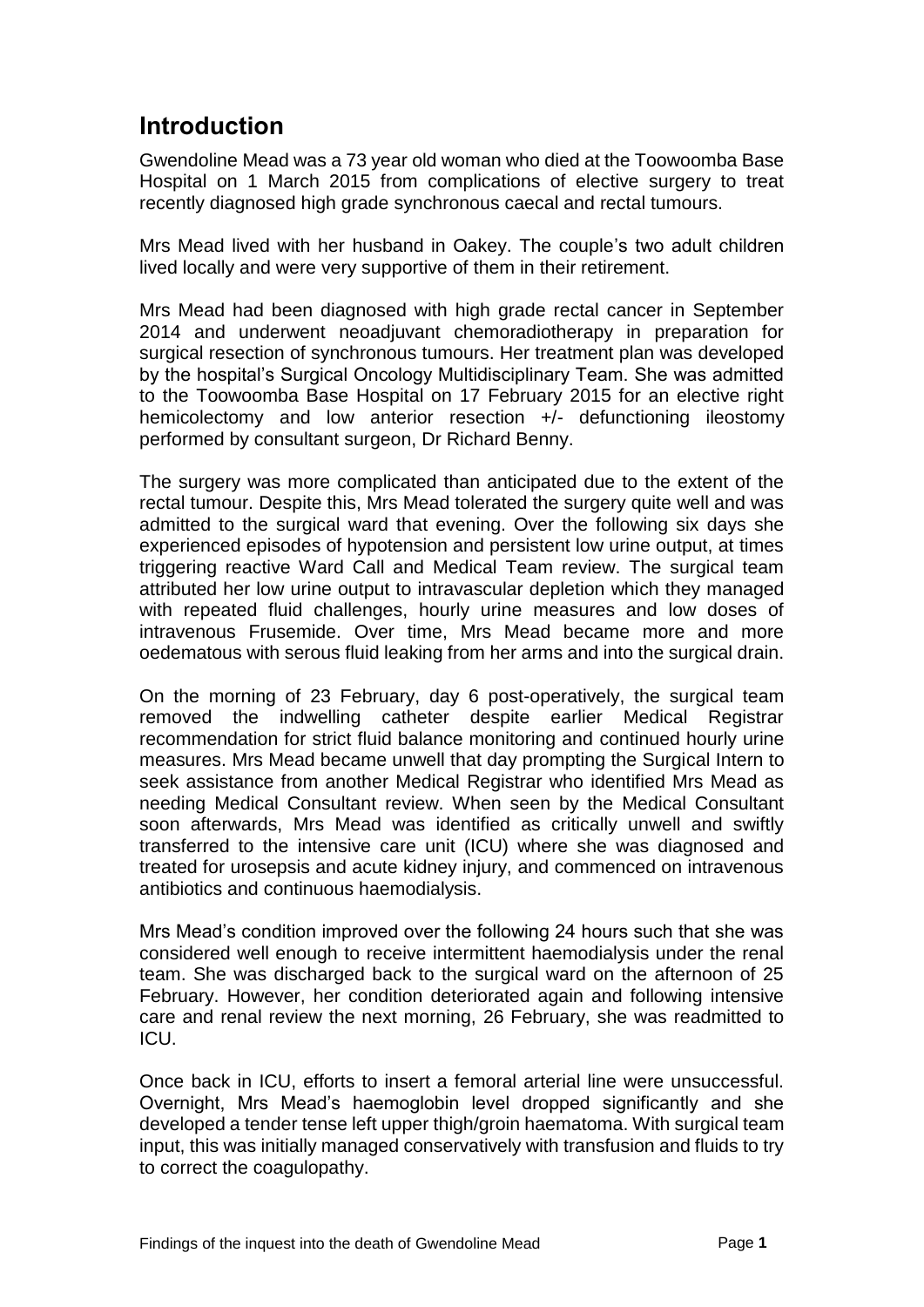# Introduction

Gwendoline Mead was a 73 year old woman who died at the Toowoomba Base Hospital on 1 March 2015 from complications of elective surgery to treat recently diagnosed high grade synchronous caecal and rectal tumours.

Mrs Mead lived with her husband in Oakey. The couple's two adult children lived locally and were very supportive of them in their retirement.

Mrs Mead had been diagnosed with high grade rectal cancer in September 2014 and underwent neoadjuvant chemoradiotherapy in preparation for surgical resection of synchronous tumours. Her treatment plan was developed by the hospital's Surgical Oncology Multidisciplinary Team. She was admitted to the Toowoomba Base Hospital on 17 February 2015 for an elective right hemicolectomy and low anterior resection +/- defunctioning ileostomy performed by consultant surgeon, Dr Richard Benny.

The surgery was more complicated than anticipated due to the extent of the rectal tumour. Despite this, Mrs Mead tolerated the surgery quite well and was admitted to the surgical ward that evening. Over the following six days she experienced episodes of hypotension and persistent low urine output, at times triggering reactive Ward Call and Medical Team review. The surgical team attributed her low urine output to intravascular depletion which they managed with repeated fluid challenges, hourly urine measures and low doses of intravenous Frusemide. Over time, Mrs Mead became more and more oedematous with serous fluid leaking from her arms and into the surgical drain.

On the morning of 23 February, day 6 post-operatively, the surgical team removed the indwelling catheter despite earlier Medical Registrar recommendation for strict fluid balance monitoring and continued hourly urine measures. Mrs Mead became unwell that day prompting the Surgical Intern to seek assistance from another Medical Registrar who identified Mrs Mead as needing Medical Consultant review. When seen by the Medical Consultant soon afterwards, Mrs Mead was identified as critically unwell and swiftly transferred to the intensive care unit (ICU) where she was diagnosed and treated for urosepsis and acute kidney injury, and commenced on intravenous antibiotics and continuous haemodialysis.

Mrs Mead's condition improved over the following 24 hours such that she was considered well enough to receive intermittent haemodialysis under the renal team. She was discharged back to the surgical ward on the afternoon of 25 February. However, her condition deteriorated again and following intensive care and renal review the next morning, 26 February, she was readmitted to ICU.

Once back in ICU, efforts to insert a femoral arterial line were unsuccessful. Overnight, Mrs Mead's haemoglobin level dropped significantly and she developed a tender tense left upper thigh/groin haematoma. With surgical team input, this was initially managed conservatively with transfusion and fluids to try to correct the coagulopathy.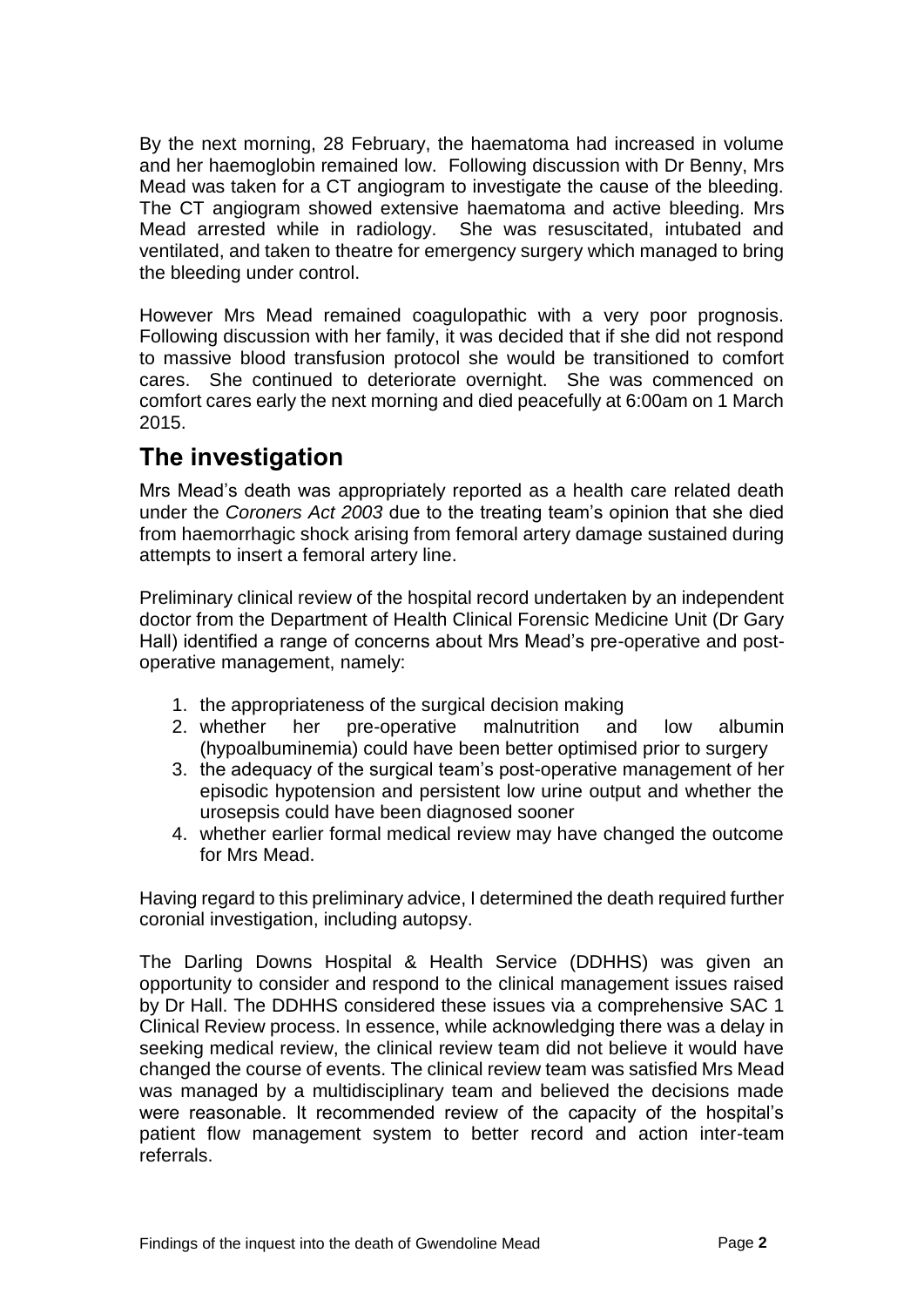By the next morning, 28 February, the haematoma had increased in volume and her haemoglobin remained low. Following discussion with Dr Benny, Mrs Mead was taken for a CT angiogram to investigate the cause of the bleeding. The CT angiogram showed extensive haematoma and active bleeding. Mrs Mead arrested while in radiology. She was resuscitated, intubated and ventilated, and taken to theatre for emergency surgery which managed to bring the bleeding under control.

However Mrs Mead remained coagulopathic with a very poor prognosis. Following discussion with her family, it was decided that if she did not respond to massive blood transfusion protocol she would be transitioned to comfort cares. She continued to deteriorate overnight. She was commenced on comfort cares early the next morning and died peacefully at 6:00am on 1 March 2015.

## The investigation

Mrs Mead's death was appropriately reported as a health care related death under the *Coroners Act 2003* due to the treating team's opinion that she died from haemorrhagic shock arising from femoral artery damage sustained during attempts to insert a femoral artery line.

Preliminary clinical review of the hospital record undertaken by an independent doctor from the Department of Health Clinical Forensic Medicine Unit (Dr Gary Hall) identified a range of concerns about Mrs Mead's pre-operative and post-operative management, namely:

1. the appropriateness of the surgical decision making
2. whether her pre-operative malnutrition and low albumin (hypoalbuminemia) could have been better optimised prior to surgery
3. the adequacy of the surgical team's post-operative management of her episodic hypotension and persistent low urine output and whether the urosepsis could have been diagnosed sooner
4. whether earlier formal medical review may have changed the outcome for Mrs Mead.

Having regard to this preliminary advice, I determined the death required further coronial investigation, including autopsy.

The Darling Downs Hospital & Health Service (DDHHS) was given an opportunity to consider and respond to the clinical management issues raised by Dr Hall. The DDHHS considered these issues via a comprehensive SAC 1 Clinical Review process. In essence, while acknowledging there was a delay in seeking medical review, the clinical review team did not believe it would have changed the course of events. The clinical review team was satisfied Mrs Mead was managed by a multidisciplinary team and believed the decisions made were reasonable. It recommended review of the capacity of the hospital's patient flow management system to better record and action inter-team referrals.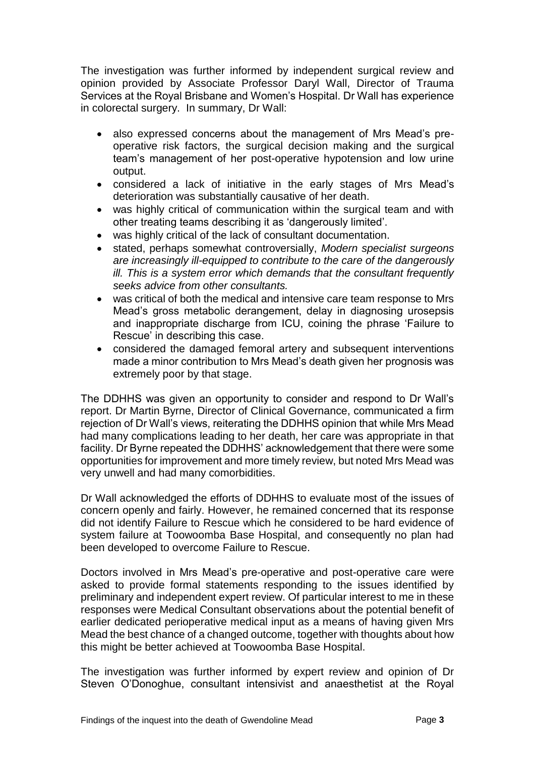The investigation was further informed by independent surgical review and opinion provided by Associate Professor Daryl Wall, Director of Trauma Services at the Royal Brisbane and Women's Hospital. Dr Wall has experience in colorectal surgery. In summary, Dr Wall:

- also expressed concerns about the management of Mrs Mead's pre-operative risk factors, the surgical decision making and the surgical team's management of her post-operative hypotension and low urine output.
- considered a lack of initiative in the early stages of Mrs Mead's deterioration was substantially causative of her death.
- was highly critical of communication within the surgical team and with other treating teams describing it as 'dangerously limited'.
- was highly critical of the lack of consultant documentation.
- stated, perhaps somewhat controversially, *Modern specialist surgeons are increasingly ill-equipped to contribute to the care of the dangerously ill. This is a system error which demands that the consultant frequently seeks advice from other consultants.*
- was critical of both the medical and intensive care team response to Mrs Mead's gross metabolic derangement, delay in diagnosing urosepsis and inappropriate discharge from ICU, coining the phrase 'Failure to Rescue' in describing this case.
- considered the damaged femoral artery and subsequent interventions made a minor contribution to Mrs Mead's death given her prognosis was extremely poor by that stage.

The DDHHS was given an opportunity to consider and respond to Dr Wall's report. Dr Martin Byrne, Director of Clinical Governance, communicated a firm rejection of Dr Wall's views, reiterating the DDHHS opinion that while Mrs Mead had many complications leading to her death, her care was appropriate in that facility. Dr Byrne repeated the DDHHS' acknowledgement that there were some opportunities for improvement and more timely review, but noted Mrs Mead was very unwell and had many comorbidities.

Dr Wall acknowledged the efforts of DDHHS to evaluate most of the issues of concern openly and fairly. However, he remained concerned that its response did not identify Failure to Rescue which he considered to be hard evidence of system failure at Toowoomba Base Hospital, and consequently no plan had been developed to overcome Failure to Rescue.

Doctors involved in Mrs Mead's pre-operative and post-operative care were asked to provide formal statements responding to the issues identified by preliminary and independent expert review. Of particular interest to me in these responses were Medical Consultant observations about the potential benefit of earlier dedicated perioperative medical input as a means of having given Mrs Mead the best chance of a changed outcome, together with thoughts about how this might be better achieved at Toowoomba Base Hospital.

The investigation was further informed by expert review and opinion of Dr Steven O'Donoghue, consultant intensivist and anaesthetist at the Royal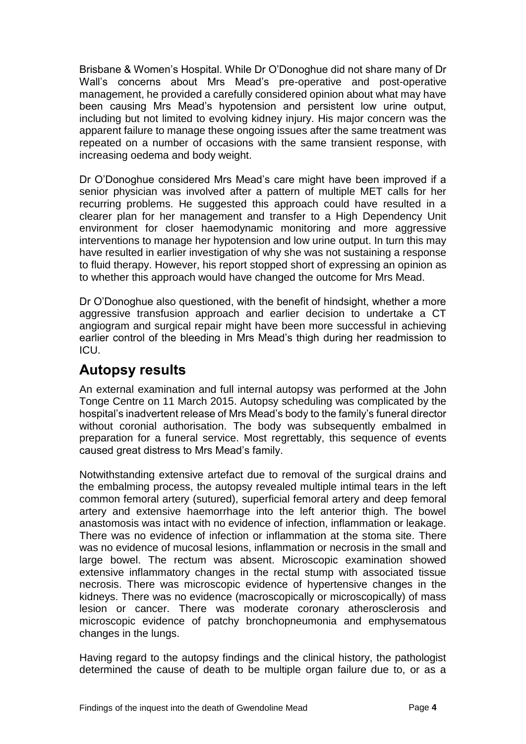Brisbane & Women's Hospital. While Dr O'Donoghue did not share many of Dr Wall's concerns about Mrs Mead's pre-operative and post-operative management, he provided a carefully considered opinion about what may have been causing Mrs Mead's hypotension and persistent low urine output, including but not limited to evolving kidney injury. His major concern was the apparent failure to manage these ongoing issues after the same treatment was repeated on a number of occasions with the same transient response, with increasing oedema and body weight.

Dr O'Donoghue considered Mrs Mead's care might have been improved if a senior physician was involved after a pattern of multiple MET calls for her recurring problems. He suggested this approach could have resulted in a clearer plan for her management and transfer to a High Dependency Unit environment for closer haemodynamic monitoring and more aggressive interventions to manage her hypotension and low urine output. In turn this may have resulted in earlier investigation of why she was not sustaining a response to fluid therapy. However, his report stopped short of expressing an opinion as to whether this approach would have changed the outcome for Mrs Mead.

Dr O'Donoghue also questioned, with the benefit of hindsight, whether a more aggressive transfusion approach and earlier decision to undertake a CT angiogram and surgical repair might have been more successful in achieving earlier control of the bleeding in Mrs Mead's thigh during her readmission to ICU.

## Autopsy results

An external examination and full internal autopsy was performed at the John Tonge Centre on 11 March 2015. Autopsy scheduling was complicated by the hospital's inadvertent release of Mrs Mead's body to the family's funeral director without coronial authorisation. The body was subsequently embalmed in preparation for a funeral service. Most regrettably, this sequence of events caused great distress to Mrs Mead's family.

Notwithstanding extensive artefact due to removal of the surgical drains and the embalming process, the autopsy revealed multiple intimal tears in the left common femoral artery (sutured), superficial femoral artery and deep femoral artery and extensive haemorrhage into the left anterior thigh. The bowel anastomosis was intact with no evidence of infection, inflammation or leakage. There was no evidence of infection or inflammation at the stoma site. There was no evidence of mucosal lesions, inflammation or necrosis in the small and large bowel. The rectum was absent. Microscopic examination showed extensive inflammatory changes in the rectal stump with associated tissue necrosis. There was microscopic evidence of hypertensive changes in the kidneys. There was no evidence (macroscopically or microscopically) of mass lesion or cancer. There was moderate coronary atherosclerosis and microscopic evidence of patchy bronchopneumonia and emphysematous changes in the lungs.

Having regard to the autopsy findings and the clinical history, the pathologist determined the cause of death to be multiple organ failure due to, or as a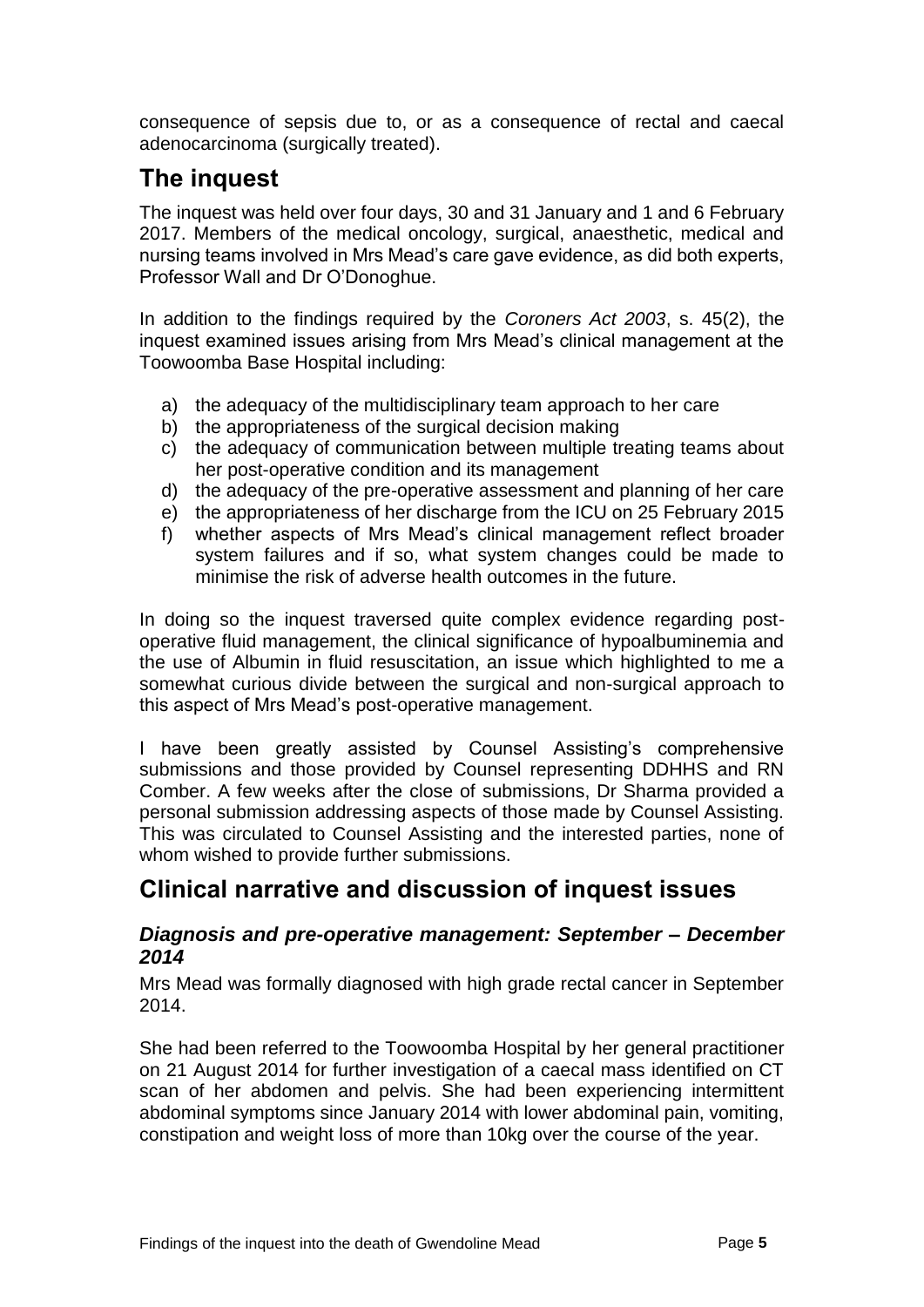consequence of sepsis due to, or as a consequence of rectal and caecal adenocarcinoma (surgically treated).

## The inquest

The inquest was held over four days, 30 and 31 January and 1 and 6 February 2017. Members of the medical oncology, surgical, anaesthetic, medical and nursing teams involved in Mrs Mead's care gave evidence, as did both experts, Professor Wall and Dr O'Donoghue.

In addition to the findings required by the *Coroners Act 2003*, s. 45(2), the inquest examined issues arising from Mrs Mead's clinical management at the Toowoomba Base Hospital including:

a) the adequacy of the multidisciplinary team approach to her care
b) the appropriateness of the surgical decision making
c) the adequacy of communication between multiple treating teams about her post-operative condition and its management
d) the adequacy of the pre-operative assessment and planning of her care
e) the appropriateness of her discharge from the ICU on 25 February 2015
f) whether aspects of Mrs Mead's clinical management reflect broader system failures and if so, what system changes could be made to minimise the risk of adverse health outcomes in the future.

In doing so the inquest traversed quite complex evidence regarding post-operative fluid management, the clinical significance of hypoalbuminemia and the use of Albumin in fluid resuscitation, an issue which highlighted to me a somewhat curious divide between the surgical and non-surgical approach to this aspect of Mrs Mead's post-operative management.

I have been greatly assisted by Counsel Assisting's comprehensive submissions and those provided by Counsel representing DDHHS and RN Comber. A few weeks after the close of submissions, Dr Sharma provided a personal submission addressing aspects of those made by Counsel Assisting. This was circulated to Counsel Assisting and the interested parties, none of whom wished to provide further submissions.

## Clinical narrative and discussion of inquest issues

### *Diagnosis and pre-operative management: September – December 2014*

Mrs Mead was formally diagnosed with high grade rectal cancer in September 2014.

She had been referred to the Toowoomba Hospital by her general practitioner on 21 August 2014 for further investigation of a caecal mass identified on CT scan of her abdomen and pelvis. She had been experiencing intermittent abdominal symptoms since January 2014 with lower abdominal pain, vomiting, constipation and weight loss of more than 10kg over the course of the year.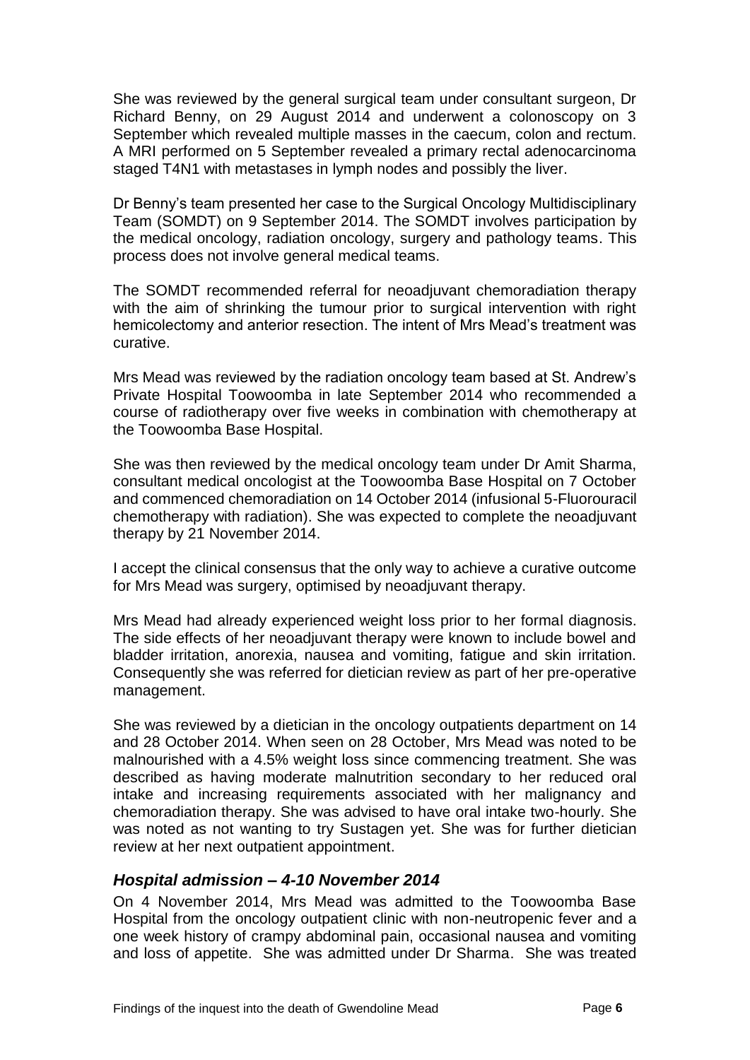She was reviewed by the general surgical team under consultant surgeon, Dr Richard Benny, on 29 August 2014 and underwent a colonoscopy on 3 September which revealed multiple masses in the caecum, colon and rectum. A MRI performed on 5 September revealed a primary rectal adenocarcinoma staged T4N1 with metastases in lymph nodes and possibly the liver.

Dr Benny's team presented her case to the Surgical Oncology Multidisciplinary Team (SOMDT) on 9 September 2014. The SOMDT involves participation by the medical oncology, radiation oncology, surgery and pathology teams. This process does not involve general medical teams.

The SOMDT recommended referral for neoadjuvant chemoradiation therapy with the aim of shrinking the tumour prior to surgical intervention with right hemicolectomy and anterior resection. The intent of Mrs Mead's treatment was curative.

Mrs Mead was reviewed by the radiation oncology team based at St. Andrew's Private Hospital Toowoomba in late September 2014 who recommended a course of radiotherapy over five weeks in combination with chemotherapy at the Toowoomba Base Hospital.

She was then reviewed by the medical oncology team under Dr Amit Sharma, consultant medical oncologist at the Toowoomba Base Hospital on 7 October and commenced chemoradiation on 14 October 2014 (infusional 5-Fluorouracil chemotherapy with radiation). She was expected to complete the neoadjuvant therapy by 21 November 2014.

I accept the clinical consensus that the only way to achieve a curative outcome for Mrs Mead was surgery, optimised by neoadjuvant therapy.

Mrs Mead had already experienced weight loss prior to her formal diagnosis. The side effects of her neoadjuvant therapy were known to include bowel and bladder irritation, anorexia, nausea and vomiting, fatigue and skin irritation. Consequently she was referred for dietician review as part of her pre-operative management.

She was reviewed by a dietician in the oncology outpatients department on 14 and 28 October 2014. When seen on 28 October, Mrs Mead was noted to be malnourished with a 4.5% weight loss since commencing treatment. She was described as having moderate malnutrition secondary to her reduced oral intake and increasing requirements associated with her malignancy and chemoradiation therapy. She was advised to have oral intake two-hourly. She was noted as not wanting to try Sustagen yet. She was for further dietician review at her next outpatient appointment.

### *Hospital admission – 4-10 November 2014*

On 4 November 2014, Mrs Mead was admitted to the Toowoomba Base Hospital from the oncology outpatient clinic with non-neutropenic fever and a one week history of crampy abdominal pain, occasional nausea and vomiting and loss of appetite. She was admitted under Dr Sharma. She was treated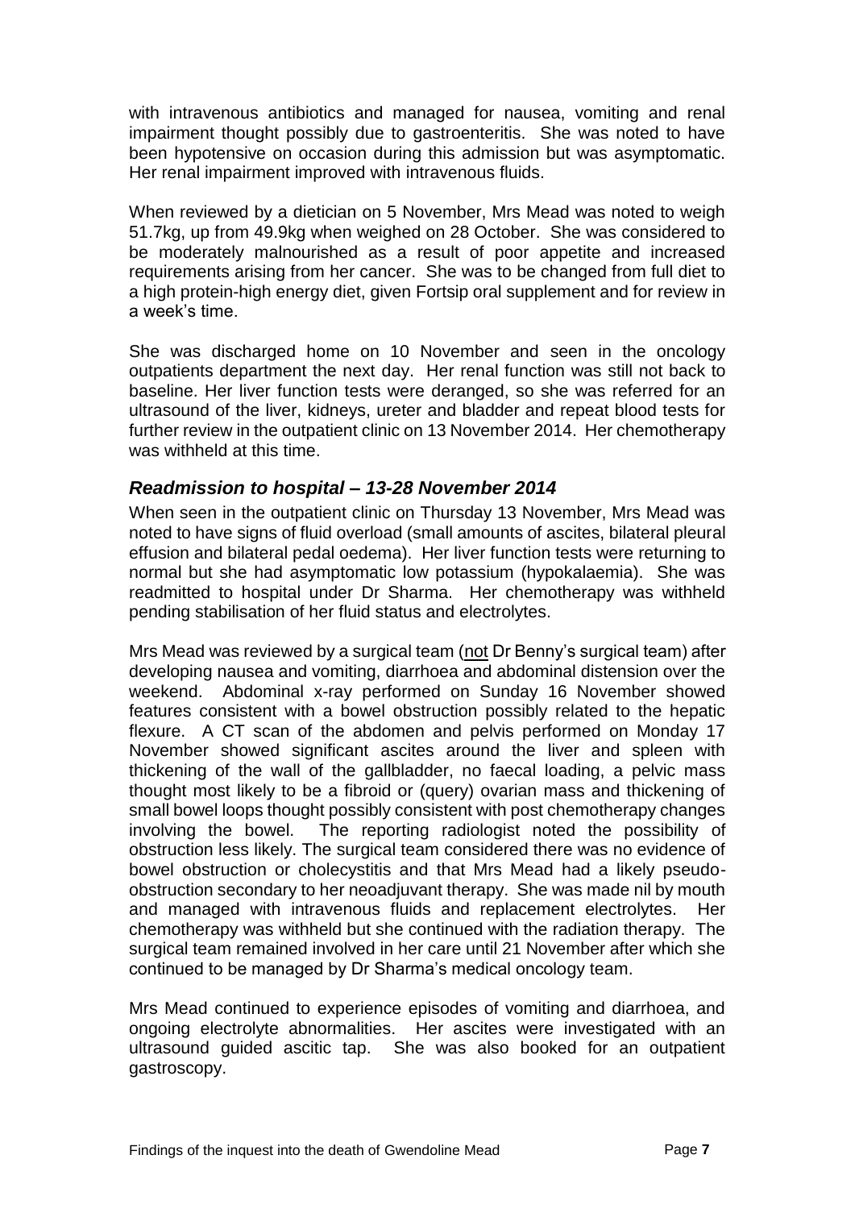with intravenous antibiotics and managed for nausea, vomiting and renal impairment thought possibly due to gastroenteritis. She was noted to have been hypotensive on occasion during this admission but was asymptomatic. Her renal impairment improved with intravenous fluids.

When reviewed by a dietician on 5 November, Mrs Mead was noted to weigh 51.7kg, up from 49.9kg when weighed on 28 October. She was considered to be moderately malnourished as a result of poor appetite and increased requirements arising from her cancer. She was to be changed from full diet to a high protein-high energy diet, given Fortsip oral supplement and for review in a week's time.

She was discharged home on 10 November and seen in the oncology outpatients department the next day. Her renal function was still not back to baseline. Her liver function tests were deranged, so she was referred for an ultrasound of the liver, kidneys, ureter and bladder and repeat blood tests for further review in the outpatient clinic on 13 November 2014. Her chemotherapy was withheld at this time.

### *Readmission to hospital – 13-28 November 2014*

When seen in the outpatient clinic on Thursday 13 November, Mrs Mead was noted to have signs of fluid overload (small amounts of ascites, bilateral pleural effusion and bilateral pedal oedema). Her liver function tests were returning to normal but she had asymptomatic low potassium (hypokalaemia). She was readmitted to hospital under Dr Sharma. Her chemotherapy was withheld pending stabilisation of her fluid status and electrolytes.

Mrs Mead was reviewed by a surgical team (<u>not</u> Dr Benny's surgical team) after developing nausea and vomiting, diarrhoea and abdominal distension over the weekend. Abdominal x-ray performed on Sunday 16 November showed features consistent with a bowel obstruction possibly related to the hepatic flexure. A CT scan of the abdomen and pelvis performed on Monday 17 November showed significant ascites around the liver and spleen with thickening of the wall of the gallbladder, no faecal loading, a pelvic mass thought most likely to be a fibroid or (query) ovarian mass and thickening of small bowel loops thought possibly consistent with post chemotherapy changes involving the bowel. The reporting radiologist noted the possibility of obstruction less likely. The surgical team considered there was no evidence of bowel obstruction or cholecystitis and that Mrs Mead had a likely pseudo-obstruction secondary to her neoadjuvant therapy. She was made nil by mouth and managed with intravenous fluids and replacement electrolytes. Her chemotherapy was withheld but she continued with the radiation therapy. The surgical team remained involved in her care until 21 November after which she continued to be managed by Dr Sharma's medical oncology team.

Mrs Mead continued to experience episodes of vomiting and diarrhoea, and ongoing electrolyte abnormalities. Her ascites were investigated with an ultrasound guided ascitic tap. She was also booked for an outpatient gastroscopy.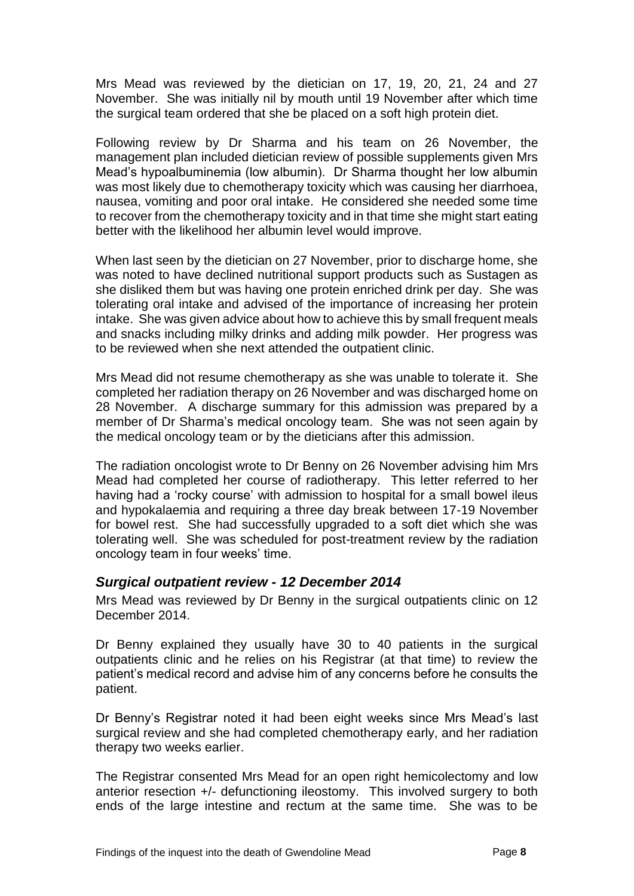Mrs Mead was reviewed by the dietician on 17, 19, 20, 21, 24 and 27 November. She was initially nil by mouth until 19 November after which time the surgical team ordered that she be placed on a soft high protein diet.

Following review by Dr Sharma and his team on 26 November, the management plan included dietician review of possible supplements given Mrs Mead's hypoalbuminemia (low albumin). Dr Sharma thought her low albumin was most likely due to chemotherapy toxicity which was causing her diarrhoea, nausea, vomiting and poor oral intake. He considered she needed some time to recover from the chemotherapy toxicity and in that time she might start eating better with the likelihood her albumin level would improve.

When last seen by the dietician on 27 November, prior to discharge home, she was noted to have declined nutritional support products such as Sustagen as she disliked them but was having one protein enriched drink per day. She was tolerating oral intake and advised of the importance of increasing her protein intake. She was given advice about how to achieve this by small frequent meals and snacks including milky drinks and adding milk powder. Her progress was to be reviewed when she next attended the outpatient clinic.

Mrs Mead did not resume chemotherapy as she was unable to tolerate it. She completed her radiation therapy on 26 November and was discharged home on 28 November. A discharge summary for this admission was prepared by a member of Dr Sharma's medical oncology team. She was not seen again by the medical oncology team or by the dieticians after this admission.

The radiation oncologist wrote to Dr Benny on 26 November advising him Mrs Mead had completed her course of radiotherapy. This letter referred to her having had a 'rocky course' with admission to hospital for a small bowel ileus and hypokalaemia and requiring a three day break between 17-19 November for bowel rest. She had successfully upgraded to a soft diet which she was tolerating well. She was scheduled for post-treatment review by the radiation oncology team in four weeks' time.

### *Surgical outpatient review - 12 December 2014*

Mrs Mead was reviewed by Dr Benny in the surgical outpatients clinic on 12 December 2014.

Dr Benny explained they usually have 30 to 40 patients in the surgical outpatients clinic and he relies on his Registrar (at that time) to review the patient's medical record and advise him of any concerns before he consults the patient.

Dr Benny's Registrar noted it had been eight weeks since Mrs Mead's last surgical review and she had completed chemotherapy early, and her radiation therapy two weeks earlier.

The Registrar consented Mrs Mead for an open right hemicolectomy and low anterior resection +/- defunctioning ileostomy. This involved surgery to both ends of the large intestine and rectum at the same time. She was to be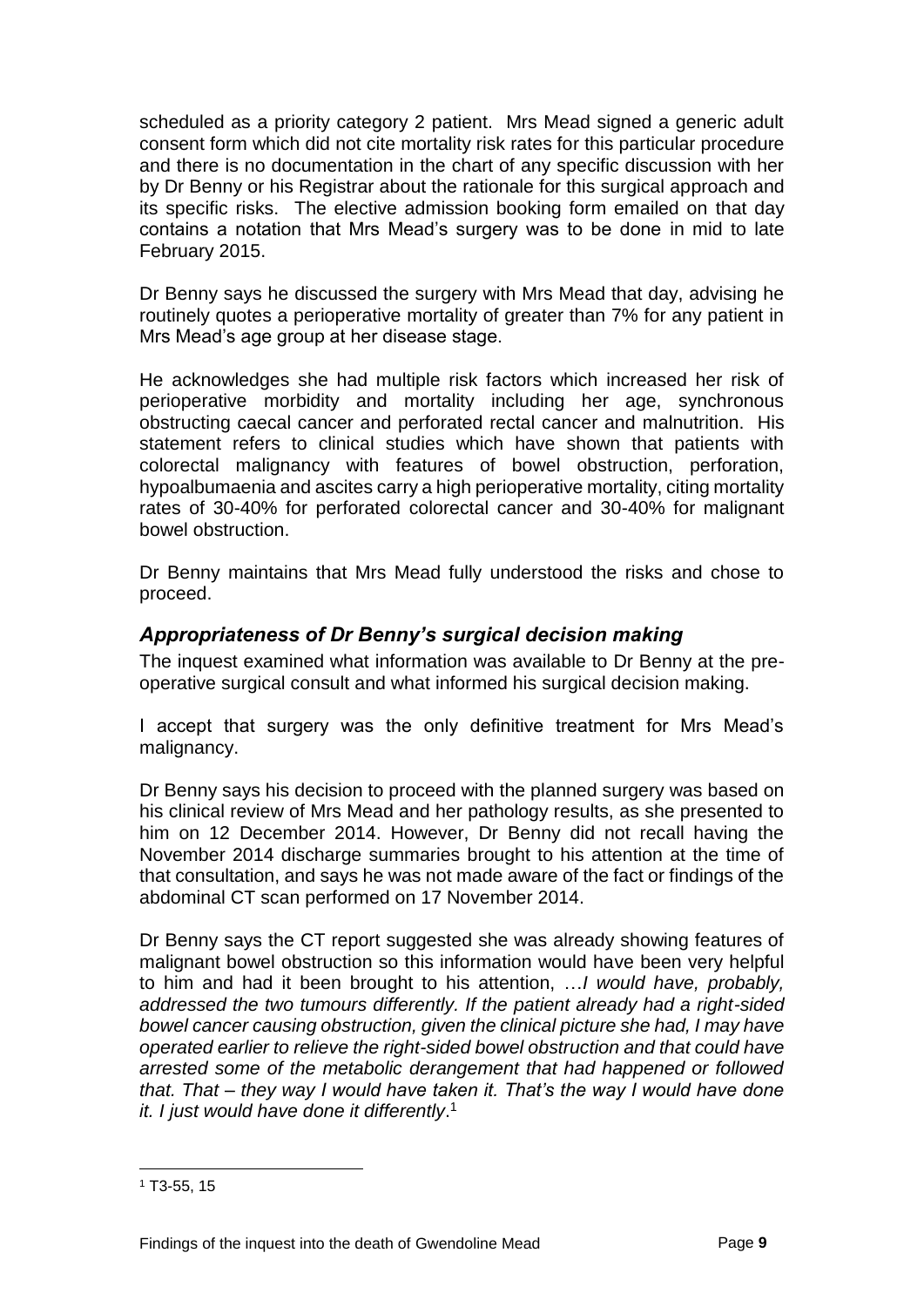scheduled as a priority category 2 patient. Mrs Mead signed a generic adult consent form which did not cite mortality risk rates for this particular procedure and there is no documentation in the chart of any specific discussion with her by Dr Benny or his Registrar about the rationale for this surgical approach and its specific risks. The elective admission booking form emailed on that day contains a notation that Mrs Mead's surgery was to be done in mid to late February 2015.

Dr Benny says he discussed the surgery with Mrs Mead that day, advising he routinely quotes a perioperative mortality of greater than 7% for any patient in Mrs Mead's age group at her disease stage.

He acknowledges she had multiple risk factors which increased her risk of perioperative morbidity and mortality including her age, synchronous obstructing caecal cancer and perforated rectal cancer and malnutrition. His statement refers to clinical studies which have shown that patients with colorectal malignancy with features of bowel obstruction, perforation, hypoalbumaenia and ascites carry a high perioperative mortality, citing mortality rates of 30-40% for perforated colorectal cancer and 30-40% for malignant bowel obstruction.

Dr Benny maintains that Mrs Mead fully understood the risks and chose to proceed.

### *Appropriateness of Dr Benny's surgical decision making*

The inquest examined what information was available to Dr Benny at the pre-operative surgical consult and what informed his surgical decision making.

I accept that surgery was the only definitive treatment for Mrs Mead's malignancy.

Dr Benny says his decision to proceed with the planned surgery was based on his clinical review of Mrs Mead and her pathology results, as she presented to him on 12 December 2014. However, Dr Benny did not recall having the November 2014 discharge summaries brought to his attention at the time of that consultation, and says he was not made aware of the fact or findings of the abdominal CT scan performed on 17 November 2014.

Dr Benny says the CT report suggested she was already showing features of malignant bowel obstruction so this information would have been very helpful to him and had it been brought to his attention, …*I would have, probably, addressed the two tumours differently. If the patient already had a right-sided bowel cancer causing obstruction, given the clinical picture she had, I may have operated earlier to relieve the right-sided bowel obstruction and that could have arrested some of the metabolic derangement that had happened or followed that. That – they way I would have taken it. That's the way I would have done it. I just would have done it differently*.[1]

---

[1] T3-55, 15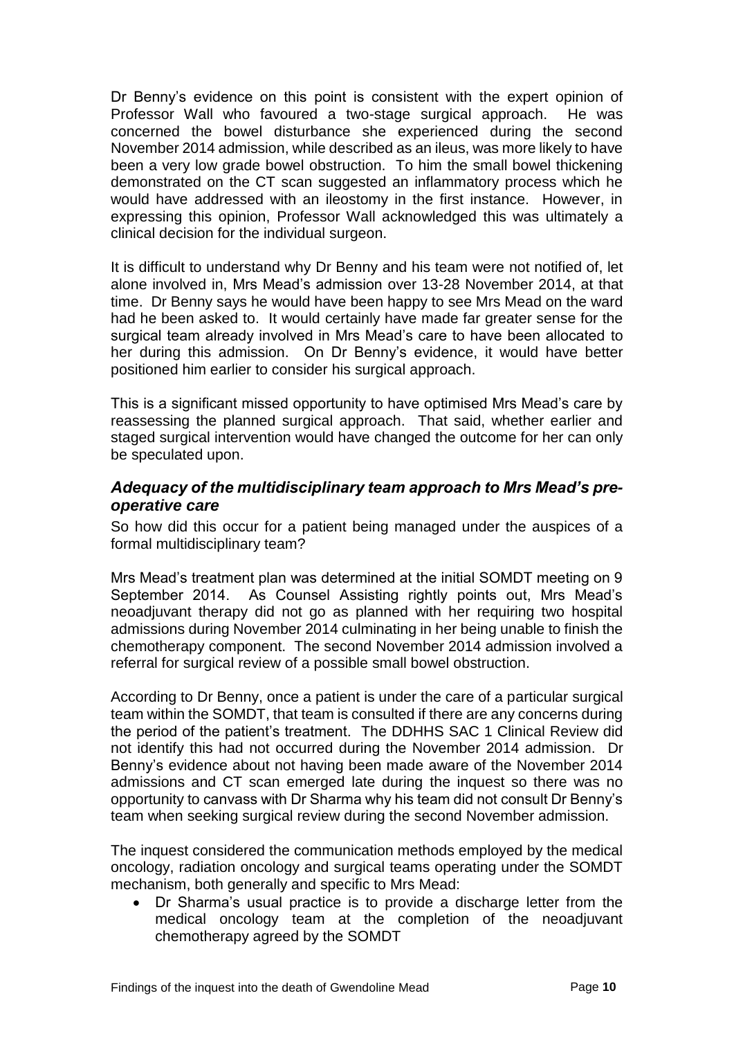Dr Benny's evidence on this point is consistent with the expert opinion of Professor Wall who favoured a two-stage surgical approach. He was concerned the bowel disturbance she experienced during the second November 2014 admission, while described as an ileus, was more likely to have been a very low grade bowel obstruction. To him the small bowel thickening demonstrated on the CT scan suggested an inflammatory process which he would have addressed with an ileostomy in the first instance. However, in expressing this opinion, Professor Wall acknowledged this was ultimately a clinical decision for the individual surgeon.

It is difficult to understand why Dr Benny and his team were not notified of, let alone involved in, Mrs Mead's admission over 13-28 November 2014, at that time. Dr Benny says he would have been happy to see Mrs Mead on the ward had he been asked to. It would certainly have made far greater sense for the surgical team already involved in Mrs Mead's care to have been allocated to her during this admission. On Dr Benny's evidence, it would have better positioned him earlier to consider his surgical approach.

This is a significant missed opportunity to have optimised Mrs Mead's care by reassessing the planned surgical approach. That said, whether earlier and staged surgical intervention would have changed the outcome for her can only be speculated upon.

### *Adequacy of the multidisciplinary team approach to Mrs Mead's pre-operative care*

So how did this occur for a patient being managed under the auspices of a formal multidisciplinary team?

Mrs Mead's treatment plan was determined at the initial SOMDT meeting on 9 September 2014. As Counsel Assisting rightly points out, Mrs Mead's neoadjuvant therapy did not go as planned with her requiring two hospital admissions during November 2014 culminating in her being unable to finish the chemotherapy component. The second November 2014 admission involved a referral for surgical review of a possible small bowel obstruction.

According to Dr Benny, once a patient is under the care of a particular surgical team within the SOMDT, that team is consulted if there are any concerns during the period of the patient's treatment. The DDHHS SAC 1 Clinical Review did not identify this had not occurred during the November 2014 admission. Dr Benny's evidence about not having been made aware of the November 2014 admissions and CT scan emerged late during the inquest so there was no opportunity to canvass with Dr Sharma why his team did not consult Dr Benny's team when seeking surgical review during the second November admission.

The inquest considered the communication methods employed by the medical oncology, radiation oncology and surgical teams operating under the SOMDT mechanism, both generally and specific to Mrs Mead:

- Dr Sharma's usual practice is to provide a discharge letter from the medical oncology team at the completion of the neoadjuvant chemotherapy agreed by the SOMDT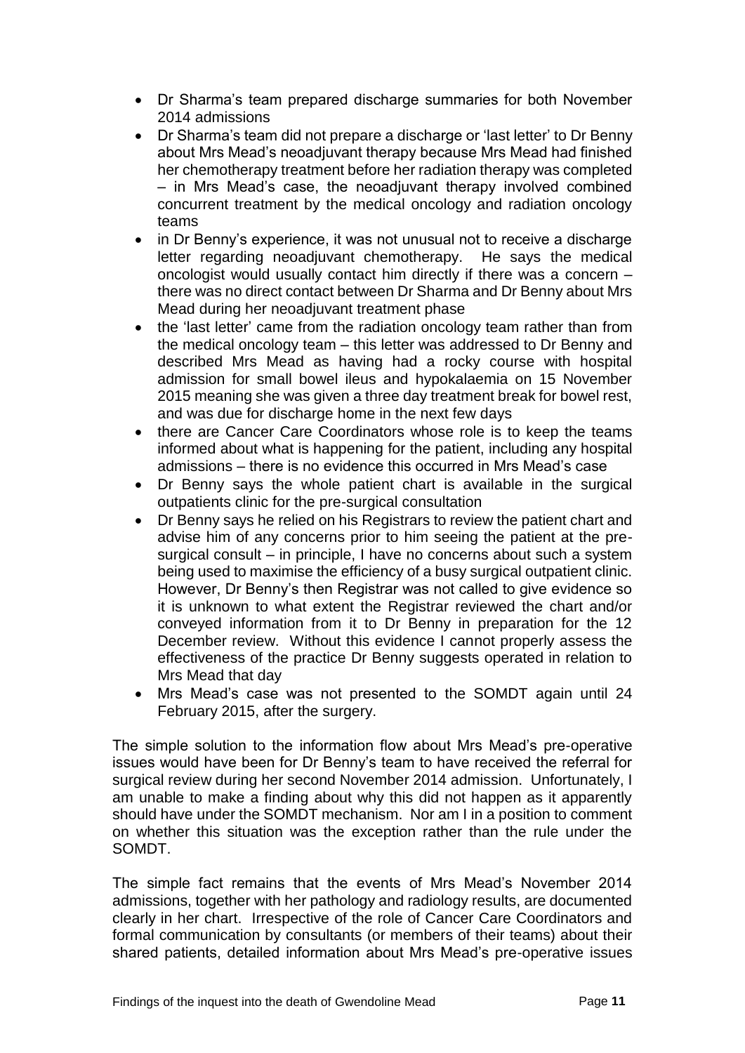- Dr Sharma's team prepared discharge summaries for both November 2014 admissions
- Dr Sharma's team did not prepare a discharge or 'last letter' to Dr Benny about Mrs Mead's neoadjuvant therapy because Mrs Mead had finished her chemotherapy treatment before her radiation therapy was completed – in Mrs Mead's case, the neoadjuvant therapy involved combined concurrent treatment by the medical oncology and radiation oncology teams
- in Dr Benny's experience, it was not unusual not to receive a discharge letter regarding neoadjuvant chemotherapy. He says the medical oncologist would usually contact him directly if there was a concern – there was no direct contact between Dr Sharma and Dr Benny about Mrs Mead during her neoadjuvant treatment phase
- the 'last letter' came from the radiation oncology team rather than from the medical oncology team – this letter was addressed to Dr Benny and described Mrs Mead as having had a rocky course with hospital admission for small bowel ileus and hypokalaemia on 15 November 2015 meaning she was given a three day treatment break for bowel rest, and was due for discharge home in the next few days
- there are Cancer Care Coordinators whose role is to keep the teams informed about what is happening for the patient, including any hospital admissions – there is no evidence this occurred in Mrs Mead's case
- Dr Benny says the whole patient chart is available in the surgical outpatients clinic for the pre-surgical consultation
- Dr Benny says he relied on his Registrars to review the patient chart and advise him of any concerns prior to him seeing the patient at the pre-surgical consult – in principle, I have no concerns about such a system being used to maximise the efficiency of a busy surgical outpatient clinic. However, Dr Benny's then Registrar was not called to give evidence so it is unknown to what extent the Registrar reviewed the chart and/or conveyed information from it to Dr Benny in preparation for the 12 December review. Without this evidence I cannot properly assess the effectiveness of the practice Dr Benny suggests operated in relation to Mrs Mead that day
- Mrs Mead's case was not presented to the SOMDT again until 24 February 2015, after the surgery.

The simple solution to the information flow about Mrs Mead's pre-operative issues would have been for Dr Benny's team to have received the referral for surgical review during her second November 2014 admission. Unfortunately, I am unable to make a finding about why this did not happen as it apparently should have under the SOMDT mechanism. Nor am I in a position to comment on whether this situation was the exception rather than the rule under the SOMDT.

The simple fact remains that the events of Mrs Mead's November 2014 admissions, together with her pathology and radiology results, are documented clearly in her chart. Irrespective of the role of Cancer Care Coordinators and formal communication by consultants (or members of their teams) about their shared patients, detailed information about Mrs Mead's pre-operative issues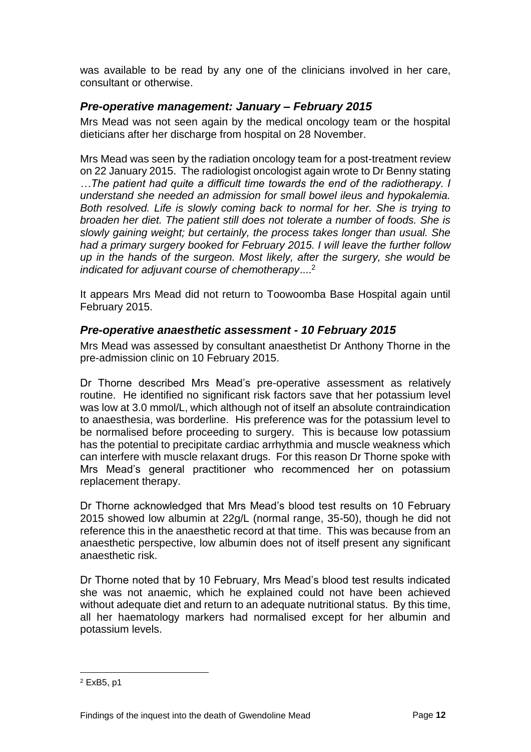was available to be read by any one of the clinicians involved in her care, consultant or otherwise.

### *Pre-operative management: January – February 2015*

Mrs Mead was not seen again by the medical oncology team or the hospital dieticians after her discharge from hospital on 28 November.

Mrs Mead was seen by the radiation oncology team for a post-treatment review on 22 January 2015. The radiologist oncologist again wrote to Dr Benny stating *…The patient had quite a difficult time towards the end of the radiotherapy. I understand she needed an admission for small bowel ileus and hypokalemia. Both resolved. Life is slowly coming back to normal for her. She is trying to broaden her diet. The patient still does not tolerate a number of foods. She is slowly gaining weight; but certainly, the process takes longer than usual. She had a primary surgery booked for February 2015. I will leave the further follow up in the hands of the surgeon. Most likely, after the surgery, she would be indicated for adjuvant course of chemotherapy*....[2]

It appears Mrs Mead did not return to Toowoomba Base Hospital again until February 2015.

### *Pre-operative anaesthetic assessment - 10 February 2015*

Mrs Mead was assessed by consultant anaesthetist Dr Anthony Thorne in the pre-admission clinic on 10 February 2015.

Dr Thorne described Mrs Mead's pre-operative assessment as relatively routine. He identified no significant risk factors save that her potassium level was low at 3.0 mmol/L, which although not of itself an absolute contraindication to anaesthesia, was borderline. His preference was for the potassium level to be normalised before proceeding to surgery. This is because low potassium has the potential to precipitate cardiac arrhythmia and muscle weakness which can interfere with muscle relaxant drugs. For this reason Dr Thorne spoke with Mrs Mead's general practitioner who recommenced her on potassium replacement therapy.

Dr Thorne acknowledged that Mrs Mead's blood test results on 10 February 2015 showed low albumin at 22g/L (normal range, 35-50), though he did not reference this in the anaesthetic record at that time. This was because from an anaesthetic perspective, low albumin does not of itself present any significant anaesthetic risk.

Dr Thorne noted that by 10 February, Mrs Mead's blood test results indicated she was not anaemic, which he explained could not have been achieved without adequate diet and return to an adequate nutritional status. By this time, all her haematology markers had normalised except for her albumin and potassium levels.

---

[2] ExB5, p1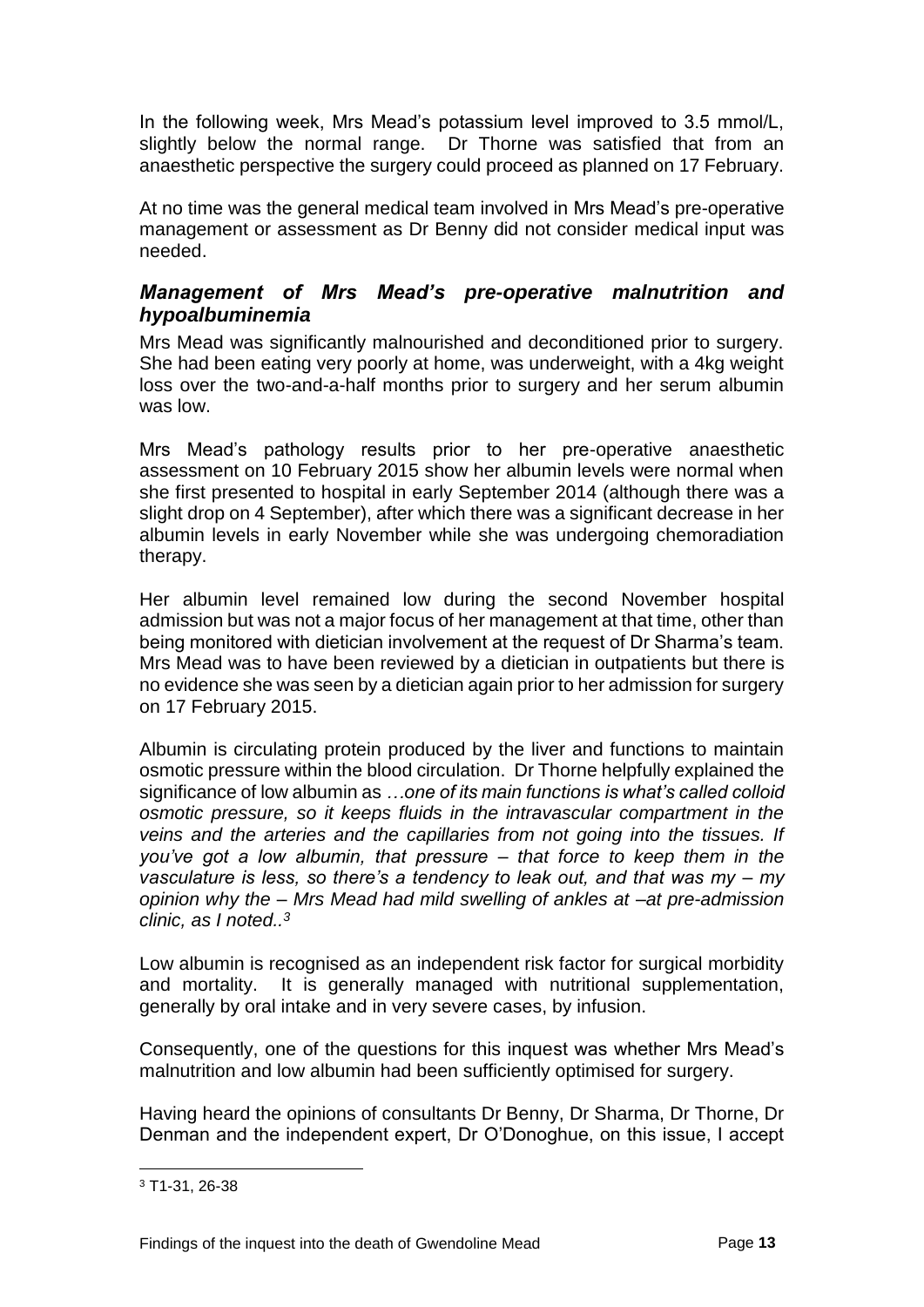In the following week, Mrs Mead's potassium level improved to 3.5 mmol/L, slightly below the normal range. Dr Thorne was satisfied that from an anaesthetic perspective the surgery could proceed as planned on 17 February.

At no time was the general medical team involved in Mrs Mead's pre-operative management or assessment as Dr Benny did not consider medical input was needed.

### *Management of Mrs Mead's pre-operative malnutrition and hypoalbuminemia*

Mrs Mead was significantly malnourished and deconditioned prior to surgery. She had been eating very poorly at home, was underweight, with a 4kg weight loss over the two-and-a-half months prior to surgery and her serum albumin was low.

Mrs Mead's pathology results prior to her pre-operative anaesthetic assessment on 10 February 2015 show her albumin levels were normal when she first presented to hospital in early September 2014 (although there was a slight drop on 4 September), after which there was a significant decrease in her albumin levels in early November while she was undergoing chemoradiation therapy.

Her albumin level remained low during the second November hospital admission but was not a major focus of her management at that time, other than being monitored with dietician involvement at the request of Dr Sharma's team. Mrs Mead was to have been reviewed by a dietician in outpatients but there is no evidence she was seen by a dietician again prior to her admission for surgery on 17 February 2015.

Albumin is circulating protein produced by the liver and functions to maintain osmotic pressure within the blood circulation. Dr Thorne helpfully explained the significance of low albumin as *…one of its main functions is what's called colloid osmotic pressure, so it keeps fluids in the intravascular compartment in the veins and the arteries and the capillaries from not going into the tissues. If you've got a low albumin, that pressure – that force to keep them in the vasculature is less, so there's a tendency to leak out, and that was my – my opinion why the – Mrs Mead had mild swelling of ankles at –at pre-admission clinic, as I noted..*[3]

Low albumin is recognised as an independent risk factor for surgical morbidity and mortality. It is generally managed with nutritional supplementation, generally by oral intake and in very severe cases, by infusion.

Consequently, one of the questions for this inquest was whether Mrs Mead's malnutrition and low albumin had been sufficiently optimised for surgery.

Having heard the opinions of consultants Dr Benny, Dr Sharma, Dr Thorne, Dr Denman and the independent expert, Dr O'Donoghue, on this issue, I accept

[3] T1-31, 26-38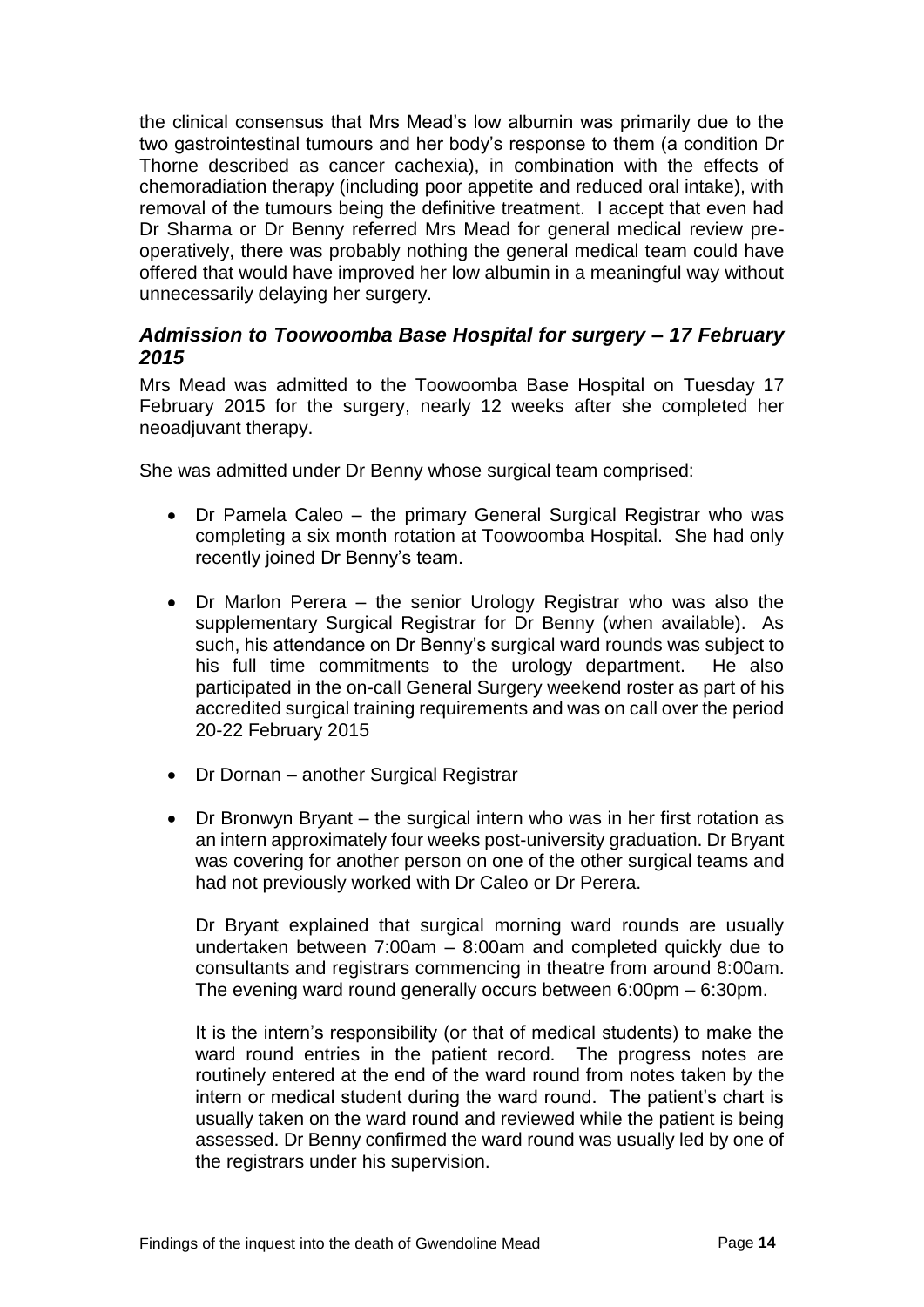the clinical consensus that Mrs Mead's low albumin was primarily due to the two gastrointestinal tumours and her body's response to them (a condition Dr Thorne described as cancer cachexia), in combination with the effects of chemoradiation therapy (including poor appetite and reduced oral intake), with removal of the tumours being the definitive treatment. I accept that even had Dr Sharma or Dr Benny referred Mrs Mead for general medical review pre-operatively, there was probably nothing the general medical team could have offered that would have improved her low albumin in a meaningful way without unnecessarily delaying her surgery.

### *Admission to Toowoomba Base Hospital for surgery – 17 February 2015*

Mrs Mead was admitted to the Toowoomba Base Hospital on Tuesday 17 February 2015 for the surgery, nearly 12 weeks after she completed her neoadjuvant therapy.

She was admitted under Dr Benny whose surgical team comprised:

- Dr Pamela Caleo – the primary General Surgical Registrar who was completing a six month rotation at Toowoomba Hospital. She had only recently joined Dr Benny's team.
- Dr Marlon Perera – the senior Urology Registrar who was also the supplementary Surgical Registrar for Dr Benny (when available). As such, his attendance on Dr Benny's surgical ward rounds was subject to his full time commitments to the urology department. He also participated in the on-call General Surgery weekend roster as part of his accredited surgical training requirements and was on call over the period 20-22 February 2015
- Dr Dornan – another Surgical Registrar
- Dr Bronwyn Bryant – the surgical intern who was in her first rotation as an intern approximately four weeks post-university graduation. Dr Bryant was covering for another person on one of the other surgical teams and had not previously worked with Dr Caleo or Dr Perera.

  Dr Bryant explained that surgical morning ward rounds are usually undertaken between 7:00am – 8:00am and completed quickly due to consultants and registrars commencing in theatre from around 8:00am. The evening ward round generally occurs between 6:00pm – 6:30pm.

  It is the intern's responsibility (or that of medical students) to make the ward round entries in the patient record. The progress notes are routinely entered at the end of the ward round from notes taken by the intern or medical student during the ward round. The patient's chart is usually taken on the ward round and reviewed while the patient is being assessed. Dr Benny confirmed the ward round was usually led by one of the registrars under his supervision.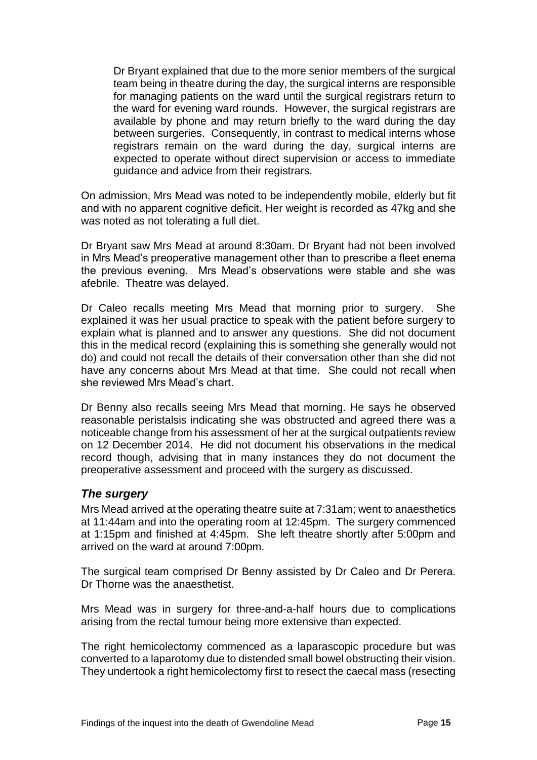> Dr Bryant explained that due to the more senior members of the surgical team being in theatre during the day, the surgical interns are responsible for managing patients on the ward until the surgical registrars return to the ward for evening ward rounds. However, the surgical registrars are available by phone and may return briefly to the ward during the day between surgeries. Consequently, in contrast to medical interns whose registrars remain on the ward during the day, surgical interns are expected to operate without direct supervision or access to immediate guidance and advice from their registrars.

On admission, Mrs Mead was noted to be independently mobile, elderly but fit and with no apparent cognitive deficit. Her weight is recorded as 47kg and she was noted as not tolerating a full diet.

Dr Bryant saw Mrs Mead at around 8:30am. Dr Bryant had not been involved in Mrs Mead's preoperative management other than to prescribe a fleet enema the previous evening. Mrs Mead's observations were stable and she was afebrile. Theatre was delayed.

Dr Caleo recalls meeting Mrs Mead that morning prior to surgery. She explained it was her usual practice to speak with the patient before surgery to explain what is planned and to answer any questions. She did not document this in the medical record (explaining this is something she generally would not do) and could not recall the details of their conversation other than she did not have any concerns about Mrs Mead at that time. She could not recall when she reviewed Mrs Mead's chart.

Dr Benny also recalls seeing Mrs Mead that morning. He says he observed reasonable peristalsis indicating she was obstructed and agreed there was a noticeable change from his assessment of her at the surgical outpatients review on 12 December 2014. He did not document his observations in the medical record though, advising that in many instances they do not document the preoperative assessment and proceed with the surgery as discussed.

### *The surgery*

Mrs Mead arrived at the operating theatre suite at 7:31am; went to anaesthetics at 11:44am and into the operating room at 12:45pm. The surgery commenced at 1:15pm and finished at 4:45pm. She left theatre shortly after 5:00pm and arrived on the ward at around 7:00pm.

The surgical team comprised Dr Benny assisted by Dr Caleo and Dr Perera. Dr Thorne was the anaesthetist.

Mrs Mead was in surgery for three-and-a-half hours due to complications arising from the rectal tumour being more extensive than expected.

The right hemicolectomy commenced as a laparascopic procedure but was converted to a laparotomy due to distended small bowel obstructing their vision. They undertook a right hemicolectomy first to resect the caecal mass (resecting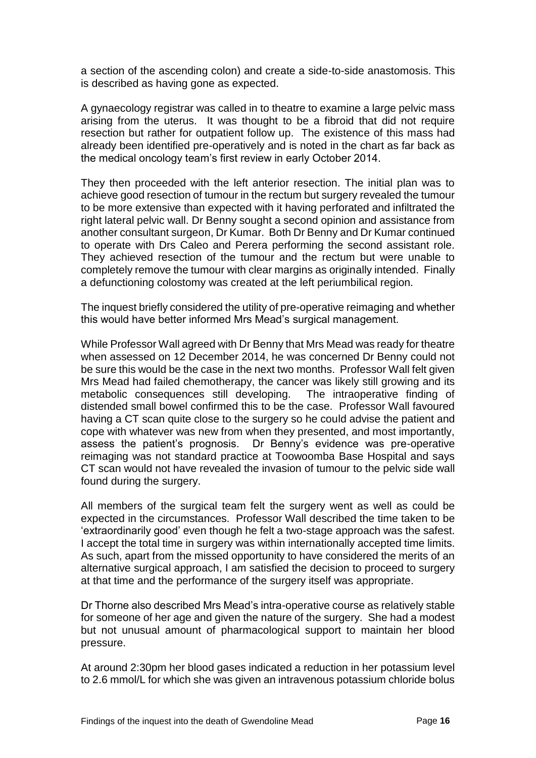a section of the ascending colon) and create a side-to-side anastomosis. This is described as having gone as expected.

A gynaecology registrar was called in to theatre to examine a large pelvic mass arising from the uterus. It was thought to be a fibroid that did not require resection but rather for outpatient follow up. The existence of this mass had already been identified pre-operatively and is noted in the chart as far back as the medical oncology team's first review in early October 2014.

They then proceeded with the left anterior resection. The initial plan was to achieve good resection of tumour in the rectum but surgery revealed the tumour to be more extensive than expected with it having perforated and infiltrated the right lateral pelvic wall. Dr Benny sought a second opinion and assistance from another consultant surgeon, Dr Kumar. Both Dr Benny and Dr Kumar continued to operate with Drs Caleo and Perera performing the second assistant role. They achieved resection of the tumour and the rectum but were unable to completely remove the tumour with clear margins as originally intended. Finally a defunctioning colostomy was created at the left periumbilical region.

The inquest briefly considered the utility of pre-operative reimaging and whether this would have better informed Mrs Mead's surgical management.

While Professor Wall agreed with Dr Benny that Mrs Mead was ready for theatre when assessed on 12 December 2014, he was concerned Dr Benny could not be sure this would be the case in the next two months. Professor Wall felt given Mrs Mead had failed chemotherapy, the cancer was likely still growing and its metabolic consequences still developing. The intraoperative finding of distended small bowel confirmed this to be the case. Professor Wall favoured having a CT scan quite close to the surgery so he could advise the patient and cope with whatever was new from when they presented, and most importantly, assess the patient's prognosis. Dr Benny's evidence was pre-operative reimaging was not standard practice at Toowoomba Base Hospital and says CT scan would not have revealed the invasion of tumour to the pelvic side wall found during the surgery.

All members of the surgical team felt the surgery went as well as could be expected in the circumstances. Professor Wall described the time taken to be 'extraordinarily good' even though he felt a two-stage approach was the safest. I accept the total time in surgery was within internationally accepted time limits. As such, apart from the missed opportunity to have considered the merits of an alternative surgical approach, I am satisfied the decision to proceed to surgery at that time and the performance of the surgery itself was appropriate.

Dr Thorne also described Mrs Mead's intra-operative course as relatively stable for someone of her age and given the nature of the surgery. She had a modest but not unusual amount of pharmacological support to maintain her blood pressure.

At around 2:30pm her blood gases indicated a reduction in her potassium level to 2.6 mmol/L for which she was given an intravenous potassium chloride bolus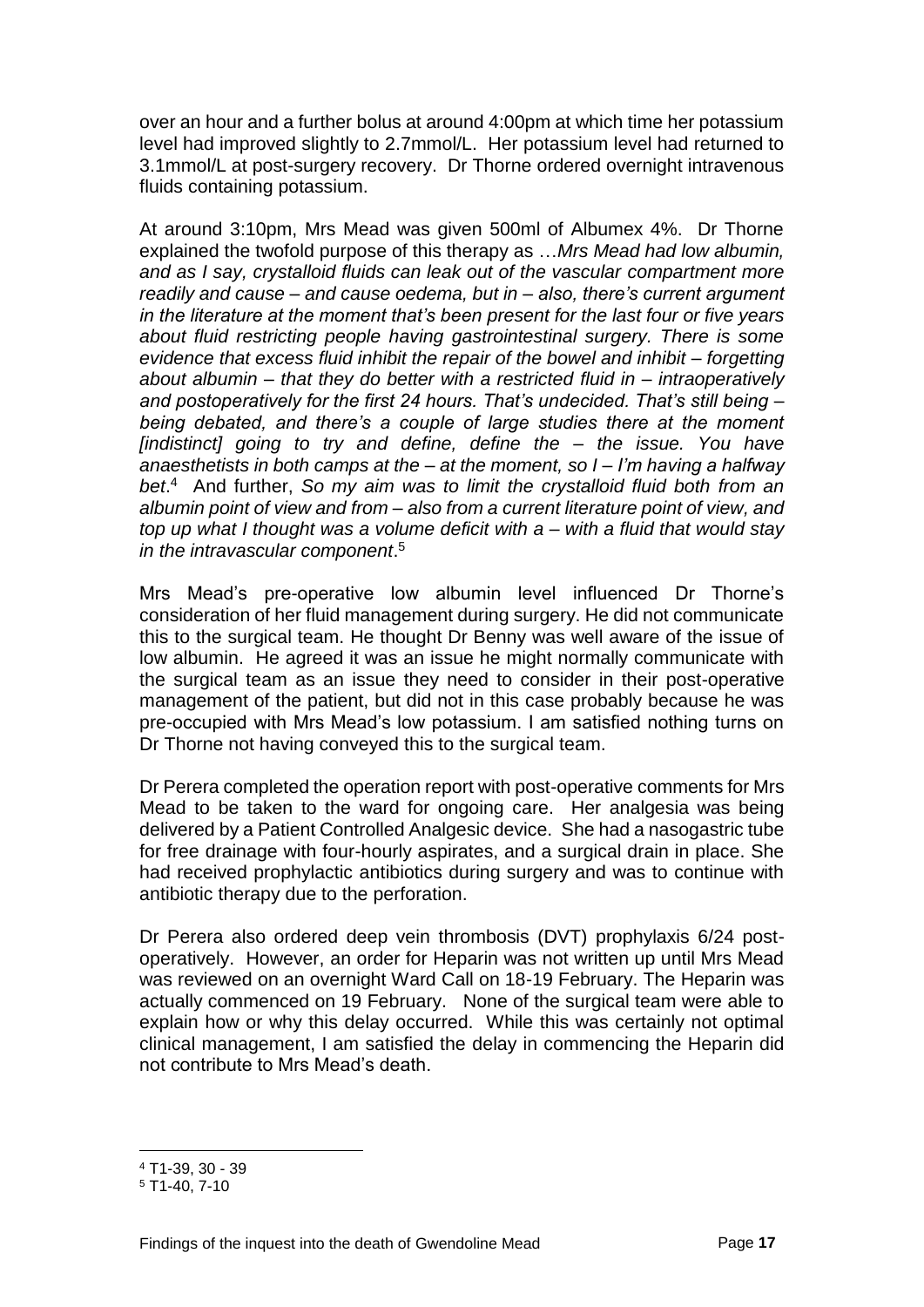over an hour and a further bolus at around 4:00pm at which time her potassium level had improved slightly to 2.7mmol/L. Her potassium level had returned to 3.1mmol/L at post-surgery recovery. Dr Thorne ordered overnight intravenous fluids containing potassium.

At around 3:10pm, Mrs Mead was given 500ml of Albumex 4%. Dr Thorne explained the twofold purpose of this therapy as …*Mrs Mead had low albumin, and as I say, crystalloid fluids can leak out of the vascular compartment more readily and cause – and cause oedema, but in – also, there's current argument in the literature at the moment that's been present for the last four or five years about fluid restricting people having gastrointestinal surgery. There is some evidence that excess fluid inhibit the repair of the bowel and inhibit – forgetting about albumin – that they do better with a restricted fluid in – intraoperatively and postoperatively for the first 24 hours. That's undecided. That's still being – being debated, and there's a couple of large studies there at the moment [indistinct] going to try and define, define the – the issue. You have anaesthetists in both camps at the – at the moment, so I – I'm having a halfway bet*.[4] And further, *So my aim was to limit the crystalloid fluid both from an albumin point of view and from – also from a current literature point of view, and top up what I thought was a volume deficit with a – with a fluid that would stay in the intravascular component*.[5]

Mrs Mead's pre-operative low albumin level influenced Dr Thorne's consideration of her fluid management during surgery. He did not communicate this to the surgical team. He thought Dr Benny was well aware of the issue of low albumin. He agreed it was an issue he might normally communicate with the surgical team as an issue they need to consider in their post-operative management of the patient, but did not in this case probably because he was pre-occupied with Mrs Mead's low potassium. I am satisfied nothing turns on Dr Thorne not having conveyed this to the surgical team.

Dr Perera completed the operation report with post-operative comments for Mrs Mead to be taken to the ward for ongoing care. Her analgesia was being delivered by a Patient Controlled Analgesic device. She had a nasogastric tube for free drainage with four-hourly aspirates, and a surgical drain in place. She had received prophylactic antibiotics during surgery and was to continue with antibiotic therapy due to the perforation.

Dr Perera also ordered deep vein thrombosis (DVT) prophylaxis 6/24 post-operatively. However, an order for Heparin was not written up until Mrs Mead was reviewed on an overnight Ward Call on 18-19 February. The Heparin was actually commenced on 19 February. None of the surgical team were able to explain how or why this delay occurred. While this was certainly not optimal clinical management, I am satisfied the delay in commencing the Heparin did not contribute to Mrs Mead's death.

---

[4] T1-39, 30 - 39

[5] T1-40, 7-10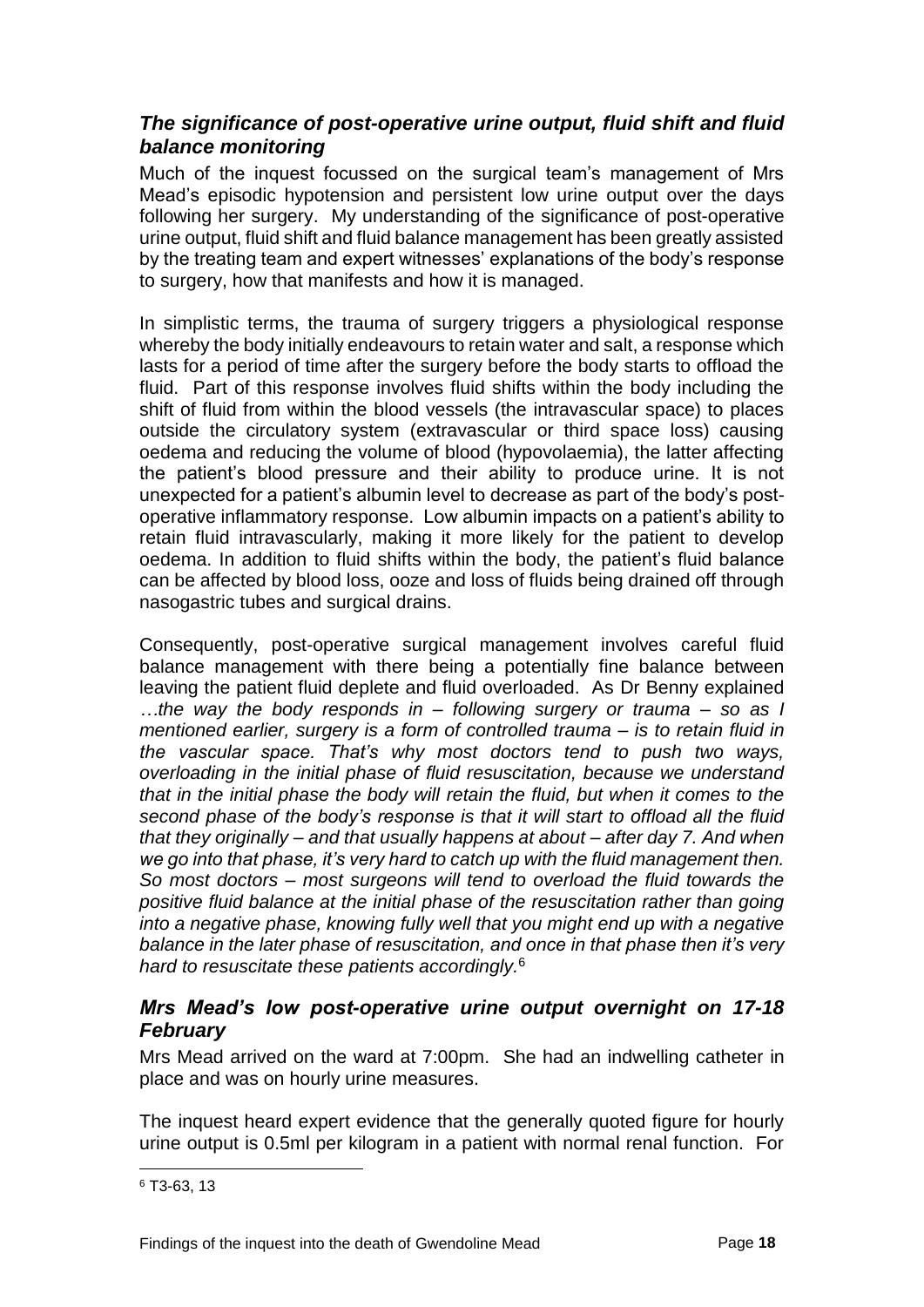### *The significance of post-operative urine output, fluid shift and fluid balance monitoring*

Much of the inquest focussed on the surgical team's management of Mrs Mead's episodic hypotension and persistent low urine output over the days following her surgery. My understanding of the significance of post-operative urine output, fluid shift and fluid balance management has been greatly assisted by the treating team and expert witnesses' explanations of the body's response to surgery, how that manifests and how it is managed.

In simplistic terms, the trauma of surgery triggers a physiological response whereby the body initially endeavours to retain water and salt, a response which lasts for a period of time after the surgery before the body starts to offload the fluid. Part of this response involves fluid shifts within the body including the shift of fluid from within the blood vessels (the intravascular space) to places outside the circulatory system (extravascular or third space loss) causing oedema and reducing the volume of blood (hypovolaemia), the latter affecting the patient's blood pressure and their ability to produce urine. It is not unexpected for a patient's albumin level to decrease as part of the body's post-operative inflammatory response. Low albumin impacts on a patient's ability to retain fluid intravascularly, making it more likely for the patient to develop oedema. In addition to fluid shifts within the body, the patient's fluid balance can be affected by blood loss, ooze and loss of fluids being drained off through nasogastric tubes and surgical drains.

Consequently, post-operative surgical management involves careful fluid balance management with there being a potentially fine balance between leaving the patient fluid deplete and fluid overloaded. As Dr Benny explained *…the way the body responds in – following surgery or trauma – so as I mentioned earlier, surgery is a form of controlled trauma – is to retain fluid in the vascular space. That's why most doctors tend to push two ways, overloading in the initial phase of fluid resuscitation, because we understand that in the initial phase the body will retain the fluid, but when it comes to the second phase of the body's response is that it will start to offload all the fluid that they originally – and that usually happens at about – after day 7. And when we go into that phase, it's very hard to catch up with the fluid management then. So most doctors – most surgeons will tend to overload the fluid towards the positive fluid balance at the initial phase of the resuscitation rather than going into a negative phase, knowing fully well that you might end up with a negative balance in the later phase of resuscitation, and once in that phase then it's very hard to resuscitate these patients accordingly.*[6]

### *Mrs Mead's low post-operative urine output overnight on 17-18 February*

Mrs Mead arrived on the ward at 7:00pm. She had an indwelling catheter in place and was on hourly urine measures.

The inquest heard expert evidence that the generally quoted figure for hourly urine output is 0.5ml per kilogram in a patient with normal renal function. For

[6] T3-63, 13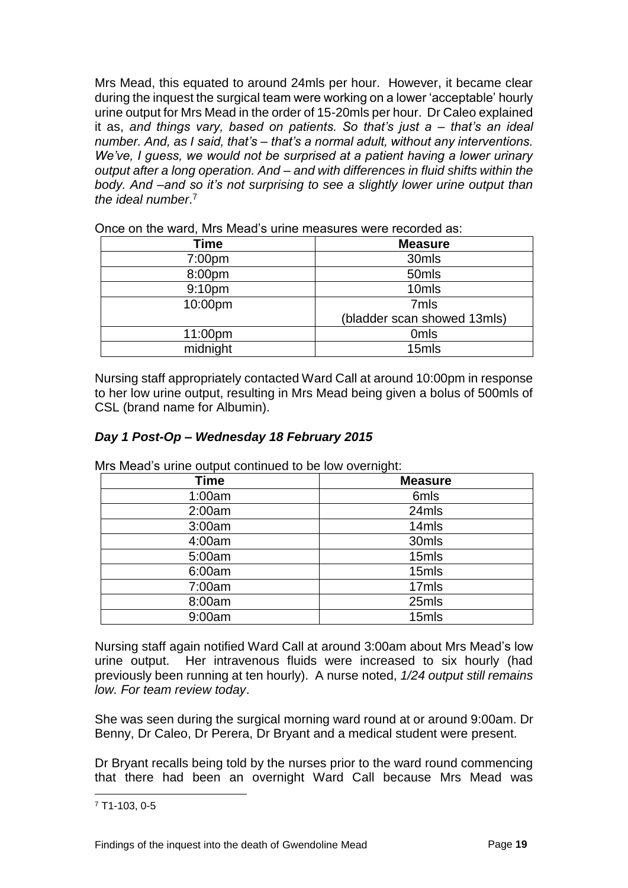Mrs Mead, this equated to around 24mls per hour. However, it became clear during the inquest the surgical team were working on a lower 'acceptable' hourly urine output for Mrs Mead in the order of 15-20mls per hour. Dr Caleo explained it as, *and things vary, based on patients. So that's just a – that's an ideal number. And, as I said, that's – that's a normal adult, without any interventions. We've, I guess, we would not be surprised at a patient having a lower urinary output after a long operation. And – and with differences in fluid shifts within the body. And –and so it's not surprising to see a slightly lower urine output than the ideal number*.[7]

Once on the ward, Mrs Mead's urine measures were recorded as:

| Time | Measure |
|---|---|
| 7:00pm | 30mls |
| 8:00pm | 50mls |
| 9:10pm | 10mls |
| 10:00pm | 7mls<br>(bladder scan showed 13mls) |
| 11:00pm | 0mls |
| midnight | 15mls |

Nursing staff appropriately contacted Ward Call at around 10:00pm in response to her low urine output, resulting in Mrs Mead being given a bolus of 500mls of CSL (brand name for Albumin).

### *Day 1 Post-Op – Wednesday 18 February 2015*

Mrs Mead's urine output continued to be low overnight:

| Time | Measure |
|---|---|
| 1:00am | 6mls |
| 2:00am | 24mls |
| 3:00am | 14mls |
| 4:00am | 30mls |
| 5:00am | 15mls |
| 6:00am | 15mls |
| 7:00am | 17mls |
| 8:00am | 25mls |
| 9:00am | 15mls |

Nursing staff again notified Ward Call at around 3:00am about Mrs Mead's low urine output. Her intravenous fluids were increased to six hourly (had previously been running at ten hourly). A nurse noted, *1/24 output still remains low. For team review today*.

She was seen during the surgical morning ward round at or around 9:00am. Dr Benny, Dr Caleo, Dr Perera, Dr Bryant and a medical student were present.

Dr Bryant recalls being told by the nurses prior to the ward round commencing that there had been an overnight Ward Call because Mrs Mead was

[7] T1-103, 0-5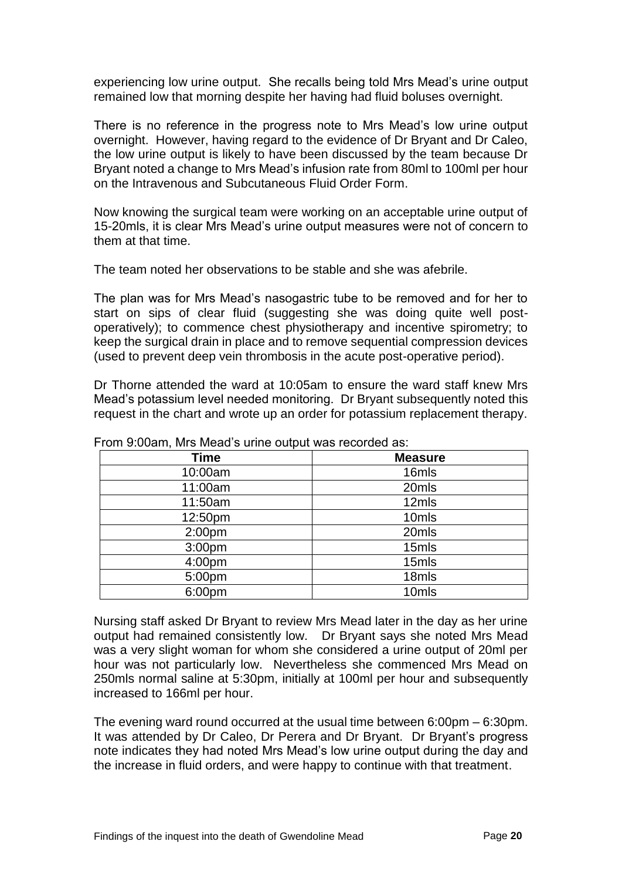experiencing low urine output. She recalls being told Mrs Mead's urine output remained low that morning despite her having had fluid boluses overnight.

There is no reference in the progress note to Mrs Mead's low urine output overnight. However, having regard to the evidence of Dr Bryant and Dr Caleo, the low urine output is likely to have been discussed by the team because Dr Bryant noted a change to Mrs Mead's infusion rate from 80ml to 100ml per hour on the Intravenous and Subcutaneous Fluid Order Form.

Now knowing the surgical team were working on an acceptable urine output of 15-20mls, it is clear Mrs Mead's urine output measures were not of concern to them at that time.

The team noted her observations to be stable and she was afebrile.

The plan was for Mrs Mead's nasogastric tube to be removed and for her to start on sips of clear fluid (suggesting she was doing quite well post-operatively); to commence chest physiotherapy and incentive spirometry; to keep the surgical drain in place and to remove sequential compression devices (used to prevent deep vein thrombosis in the acute post-operative period).

Dr Thorne attended the ward at 10:05am to ensure the ward staff knew Mrs Mead's potassium level needed monitoring. Dr Bryant subsequently noted this request in the chart and wrote up an order for potassium replacement therapy.

From 9:00am, Mrs Mead's urine output was recorded as:

| Time | Measure |
|---|---|
| 10:00am | 16mls |
| 11:00am | 20mls |
| 11:50am | 12mls |
| 12:50pm | 10mls |
| 2:00pm | 20mls |
| 3:00pm | 15mls |
| 4:00pm | 15mls |
| 5:00pm | 18mls |
| 6:00pm | 10mls |

Nursing staff asked Dr Bryant to review Mrs Mead later in the day as her urine output had remained consistently low. Dr Bryant says she noted Mrs Mead was a very slight woman for whom she considered a urine output of 20ml per hour was not particularly low. Nevertheless she commenced Mrs Mead on 250mls normal saline at 5:30pm, initially at 100ml per hour and subsequently increased to 166ml per hour.

The evening ward round occurred at the usual time between 6:00pm – 6:30pm. It was attended by Dr Caleo, Dr Perera and Dr Bryant. Dr Bryant's progress note indicates they had noted Mrs Mead's low urine output during the day and the increase in fluid orders, and were happy to continue with that treatment.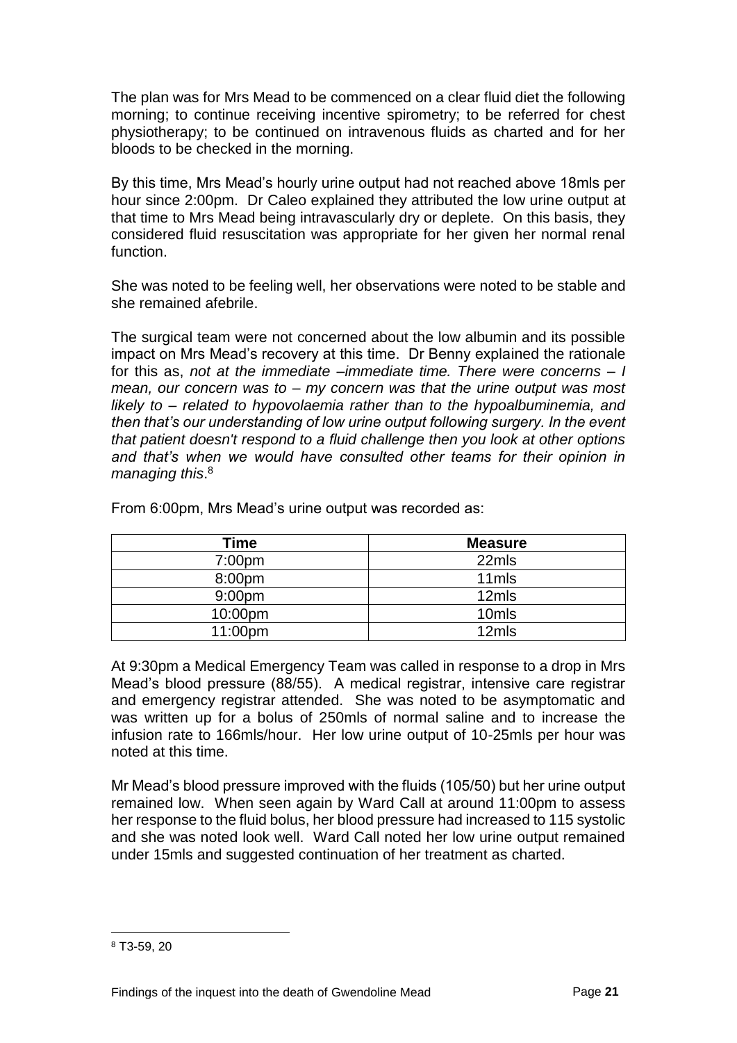The plan was for Mrs Mead to be commenced on a clear fluid diet the following morning; to continue receiving incentive spirometry; to be referred for chest physiotherapy; to be continued on intravenous fluids as charted and for her bloods to be checked in the morning.

By this time, Mrs Mead's hourly urine output had not reached above 18mls per hour since 2:00pm. Dr Caleo explained they attributed the low urine output at that time to Mrs Mead being intravascularly dry or deplete. On this basis, they considered fluid resuscitation was appropriate for her given her normal renal function.

She was noted to be feeling well, her observations were noted to be stable and she remained afebrile.

The surgical team were not concerned about the low albumin and its possible impact on Mrs Mead's recovery at this time. Dr Benny explained the rationale for this as, *not at the immediate –immediate time. There were concerns – I mean, our concern was to – my concern was that the urine output was most likely to – related to hypovolaemia rather than to the hypoalbuminemia, and then that's our understanding of low urine output following surgery. In the event that patient doesn't respond to a fluid challenge then you look at other options and that's when we would have consulted other teams for their opinion in managing this*.[8]

From 6:00pm, Mrs Mead's urine output was recorded as:

| Time | Measure |
|---|---|
| 7:00pm | 22mls |
| 8:00pm | 11mls |
| 9:00pm | 12mls |
| 10:00pm | 10mls |
| 11:00pm | 12mls |

At 9:30pm a Medical Emergency Team was called in response to a drop in Mrs Mead's blood pressure (88/55). A medical registrar, intensive care registrar and emergency registrar attended. She was noted to be asymptomatic and was written up for a bolus of 250mls of normal saline and to increase the infusion rate to 166mls/hour. Her low urine output of 10-25mls per hour was noted at this time.

Mr Mead's blood pressure improved with the fluids (105/50) but her urine output remained low. When seen again by Ward Call at around 11:00pm to assess her response to the fluid bolus, her blood pressure had increased to 115 systolic and she was noted look well. Ward Call noted her low urine output remained under 15mls and suggested continuation of her treatment as charted.

[8] T3-59, 20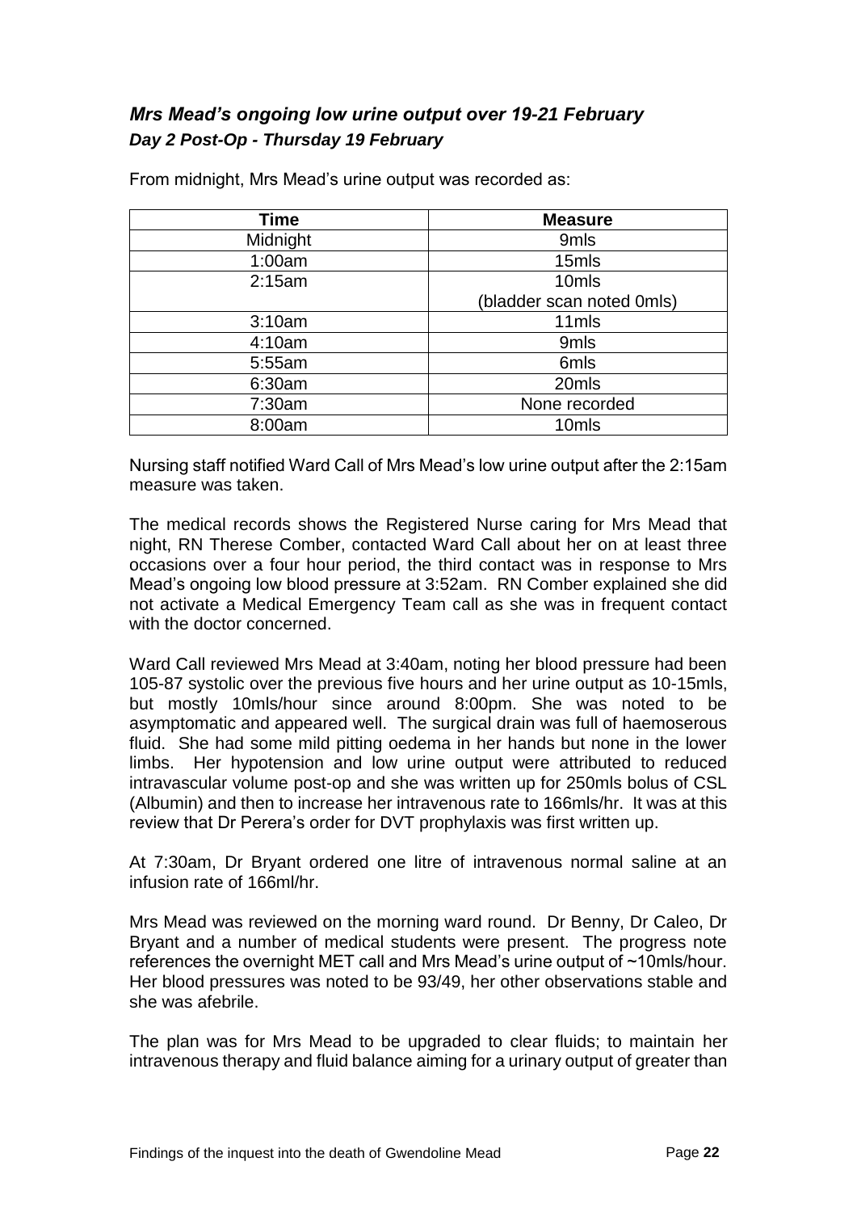### *Mrs Mead's ongoing low urine output over 19-21 February*

#### *Day 2 Post-Op - Thursday 19 February*

From midnight, Mrs Mead's urine output was recorded as:

| Time | Measure |
|---|---|
| Midnight | 9mls |
| 1:00am | 15mls |
| 2:15am | 10mls (bladder scan noted 0mls) |
| 3:10am | 11mls |
| 4:10am | 9mls |
| 5:55am | 6mls |
| 6:30am | 20mls |
| 7:30am | None recorded |
| 8:00am | 10mls |

Nursing staff notified Ward Call of Mrs Mead's low urine output after the 2:15am measure was taken.

The medical records shows the Registered Nurse caring for Mrs Mead that night, RN Therese Comber, contacted Ward Call about her on at least three occasions over a four hour period, the third contact was in response to Mrs Mead's ongoing low blood pressure at 3:52am. RN Comber explained she did not activate a Medical Emergency Team call as she was in frequent contact with the doctor concerned.

Ward Call reviewed Mrs Mead at 3:40am, noting her blood pressure had been 105-87 systolic over the previous five hours and her urine output as 10-15mls, but mostly 10mls/hour since around 8:00pm. She was noted to be asymptomatic and appeared well. The surgical drain was full of haemoserous fluid. She had some mild pitting oedema in her hands but none in the lower limbs. Her hypotension and low urine output were attributed to reduced intravascular volume post-op and she was written up for 250mls bolus of CSL (Albumin) and then to increase her intravenous rate to 166mls/hr. It was at this review that Dr Perera's order for DVT prophylaxis was first written up.

At 7:30am, Dr Bryant ordered one litre of intravenous normal saline at an infusion rate of 166ml/hr.

Mrs Mead was reviewed on the morning ward round. Dr Benny, Dr Caleo, Dr Bryant and a number of medical students were present. The progress note references the overnight MET call and Mrs Mead's urine output of ~10mls/hour. Her blood pressures was noted to be 93/49, her other observations stable and she was afebrile.

The plan was for Mrs Mead to be upgraded to clear fluids; to maintain her intravenous therapy and fluid balance aiming for a urinary output of greater than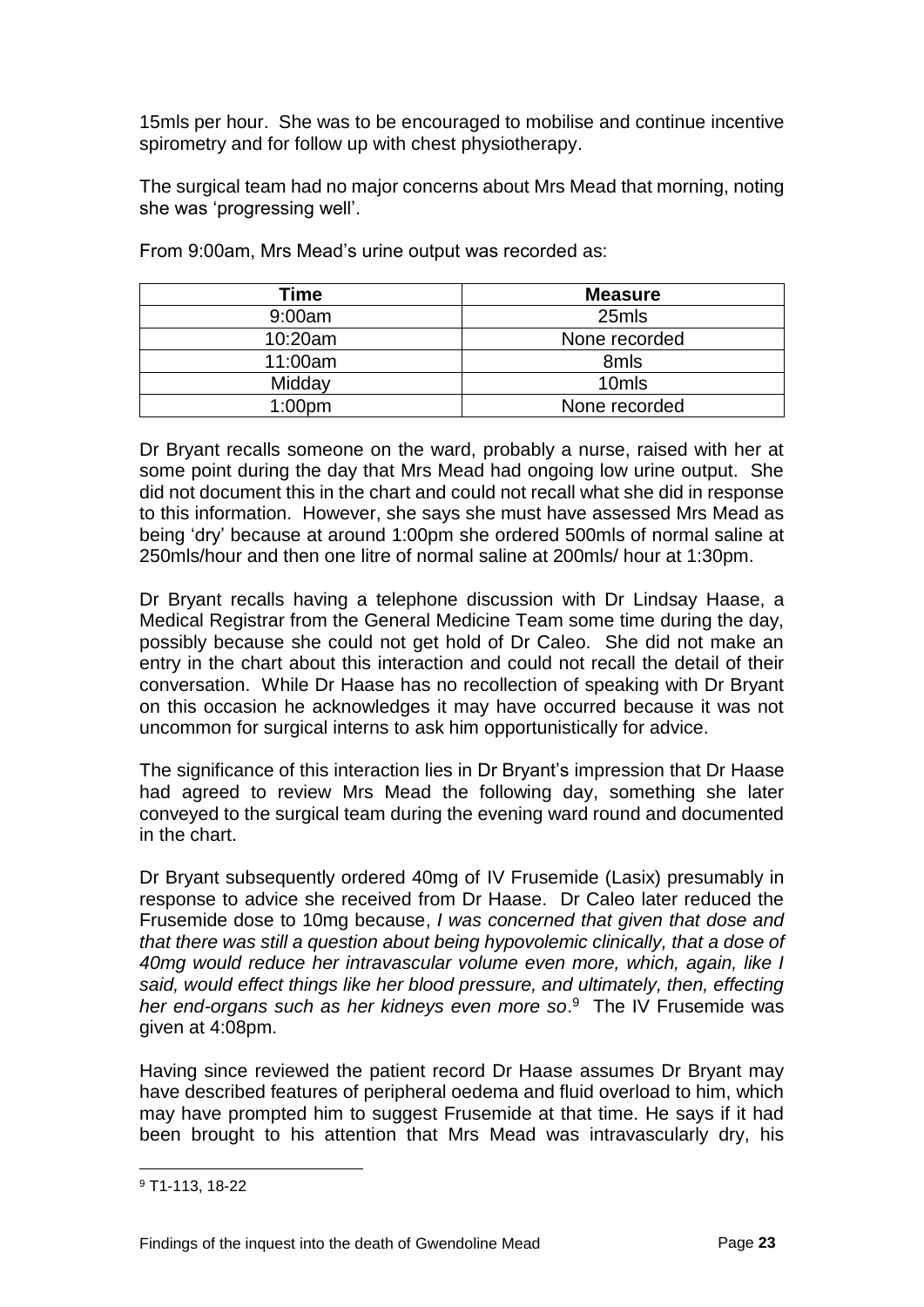15mls per hour. She was to be encouraged to mobilise and continue incentive spirometry and for follow up with chest physiotherapy.

The surgical team had no major concerns about Mrs Mead that morning, noting she was 'progressing well'.

From 9:00am, Mrs Mead's urine output was recorded as:

| Time | Measure |
|---|---|
| 9:00am | 25mls |
| 10:20am | None recorded |
| 11:00am | 8mls |
| Midday | 10mls |
| 1:00pm | None recorded |

Dr Bryant recalls someone on the ward, probably a nurse, raised with her at some point during the day that Mrs Mead had ongoing low urine output. She did not document this in the chart and could not recall what she did in response to this information. However, she says she must have assessed Mrs Mead as being 'dry' because at around 1:00pm she ordered 500mls of normal saline at 250mls/hour and then one litre of normal saline at 200mls/ hour at 1:30pm.

Dr Bryant recalls having a telephone discussion with Dr Lindsay Haase, a Medical Registrar from the General Medicine Team some time during the day, possibly because she could not get hold of Dr Caleo. She did not make an entry in the chart about this interaction and could not recall the detail of their conversation. While Dr Haase has no recollection of speaking with Dr Bryant on this occasion he acknowledges it may have occurred because it was not uncommon for surgical interns to ask him opportunistically for advice.

The significance of this interaction lies in Dr Bryant's impression that Dr Haase had agreed to review Mrs Mead the following day, something she later conveyed to the surgical team during the evening ward round and documented in the chart.

Dr Bryant subsequently ordered 40mg of IV Frusemide (Lasix) presumably in response to advice she received from Dr Haase. Dr Caleo later reduced the Frusemide dose to 10mg because, *I was concerned that given that dose and that there was still a question about being hypovolemic clinically, that a dose of 40mg would reduce her intravascular volume even more, which, again, like I said, would effect things like her blood pressure, and ultimately, then, effecting her end-organs such as her kidneys even more so*.[9] The IV Frusemide was given at 4:08pm.

Having since reviewed the patient record Dr Haase assumes Dr Bryant may have described features of peripheral oedema and fluid overload to him, which may have prompted him to suggest Frusemide at that time. He says if it had been brought to his attention that Mrs Mead was intravascularly dry, his

[9] T1-113, 18-22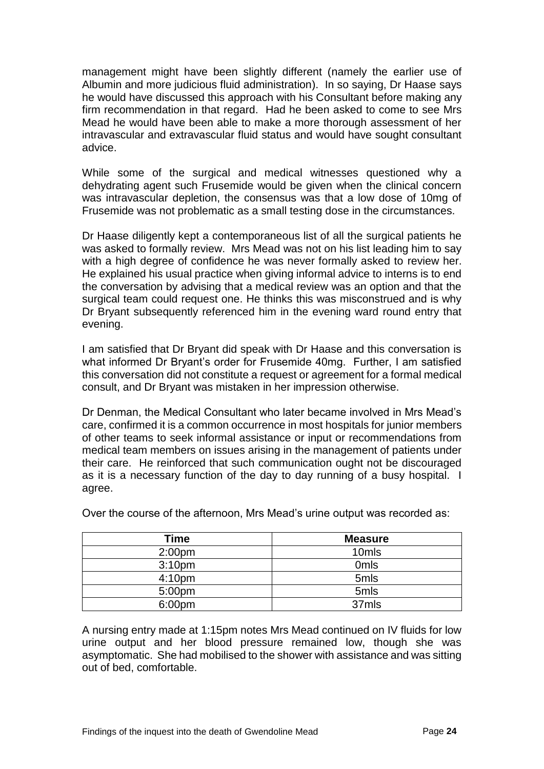management might have been slightly different (namely the earlier use of Albumin and more judicious fluid administration). In so saying, Dr Haase says he would have discussed this approach with his Consultant before making any firm recommendation in that regard. Had he been asked to come to see Mrs Mead he would have been able to make a more thorough assessment of her intravascular and extravascular fluid status and would have sought consultant advice.

While some of the surgical and medical witnesses questioned why a dehydrating agent such Frusemide would be given when the clinical concern was intravascular depletion, the consensus was that a low dose of 10mg of Frusemide was not problematic as a small testing dose in the circumstances.

Dr Haase diligently kept a contemporaneous list of all the surgical patients he was asked to formally review. Mrs Mead was not on his list leading him to say with a high degree of confidence he was never formally asked to review her. He explained his usual practice when giving informal advice to interns is to end the conversation by advising that a medical review was an option and that the surgical team could request one. He thinks this was misconstrued and is why Dr Bryant subsequently referenced him in the evening ward round entry that evening.

I am satisfied that Dr Bryant did speak with Dr Haase and this conversation is what informed Dr Bryant's order for Frusemide 40mg. Further, I am satisfied this conversation did not constitute a request or agreement for a formal medical consult, and Dr Bryant was mistaken in her impression otherwise.

Dr Denman, the Medical Consultant who later became involved in Mrs Mead's care, confirmed it is a common occurrence in most hospitals for junior members of other teams to seek informal assistance or input or recommendations from medical team members on issues arising in the management of patients under their care. He reinforced that such communication ought not be discouraged as it is a necessary function of the day to day running of a busy hospital. I agree.

Over the course of the afternoon, Mrs Mead's urine output was recorded as:

| Time | Measure |
|---|---|
| 2:00pm | 10mls |
| 3:10pm | 0mls |
| 4:10pm | 5mls |
| 5:00pm | 5mls |
| 6:00pm | 37mls |

A nursing entry made at 1:15pm notes Mrs Mead continued on IV fluids for low urine output and her blood pressure remained low, though she was asymptomatic. She had mobilised to the shower with assistance and was sitting out of bed, comfortable.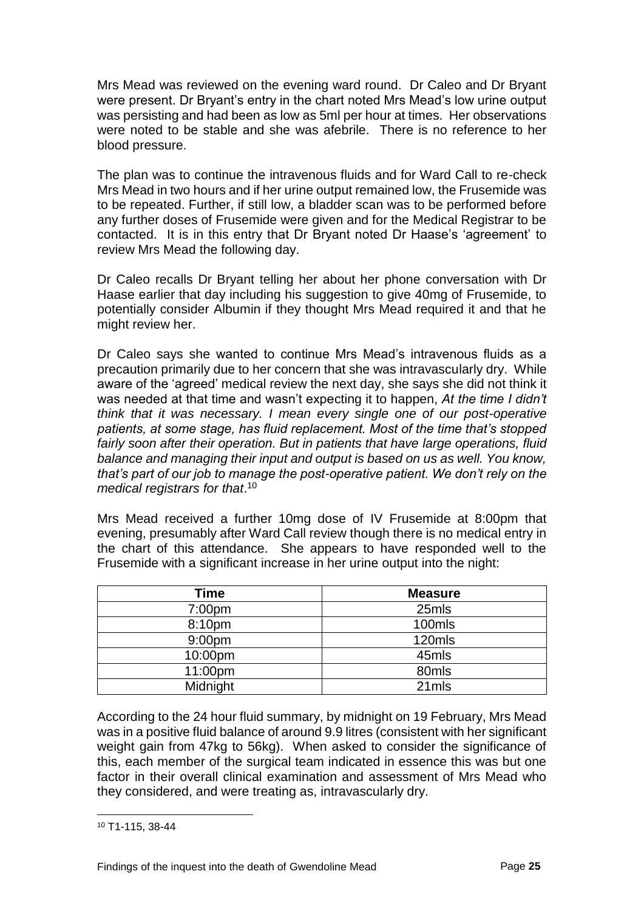Mrs Mead was reviewed on the evening ward round. Dr Caleo and Dr Bryant were present. Dr Bryant's entry in the chart noted Mrs Mead's low urine output was persisting and had been as low as 5ml per hour at times. Her observations were noted to be stable and she was afebrile. There is no reference to her blood pressure.

The plan was to continue the intravenous fluids and for Ward Call to re-check Mrs Mead in two hours and if her urine output remained low, the Frusemide was to be repeated. Further, if still low, a bladder scan was to be performed before any further doses of Frusemide were given and for the Medical Registrar to be contacted. It is in this entry that Dr Bryant noted Dr Haase's 'agreement' to review Mrs Mead the following day.

Dr Caleo recalls Dr Bryant telling her about her phone conversation with Dr Haase earlier that day including his suggestion to give 40mg of Frusemide, to potentially consider Albumin if they thought Mrs Mead required it and that he might review her.

Dr Caleo says she wanted to continue Mrs Mead's intravenous fluids as a precaution primarily due to her concern that she was intravascularly dry. While aware of the 'agreed' medical review the next day, she says she did not think it was needed at that time and wasn't expecting it to happen, *At the time I didn't think that it was necessary. I mean every single one of our post-operative patients, at some stage, has fluid replacement. Most of the time that's stopped fairly soon after their operation. But in patients that have large operations, fluid balance and managing their input and output is based on us as well. You know, that's part of our job to manage the post-operative patient. We don't rely on the medical registrars for that*.[10]

Mrs Mead received a further 10mg dose of IV Frusemide at 8:00pm that evening, presumably after Ward Call review though there is no medical entry in the chart of this attendance. She appears to have responded well to the Frusemide with a significant increase in her urine output into the night:

| Time | Measure |
|---|---|
| 7:00pm | 25mls |
| 8:10pm | 100mls |
| 9:00pm | 120mls |
| 10:00pm | 45mls |
| 11:00pm | 80mls |
| Midnight | 21mls |

According to the 24 hour fluid summary, by midnight on 19 February, Mrs Mead was in a positive fluid balance of around 9.9 litres (consistent with her significant weight gain from 47kg to 56kg). When asked to consider the significance of this, each member of the surgical team indicated in essence this was but one factor in their overall clinical examination and assessment of Mrs Mead who they considered, and were treating as, intravascularly dry.

[10] T1-115, 38-44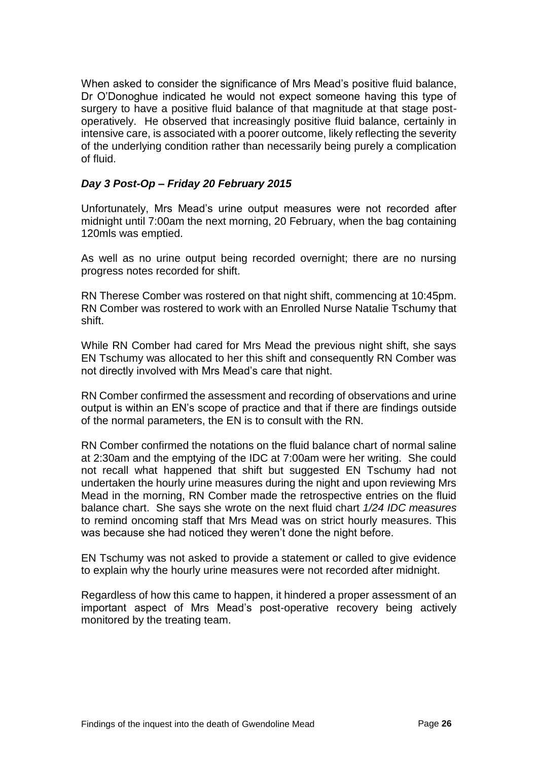When asked to consider the significance of Mrs Mead's positive fluid balance, Dr O'Donoghue indicated he would not expect someone having this type of surgery to have a positive fluid balance of that magnitude at that stage post-operatively. He observed that increasingly positive fluid balance, certainly in intensive care, is associated with a poorer outcome, likely reflecting the severity of the underlying condition rather than necessarily being purely a complication of fluid.

### *Day 3 Post-Op – Friday 20 February 2015*

Unfortunately, Mrs Mead's urine output measures were not recorded after midnight until 7:00am the next morning, 20 February, when the bag containing 120mls was emptied.

As well as no urine output being recorded overnight; there are no nursing progress notes recorded for shift.

RN Therese Comber was rostered on that night shift, commencing at 10:45pm. RN Comber was rostered to work with an Enrolled Nurse Natalie Tschumy that shift.

While RN Comber had cared for Mrs Mead the previous night shift, she says EN Tschumy was allocated to her this shift and consequently RN Comber was not directly involved with Mrs Mead's care that night.

RN Comber confirmed the assessment and recording of observations and urine output is within an EN's scope of practice and that if there are findings outside of the normal parameters, the EN is to consult with the RN.

RN Comber confirmed the notations on the fluid balance chart of normal saline at 2:30am and the emptying of the IDC at 7:00am were her writing. She could not recall what happened that shift but suggested EN Tschumy had not undertaken the hourly urine measures during the night and upon reviewing Mrs Mead in the morning, RN Comber made the retrospective entries on the fluid balance chart. She says she wrote on the next fluid chart *1/24 IDC measures* to remind oncoming staff that Mrs Mead was on strict hourly measures. This was because she had noticed they weren't done the night before.

EN Tschumy was not asked to provide a statement or called to give evidence to explain why the hourly urine measures were not recorded after midnight.

Regardless of how this came to happen, it hindered a proper assessment of an important aspect of Mrs Mead's post-operative recovery being actively monitored by the treating team.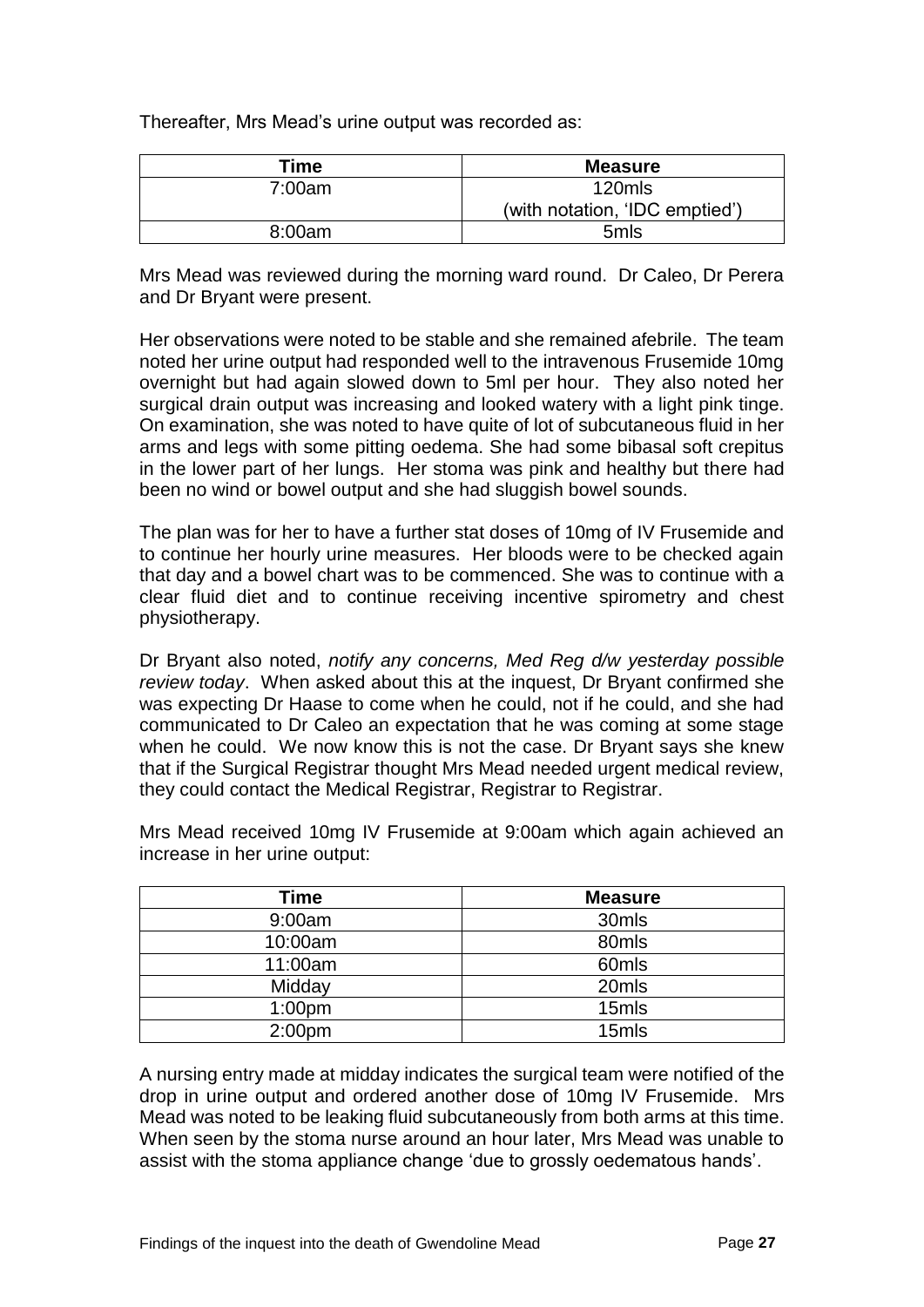Thereafter, Mrs Mead's urine output was recorded as:

| Time | Measure |
|---|---|
| 7:00am | 120mls (with notation, 'IDC emptied') |
| 8:00am | 5mls |

Mrs Mead was reviewed during the morning ward round. Dr Caleo, Dr Perera and Dr Bryant were present.

Her observations were noted to be stable and she remained afebrile. The team noted her urine output had responded well to the intravenous Frusemide 10mg overnight but had again slowed down to 5ml per hour. They also noted her surgical drain output was increasing and looked watery with a light pink tinge. On examination, she was noted to have quite of lot of subcutaneous fluid in her arms and legs with some pitting oedema. She had some bibasal soft crepitus in the lower part of her lungs. Her stoma was pink and healthy but there had been no wind or bowel output and she had sluggish bowel sounds.

The plan was for her to have a further stat doses of 10mg of IV Frusemide and to continue her hourly urine measures. Her bloods were to be checked again that day and a bowel chart was to be commenced. She was to continue with a clear fluid diet and to continue receiving incentive spirometry and chest physiotherapy.

Dr Bryant also noted, *notify any concerns, Med Reg d/w yesterday possible review today*. When asked about this at the inquest, Dr Bryant confirmed she was expecting Dr Haase to come when he could, not if he could, and she had communicated to Dr Caleo an expectation that he was coming at some stage when he could. We now know this is not the case. Dr Bryant says she knew that if the Surgical Registrar thought Mrs Mead needed urgent medical review, they could contact the Medical Registrar, Registrar to Registrar.

Mrs Mead received 10mg IV Frusemide at 9:00am which again achieved an increase in her urine output:

| Time | Measure |
|---|---|
| 9:00am | 30mls |
| 10:00am | 80mls |
| 11:00am | 60mls |
| Midday | 20mls |
| 1:00pm | 15mls |
| 2:00pm | 15mls |

A nursing entry made at midday indicates the surgical team were notified of the drop in urine output and ordered another dose of 10mg IV Frusemide. Mrs Mead was noted to be leaking fluid subcutaneously from both arms at this time. When seen by the stoma nurse around an hour later, Mrs Mead was unable to assist with the stoma appliance change 'due to grossly oedematous hands'.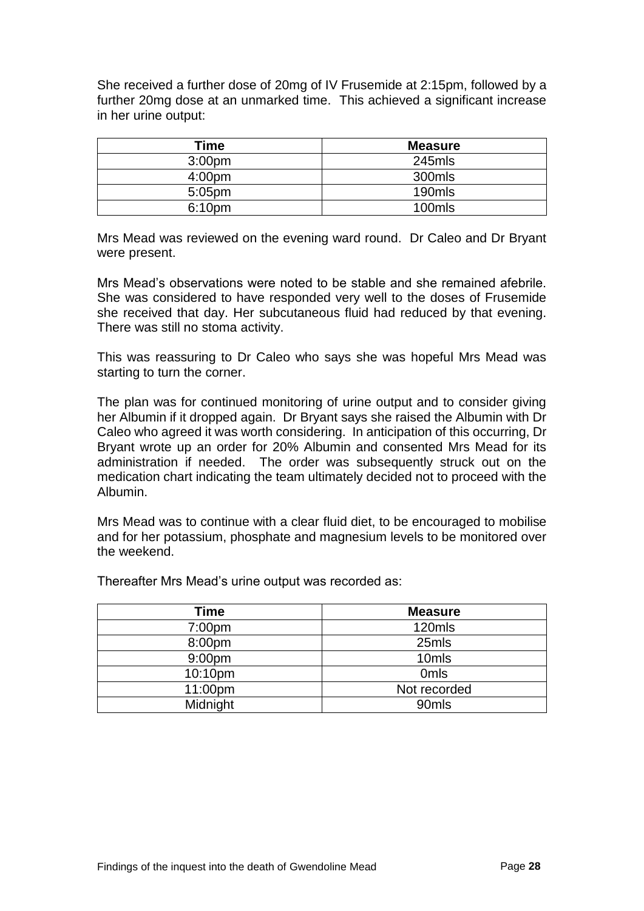She received a further dose of 20mg of IV Frusemide at 2:15pm, followed by a further 20mg dose at an unmarked time. This achieved a significant increase in her urine output:

| Time | Measure |
|---|---|
| 3:00pm | 245mls |
| 4:00pm | 300mls |
| 5:05pm | 190mls |
| 6:10pm | 100mls |

Mrs Mead was reviewed on the evening ward round. Dr Caleo and Dr Bryant were present.

Mrs Mead's observations were noted to be stable and she remained afebrile. She was considered to have responded very well to the doses of Frusemide she received that day. Her subcutaneous fluid had reduced by that evening. There was still no stoma activity.

This was reassuring to Dr Caleo who says she was hopeful Mrs Mead was starting to turn the corner.

The plan was for continued monitoring of urine output and to consider giving her Albumin if it dropped again. Dr Bryant says she raised the Albumin with Dr Caleo who agreed it was worth considering. In anticipation of this occurring, Dr Bryant wrote up an order for 20% Albumin and consented Mrs Mead for its administration if needed. The order was subsequently struck out on the medication chart indicating the team ultimately decided not to proceed with the Albumin.

Mrs Mead was to continue with a clear fluid diet, to be encouraged to mobilise and for her potassium, phosphate and magnesium levels to be monitored over the weekend.

Thereafter Mrs Mead's urine output was recorded as:

| Time | Measure |
|---|---|
| 7:00pm | 120mls |
| 8:00pm | 25mls |
| 9:00pm | 10mls |
| 10:10pm | 0mls |
| 11:00pm | Not recorded |
| Midnight | 90mls |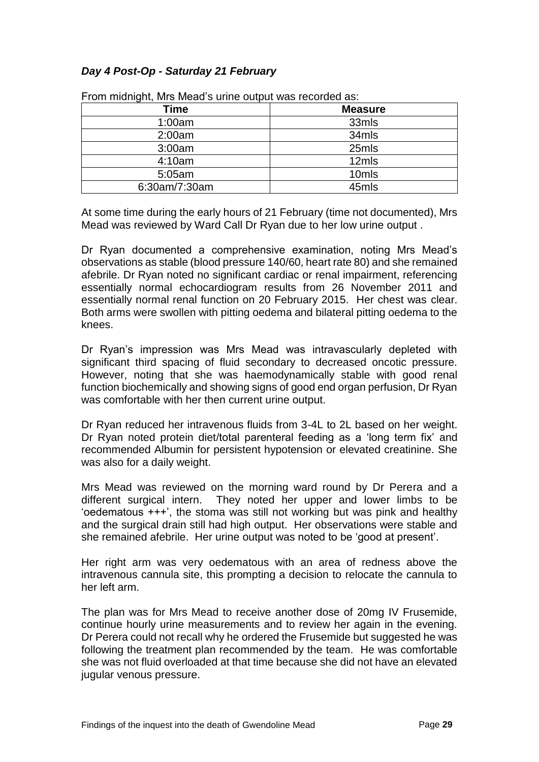### *Day 4 Post-Op - Saturday 21 February*

From midnight, Mrs Mead's urine output was recorded as:

| Time | Measure |
|---|---|
| 1:00am | 33mls |
| 2:00am | 34mls |
| 3:00am | 25mls |
| 4:10am | 12mls |
| 5:05am | 10mls |
| 6:30am/7:30am | 45mls |

At some time during the early hours of 21 February (time not documented), Mrs Mead was reviewed by Ward Call Dr Ryan due to her low urine output .

Dr Ryan documented a comprehensive examination, noting Mrs Mead's observations as stable (blood pressure 140/60, heart rate 80) and she remained afebrile. Dr Ryan noted no significant cardiac or renal impairment, referencing essentially normal echocardiogram results from 26 November 2011 and essentially normal renal function on 20 February 2015. Her chest was clear. Both arms were swollen with pitting oedema and bilateral pitting oedema to the knees.

Dr Ryan's impression was Mrs Mead was intravascularly depleted with significant third spacing of fluid secondary to decreased oncotic pressure. However, noting that she was haemodynamically stable with good renal function biochemically and showing signs of good end organ perfusion, Dr Ryan was comfortable with her then current urine output.

Dr Ryan reduced her intravenous fluids from 3-4L to 2L based on her weight. Dr Ryan noted protein diet/total parenteral feeding as a 'long term fix' and recommended Albumin for persistent hypotension or elevated creatinine. She was also for a daily weight.

Mrs Mead was reviewed on the morning ward round by Dr Perera and a different surgical intern. They noted her upper and lower limbs to be 'oedematous +++', the stoma was still not working but was pink and healthy and the surgical drain still had high output. Her observations were stable and she remained afebrile. Her urine output was noted to be 'good at present'.

Her right arm was very oedematous with an area of redness above the intravenous cannula site, this prompting a decision to relocate the cannula to her left arm.

The plan was for Mrs Mead to receive another dose of 20mg IV Frusemide, continue hourly urine measurements and to review her again in the evening. Dr Perera could not recall why he ordered the Frusemide but suggested he was following the treatment plan recommended by the team. He was comfortable she was not fluid overloaded at that time because she did not have an elevated jugular venous pressure.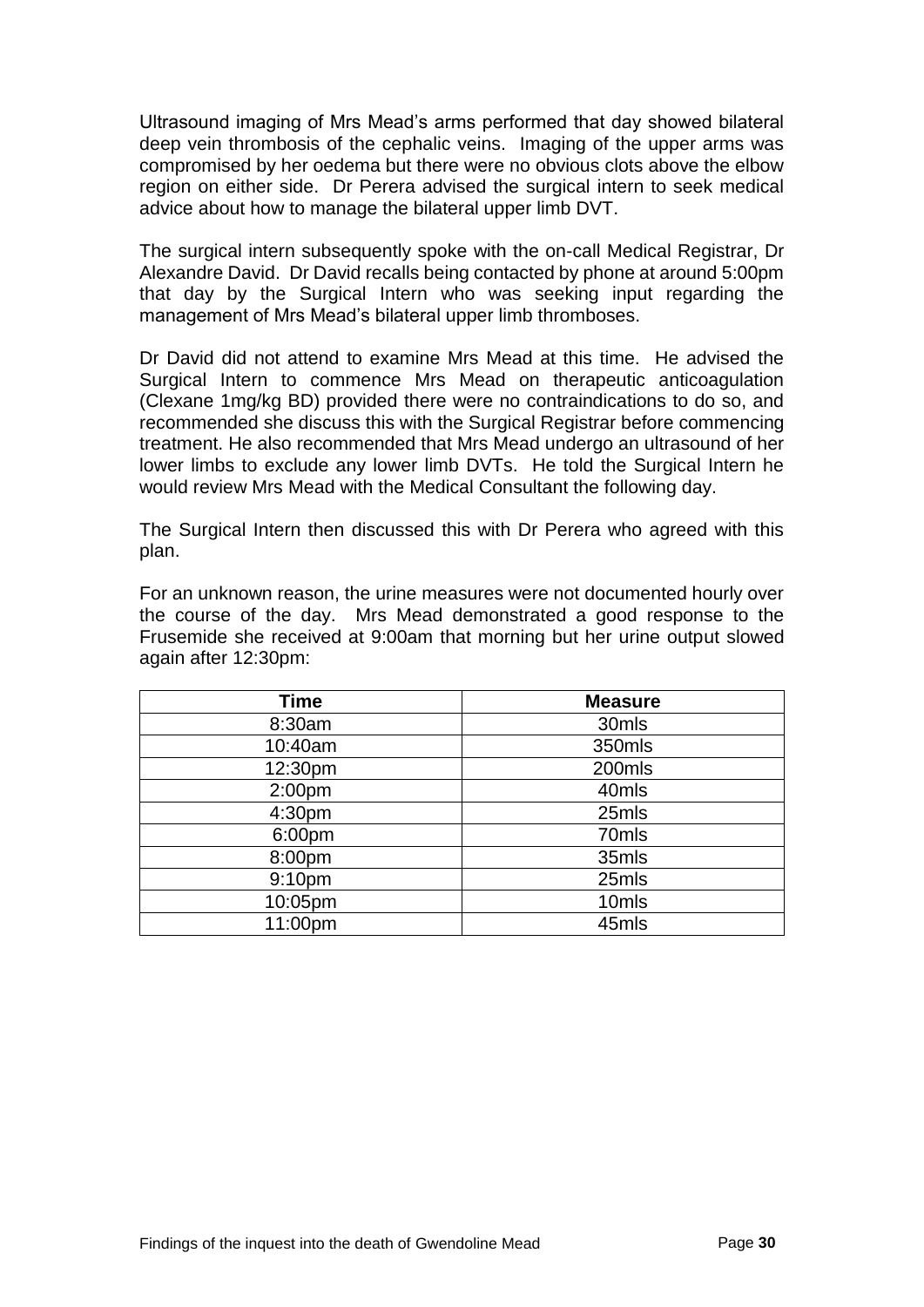Ultrasound imaging of Mrs Mead's arms performed that day showed bilateral deep vein thrombosis of the cephalic veins. Imaging of the upper arms was compromised by her oedema but there were no obvious clots above the elbow region on either side. Dr Perera advised the surgical intern to seek medical advice about how to manage the bilateral upper limb DVT.

The surgical intern subsequently spoke with the on-call Medical Registrar, Dr Alexandre David. Dr David recalls being contacted by phone at around 5:00pm that day by the Surgical Intern who was seeking input regarding the management of Mrs Mead's bilateral upper limb thromboses.

Dr David did not attend to examine Mrs Mead at this time. He advised the Surgical Intern to commence Mrs Mead on therapeutic anticoagulation (Clexane 1mg/kg BD) provided there were no contraindications to do so, and recommended she discuss this with the Surgical Registrar before commencing treatment. He also recommended that Mrs Mead undergo an ultrasound of her lower limbs to exclude any lower limb DVTs. He told the Surgical Intern he would review Mrs Mead with the Medical Consultant the following day.

The Surgical Intern then discussed this with Dr Perera who agreed with this plan.

For an unknown reason, the urine measures were not documented hourly over the course of the day. Mrs Mead demonstrated a good response to the Frusemide she received at 9:00am that morning but her urine output slowed again after 12:30pm:

| Time | Measure |
|---|---|
| 8:30am | 30mls |
| 10:40am | 350mls |
| 12:30pm | 200mls |
| 2:00pm | 40mls |
| 4:30pm | 25mls |
| 6:00pm | 70mls |
| 8:00pm | 35mls |
| 9:10pm | 25mls |
| 10:05pm | 10mls |
| 11:00pm | 45mls |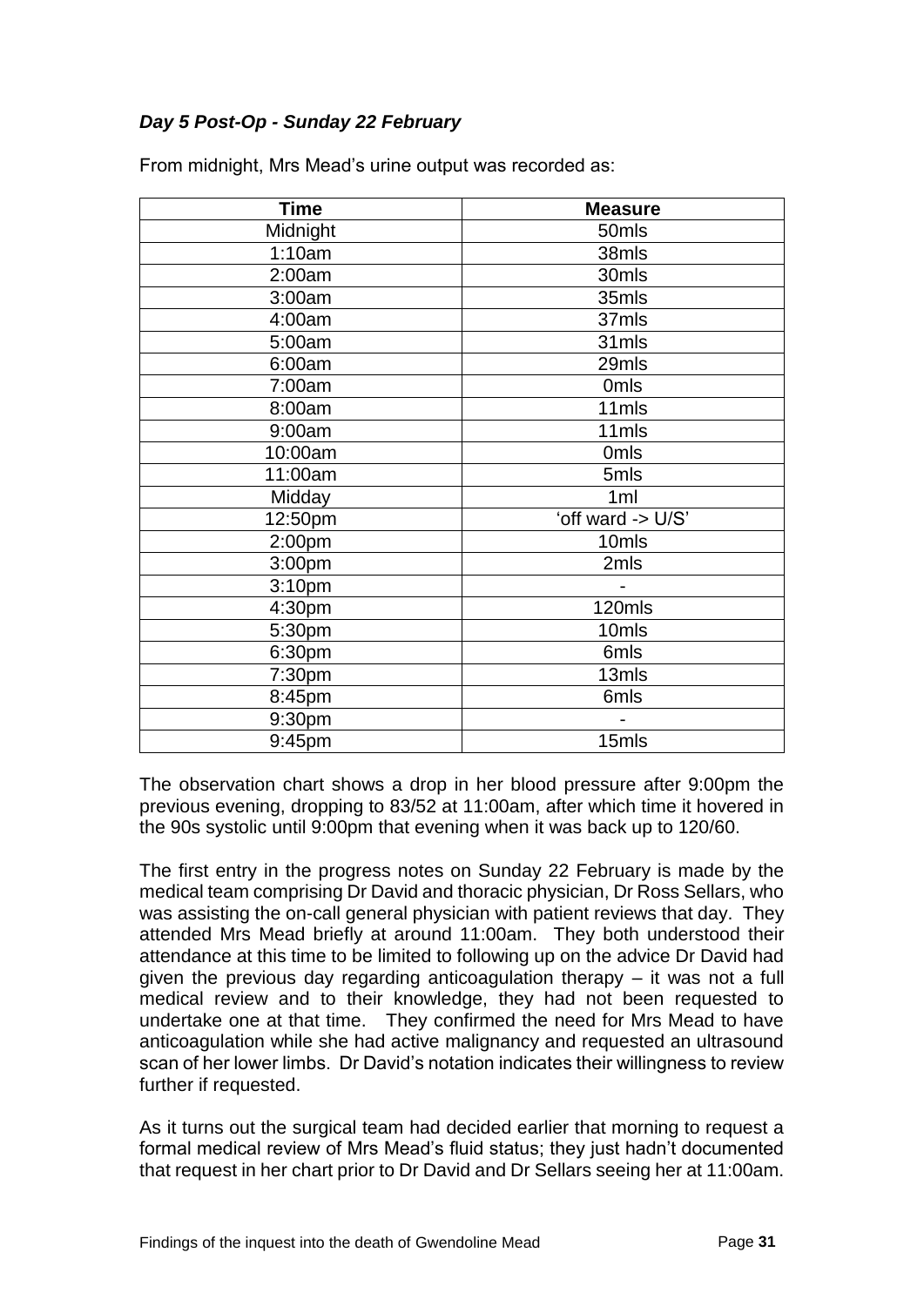### *Day 5 Post-Op - Sunday 22 February*

From midnight, Mrs Mead's urine output was recorded as:

| Time | Measure |
|---|---|
| Midnight | 50mls |
| 1:10am | 38mls |
| 2:00am | 30mls |
| 3:00am | 35mls |
| 4:00am | 37mls |
| 5:00am | 31mls |
| 6:00am | 29mls |
| 7:00am | 0mls |
| 8:00am | 11mls |
| 9:00am | 11mls |
| 10:00am | 0mls |
| 11:00am | 5mls |
| Midday | 1ml |
| 12:50pm | 'off ward -> U/S' |
| 2:00pm | 10mls |
| 3:00pm | 2mls |
| 3:10pm | - |
| 4:30pm | 120mls |
| 5:30pm | 10mls |
| 6:30pm | 6mls |
| 7:30pm | 13mls |
| 8:45pm | 6mls |
| 9:30pm | - |
| 9:45pm | 15mls |

The observation chart shows a drop in her blood pressure after 9:00pm the previous evening, dropping to 83/52 at 11:00am, after which time it hovered in the 90s systolic until 9:00pm that evening when it was back up to 120/60.

The first entry in the progress notes on Sunday 22 February is made by the medical team comprising Dr David and thoracic physician, Dr Ross Sellars, who was assisting the on-call general physician with patient reviews that day. They attended Mrs Mead briefly at around 11:00am. They both understood their attendance at this time to be limited to following up on the advice Dr David had given the previous day regarding anticoagulation therapy – it was not a full medical review and to their knowledge, they had not been requested to undertake one at that time. They confirmed the need for Mrs Mead to have anticoagulation while she had active malignancy and requested an ultrasound scan of her lower limbs. Dr David's notation indicates their willingness to review further if requested.

As it turns out the surgical team had decided earlier that morning to request a formal medical review of Mrs Mead's fluid status; they just hadn't documented that request in her chart prior to Dr David and Dr Sellars seeing her at 11:00am.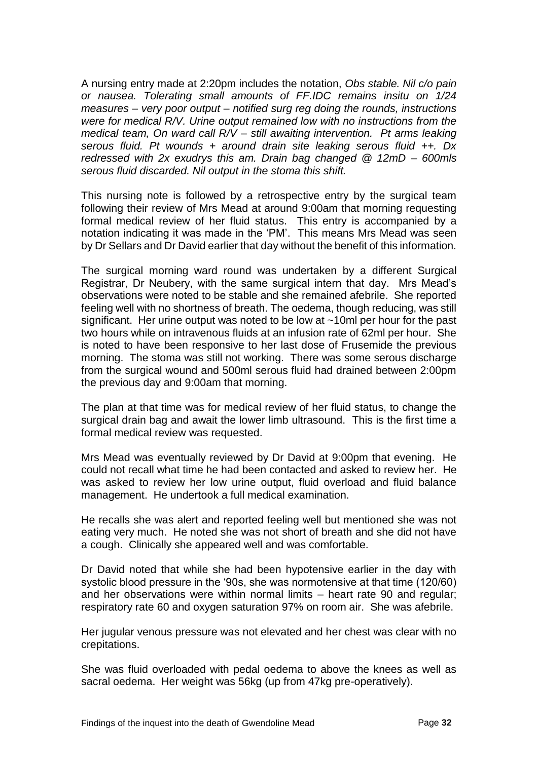A nursing entry made at 2:20pm includes the notation, *Obs stable. Nil c/o pain or nausea. Tolerating small amounts of FF.IDC remains insitu on 1/24 measures – very poor output – notified surg reg doing the rounds, instructions were for medical R/V. Urine output remained low with no instructions from the medical team, On ward call R/V – still awaiting intervention. Pt arms leaking serous fluid. Pt wounds + around drain site leaking serous fluid ++. Dx redressed with 2x exudrys this am. Drain bag changed @ 12mD – 600mls serous fluid discarded. Nil output in the stoma this shift.*

This nursing note is followed by a retrospective entry by the surgical team following their review of Mrs Mead at around 9:00am that morning requesting formal medical review of her fluid status. This entry is accompanied by a notation indicating it was made in the 'PM'. This means Mrs Mead was seen by Dr Sellars and Dr David earlier that day without the benefit of this information.

The surgical morning ward round was undertaken by a different Surgical Registrar, Dr Neubery, with the same surgical intern that day. Mrs Mead's observations were noted to be stable and she remained afebrile. She reported feeling well with no shortness of breath. The oedema, though reducing, was still significant. Her urine output was noted to be low at ~10ml per hour for the past two hours while on intravenous fluids at an infusion rate of 62ml per hour. She is noted to have been responsive to her last dose of Frusemide the previous morning. The stoma was still not working. There was some serous discharge from the surgical wound and 500ml serous fluid had drained between 2:00pm the previous day and 9:00am that morning.

The plan at that time was for medical review of her fluid status, to change the surgical drain bag and await the lower limb ultrasound. This is the first time a formal medical review was requested.

Mrs Mead was eventually reviewed by Dr David at 9:00pm that evening. He could not recall what time he had been contacted and asked to review her. He was asked to review her low urine output, fluid overload and fluid balance management. He undertook a full medical examination.

He recalls she was alert and reported feeling well but mentioned she was not eating very much. He noted she was not short of breath and she did not have a cough. Clinically she appeared well and was comfortable.

Dr David noted that while she had been hypotensive earlier in the day with systolic blood pressure in the '90s, she was normotensive at that time (120/60) and her observations were within normal limits – heart rate 90 and regular; respiratory rate 60 and oxygen saturation 97% on room air. She was afebrile.

Her jugular venous pressure was not elevated and her chest was clear with no crepitations.

She was fluid overloaded with pedal oedema to above the knees as well as sacral oedema. Her weight was 56kg (up from 47kg pre-operatively).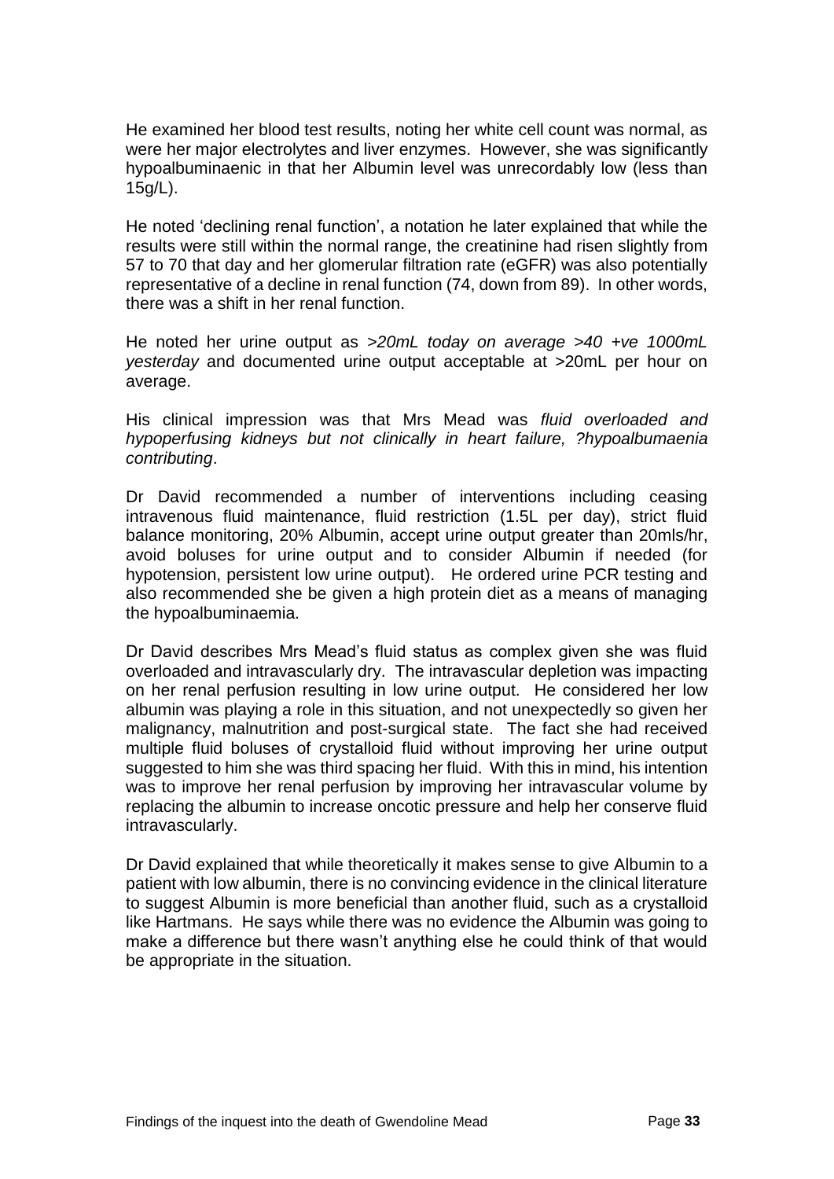He examined her blood test results, noting her white cell count was normal, as were her major electrolytes and liver enzymes. However, she was significantly hypoalbuminaenic in that her Albumin level was unrecordably low (less than 15g/L).

He noted 'declining renal function', a notation he later explained that while the results were still within the normal range, the creatinine had risen slightly from 57 to 70 that day and her glomerular filtration rate (eGFR) was also potentially representative of a decline in renal function (74, down from 89). In other words, there was a shift in her renal function.

He noted her urine output as *>20mL today on average >40 +ve 1000mL yesterday* and documented urine output acceptable at >20mL per hour on average.

His clinical impression was that Mrs Mead was *fluid overloaded and hypoperfusing kidneys but not clinically in heart failure, ?hypoalbumaenia contributing*.

Dr David recommended a number of interventions including ceasing intravenous fluid maintenance, fluid restriction (1.5L per day), strict fluid balance monitoring, 20% Albumin, accept urine output greater than 20mls/hr, avoid boluses for urine output and to consider Albumin if needed (for hypotension, persistent low urine output). He ordered urine PCR testing and also recommended she be given a high protein diet as a means of managing the hypoalbuminaemia.

Dr David describes Mrs Mead's fluid status as complex given she was fluid overloaded and intravascularly dry. The intravascular depletion was impacting on her renal perfusion resulting in low urine output. He considered her low albumin was playing a role in this situation, and not unexpectedly so given her malignancy, malnutrition and post-surgical state. The fact she had received multiple fluid boluses of crystalloid fluid without improving her urine output suggested to him she was third spacing her fluid. With this in mind, his intention was to improve her renal perfusion by improving her intravascular volume by replacing the albumin to increase oncotic pressure and help her conserve fluid intravascularly.

Dr David explained that while theoretically it makes sense to give Albumin to a patient with low albumin, there is no convincing evidence in the clinical literature to suggest Albumin is more beneficial than another fluid, such as a crystalloid like Hartmans. He says while there was no evidence the Albumin was going to make a difference but there wasn't anything else he could think of that would be appropriate in the situation.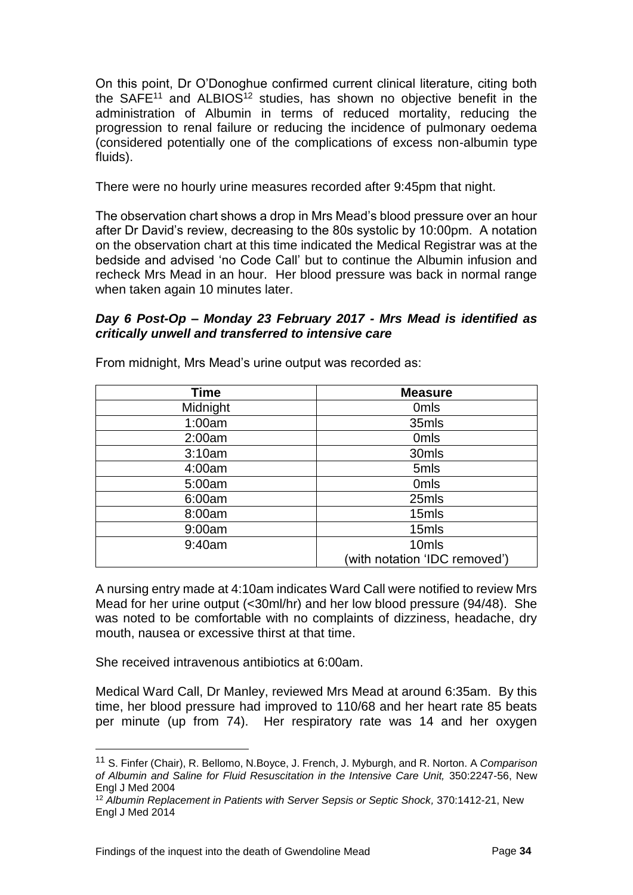On this point, Dr O'Donoghue confirmed current clinical literature, citing both the SAFE[11] and ALBIOS[12] studies, has shown no objective benefit in the administration of Albumin in terms of reduced mortality, reducing the progression to renal failure or reducing the incidence of pulmonary oedema (considered potentially one of the complications of excess non-albumin type fluids).

There were no hourly urine measures recorded after 9:45pm that night.

The observation chart shows a drop in Mrs Mead's blood pressure over an hour after Dr David's review, decreasing to the 80s systolic by 10:00pm. A notation on the observation chart at this time indicated the Medical Registrar was at the bedside and advised 'no Code Call' but to continue the Albumin infusion and recheck Mrs Mead in an hour. Her blood pressure was back in normal range when taken again 10 minutes later.

### *Day 6 Post-Op – Monday 23 February 2017 - Mrs Mead is identified as critically unwell and transferred to intensive care*

From midnight, Mrs Mead's urine output was recorded as:

| Time | Measure |
|---|---|
| Midnight | 0mls |
| 1:00am | 35mls |
| 2:00am | 0mls |
| 3:10am | 30mls |
| 4:00am | 5mls |
| 5:00am | 0mls |
| 6:00am | 25mls |
| 8:00am | 15mls |
| 9:00am | 15mls |
| 9:40am | 10mls (with notation 'IDC removed') |

A nursing entry made at 4:10am indicates Ward Call were notified to review Mrs Mead for her urine output (<30ml/hr) and her low blood pressure (94/48). She was noted to be comfortable with no complaints of dizziness, headache, dry mouth, nausea or excessive thirst at that time.

She received intravenous antibiotics at 6:00am.

Medical Ward Call, Dr Manley, reviewed Mrs Mead at around 6:35am. By this time, her blood pressure had improved to 110/68 and her heart rate 85 beats per minute (up from 74). Her respiratory rate was 14 and her oxygen

---

[11] S. Finfer (Chair), R. Bellomo, N.Boyce, J. French, J. Myburgh, and R. Norton. A *Comparison of Albumin and Saline for Fluid Resuscitation in the Intensive Care Unit,* 350:2247-56, New Engl J Med 2004

[12] *Albumin Replacement in Patients with Server Sepsis or Septic Shock,* 370:1412-21, New Engl J Med 2014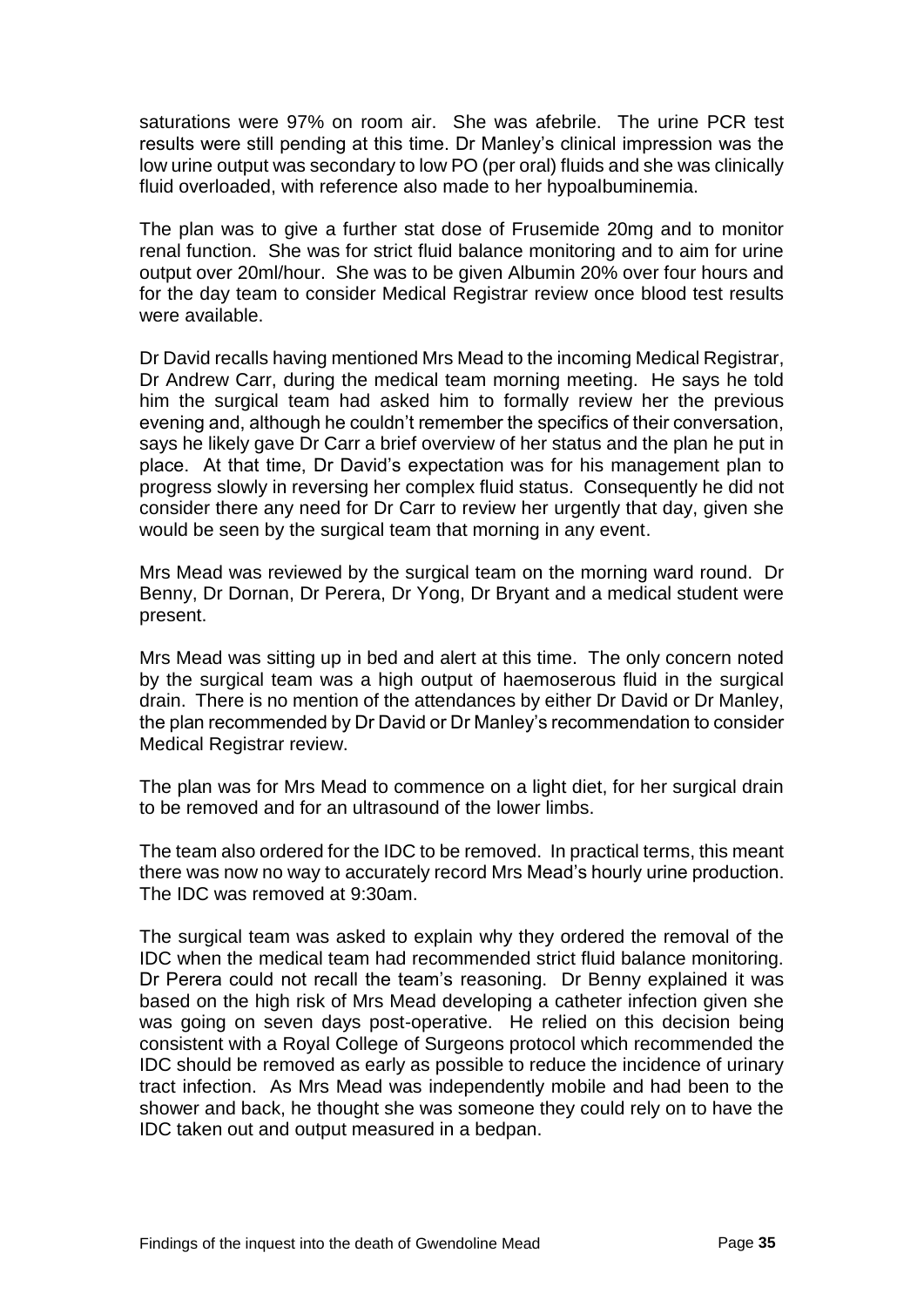saturations were 97% on room air. She was afebrile. The urine PCR test results were still pending at this time. Dr Manley's clinical impression was the low urine output was secondary to low PO (per oral) fluids and she was clinically fluid overloaded, with reference also made to her hypoalbuminemia.

The plan was to give a further stat dose of Frusemide 20mg and to monitor renal function. She was for strict fluid balance monitoring and to aim for urine output over 20ml/hour. She was to be given Albumin 20% over four hours and for the day team to consider Medical Registrar review once blood test results were available.

Dr David recalls having mentioned Mrs Mead to the incoming Medical Registrar, Dr Andrew Carr, during the medical team morning meeting. He says he told him the surgical team had asked him to formally review her the previous evening and, although he couldn't remember the specifics of their conversation, says he likely gave Dr Carr a brief overview of her status and the plan he put in place. At that time, Dr David's expectation was for his management plan to progress slowly in reversing her complex fluid status. Consequently he did not consider there any need for Dr Carr to review her urgently that day, given she would be seen by the surgical team that morning in any event.

Mrs Mead was reviewed by the surgical team on the morning ward round. Dr Benny, Dr Dornan, Dr Perera, Dr Yong, Dr Bryant and a medical student were present.

Mrs Mead was sitting up in bed and alert at this time. The only concern noted by the surgical team was a high output of haemoserous fluid in the surgical drain. There is no mention of the attendances by either Dr David or Dr Manley, the plan recommended by Dr David or Dr Manley's recommendation to consider Medical Registrar review.

The plan was for Mrs Mead to commence on a light diet, for her surgical drain to be removed and for an ultrasound of the lower limbs.

The team also ordered for the IDC to be removed. In practical terms, this meant there was now no way to accurately record Mrs Mead's hourly urine production. The IDC was removed at 9:30am.

The surgical team was asked to explain why they ordered the removal of the IDC when the medical team had recommended strict fluid balance monitoring. Dr Perera could not recall the team's reasoning. Dr Benny explained it was based on the high risk of Mrs Mead developing a catheter infection given she was going on seven days post-operative. He relied on this decision being consistent with a Royal College of Surgeons protocol which recommended the IDC should be removed as early as possible to reduce the incidence of urinary tract infection. As Mrs Mead was independently mobile and had been to the shower and back, he thought she was someone they could rely on to have the IDC taken out and output measured in a bedpan.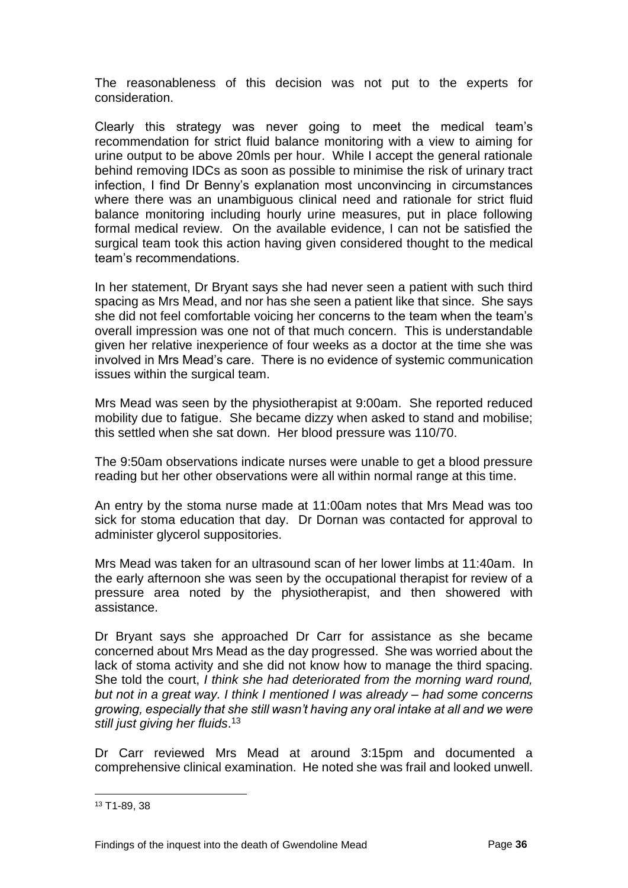The reasonableness of this decision was not put to the experts for consideration.

Clearly this strategy was never going to meet the medical team's recommendation for strict fluid balance monitoring with a view to aiming for urine output to be above 20mls per hour. While I accept the general rationale behind removing IDCs as soon as possible to minimise the risk of urinary tract infection, I find Dr Benny's explanation most unconvincing in circumstances where there was an unambiguous clinical need and rationale for strict fluid balance monitoring including hourly urine measures, put in place following formal medical review. On the available evidence, I can not be satisfied the surgical team took this action having given considered thought to the medical team's recommendations.

In her statement, Dr Bryant says she had never seen a patient with such third spacing as Mrs Mead, and nor has she seen a patient like that since. She says she did not feel comfortable voicing her concerns to the team when the team's overall impression was one not of that much concern. This is understandable given her relative inexperience of four weeks as a doctor at the time she was involved in Mrs Mead's care. There is no evidence of systemic communication issues within the surgical team.

Mrs Mead was seen by the physiotherapist at 9:00am. She reported reduced mobility due to fatigue. She became dizzy when asked to stand and mobilise; this settled when she sat down. Her blood pressure was 110/70.

The 9:50am observations indicate nurses were unable to get a blood pressure reading but her other observations were all within normal range at this time.

An entry by the stoma nurse made at 11:00am notes that Mrs Mead was too sick for stoma education that day. Dr Dornan was contacted for approval to administer glycerol suppositories.

Mrs Mead was taken for an ultrasound scan of her lower limbs at 11:40am. In the early afternoon she was seen by the occupational therapist for review of a pressure area noted by the physiotherapist, and then showered with assistance.

Dr Bryant says she approached Dr Carr for assistance as she became concerned about Mrs Mead as the day progressed. She was worried about the lack of stoma activity and she did not know how to manage the third spacing. She told the court, *I think she had deteriorated from the morning ward round, but not in a great way. I think I mentioned I was already – had some concerns growing, especially that she still wasn't having any oral intake at all and we were still just giving her fluids*.[13]

Dr Carr reviewed Mrs Mead at around 3:15pm and documented a comprehensive clinical examination. He noted she was frail and looked unwell.

---

[13] T1-89, 38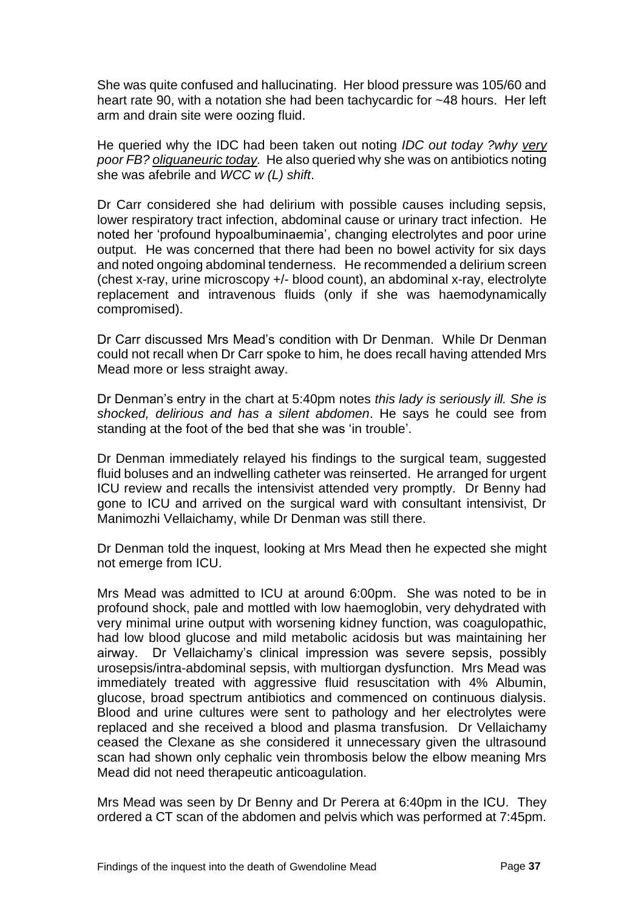She was quite confused and hallucinating. Her blood pressure was 105/60 and heart rate 90, with a notation she had been tachycardic for ~48 hours. Her left arm and drain site were oozing fluid.

He queried why the IDC had been taken out noting *IDC out today ?why <u>very</u> poor FB? <u>oliguaneuric today</u>.* He also queried why she was on antibiotics noting she was afebrile and *WCC w (L) shift*.

Dr Carr considered she had delirium with possible causes including sepsis, lower respiratory tract infection, abdominal cause or urinary tract infection. He noted her 'profound hypoalbuminaemia', changing electrolytes and poor urine output. He was concerned that there had been no bowel activity for six days and noted ongoing abdominal tenderness. He recommended a delirium screen (chest x-ray, urine microscopy +/- blood count), an abdominal x-ray, electrolyte replacement and intravenous fluids (only if she was haemodynamically compromised).

Dr Carr discussed Mrs Mead's condition with Dr Denman. While Dr Denman could not recall when Dr Carr spoke to him, he does recall having attended Mrs Mead more or less straight away.

Dr Denman's entry in the chart at 5:40pm notes *this lady is seriously ill. She is shocked, delirious and has a silent abdomen*. He says he could see from standing at the foot of the bed that she was 'in trouble'.

Dr Denman immediately relayed his findings to the surgical team, suggested fluid boluses and an indwelling catheter was reinserted. He arranged for urgent ICU review and recalls the intensivist attended very promptly. Dr Benny had gone to ICU and arrived on the surgical ward with consultant intensivist, Dr Manimozhi Vellaichamy, while Dr Denman was still there.

Dr Denman told the inquest, looking at Mrs Mead then he expected she might not emerge from ICU.

Mrs Mead was admitted to ICU at around 6:00pm. She was noted to be in profound shock, pale and mottled with low haemoglobin, very dehydrated with very minimal urine output with worsening kidney function, was coagulopathic, had low blood glucose and mild metabolic acidosis but was maintaining her airway. Dr Vellaichamy's clinical impression was severe sepsis, possibly urosepsis/intra-abdominal sepsis, with multiorgan dysfunction. Mrs Mead was immediately treated with aggressive fluid resuscitation with 4% Albumin, glucose, broad spectrum antibiotics and commenced on continuous dialysis. Blood and urine cultures were sent to pathology and her electrolytes were replaced and she received a blood and plasma transfusion. Dr Vellaichamy ceased the Clexane as she considered it unnecessary given the ultrasound scan had shown only cephalic vein thrombosis below the elbow meaning Mrs Mead did not need therapeutic anticoagulation.

Mrs Mead was seen by Dr Benny and Dr Perera at 6:40pm in the ICU. They ordered a CT scan of the abdomen and pelvis which was performed at 7:45pm.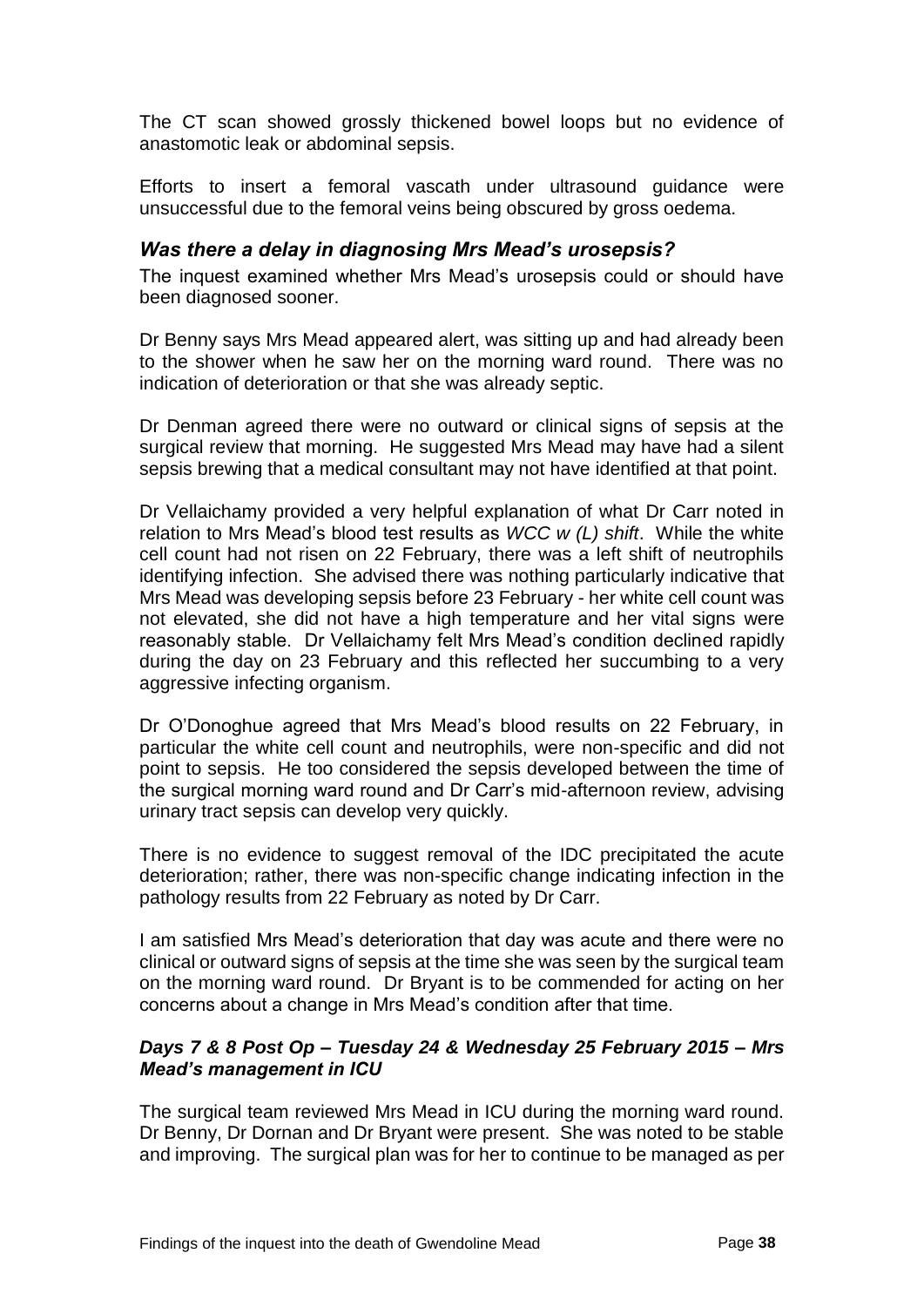The CT scan showed grossly thickened bowel loops but no evidence of anastomotic leak or abdominal sepsis.

Efforts to insert a femoral vascath under ultrasound guidance were unsuccessful due to the femoral veins being obscured by gross oedema.

### *Was there a delay in diagnosing Mrs Mead's urosepsis?*

The inquest examined whether Mrs Mead's urosepsis could or should have been diagnosed sooner.

Dr Benny says Mrs Mead appeared alert, was sitting up and had already been to the shower when he saw her on the morning ward round. There was no indication of deterioration or that she was already septic.

Dr Denman agreed there were no outward or clinical signs of sepsis at the surgical review that morning. He suggested Mrs Mead may have had a silent sepsis brewing that a medical consultant may not have identified at that point.

Dr Vellaichamy provided a very helpful explanation of what Dr Carr noted in relation to Mrs Mead's blood test results as *WCC w (L) shift*. While the white cell count had not risen on 22 February, there was a left shift of neutrophils identifying infection. She advised there was nothing particularly indicative that Mrs Mead was developing sepsis before 23 February - her white cell count was not elevated, she did not have a high temperature and her vital signs were reasonably stable. Dr Vellaichamy felt Mrs Mead's condition declined rapidly during the day on 23 February and this reflected her succumbing to a very aggressive infecting organism.

Dr O'Donoghue agreed that Mrs Mead's blood results on 22 February, in particular the white cell count and neutrophils, were non-specific and did not point to sepsis. He too considered the sepsis developed between the time of the surgical morning ward round and Dr Carr's mid-afternoon review, advising urinary tract sepsis can develop very quickly.

There is no evidence to suggest removal of the IDC precipitated the acute deterioration; rather, there was non-specific change indicating infection in the pathology results from 22 February as noted by Dr Carr.

I am satisfied Mrs Mead's deterioration that day was acute and there were no clinical or outward signs of sepsis at the time she was seen by the surgical team on the morning ward round. Dr Bryant is to be commended for acting on her concerns about a change in Mrs Mead's condition after that time.

### *Days 7 & 8 Post Op – Tuesday 24 & Wednesday 25 February 2015 – Mrs Mead's management in ICU*

The surgical team reviewed Mrs Mead in ICU during the morning ward round. Dr Benny, Dr Dornan and Dr Bryant were present. She was noted to be stable and improving. The surgical plan was for her to continue to be managed as per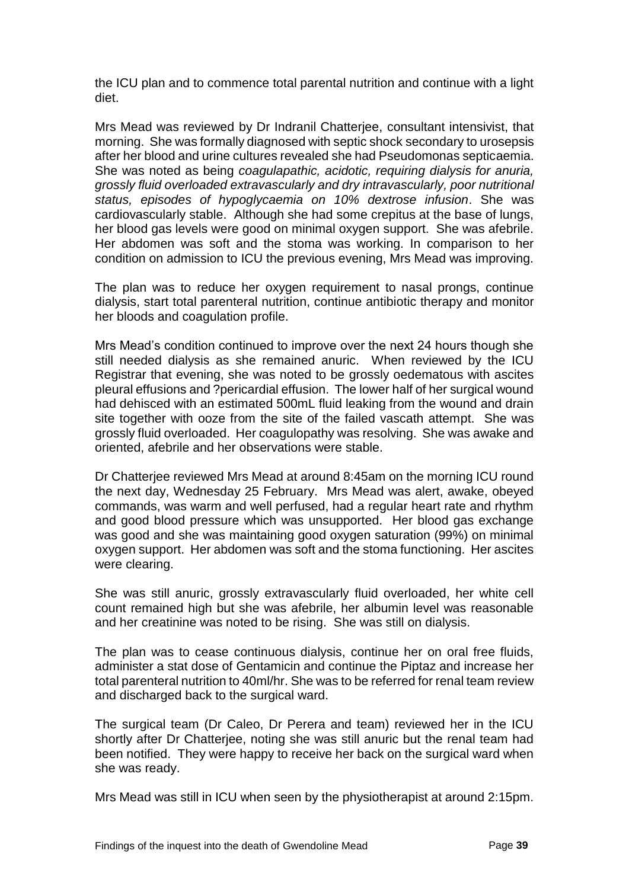the ICU plan and to commence total parental nutrition and continue with a light diet.

Mrs Mead was reviewed by Dr Indranil Chatterjee, consultant intensivist, that morning. She was formally diagnosed with septic shock secondary to urosepsis after her blood and urine cultures revealed she had Pseudomonas septicaemia. She was noted as being *coagulapathic, acidotic, requiring dialysis for anuria, grossly fluid overloaded extravascularly and dry intravascularly, poor nutritional status, episodes of hypoglycaemia on 10% dextrose infusion*. She was cardiovascularly stable. Although she had some crepitus at the base of lungs, her blood gas levels were good on minimal oxygen support. She was afebrile. Her abdomen was soft and the stoma was working. In comparison to her condition on admission to ICU the previous evening, Mrs Mead was improving.

The plan was to reduce her oxygen requirement to nasal prongs, continue dialysis, start total parenteral nutrition, continue antibiotic therapy and monitor her bloods and coagulation profile.

Mrs Mead's condition continued to improve over the next 24 hours though she still needed dialysis as she remained anuric. When reviewed by the ICU Registrar that evening, she was noted to be grossly oedematous with ascites pleural effusions and ?pericardial effusion. The lower half of her surgical wound had dehisced with an estimated 500mL fluid leaking from the wound and drain site together with ooze from the site of the failed vascath attempt. She was grossly fluid overloaded. Her coagulopathy was resolving. She was awake and oriented, afebrile and her observations were stable.

Dr Chatterjee reviewed Mrs Mead at around 8:45am on the morning ICU round the next day, Wednesday 25 February. Mrs Mead was alert, awake, obeyed commands, was warm and well perfused, had a regular heart rate and rhythm and good blood pressure which was unsupported. Her blood gas exchange was good and she was maintaining good oxygen saturation (99%) on minimal oxygen support. Her abdomen was soft and the stoma functioning. Her ascites were clearing.

She was still anuric, grossly extravascularly fluid overloaded, her white cell count remained high but she was afebrile, her albumin level was reasonable and her creatinine was noted to be rising. She was still on dialysis.

The plan was to cease continuous dialysis, continue her on oral free fluids, administer a stat dose of Gentamicin and continue the Piptaz and increase her total parenteral nutrition to 40ml/hr. She was to be referred for renal team review and discharged back to the surgical ward.

The surgical team (Dr Caleo, Dr Perera and team) reviewed her in the ICU shortly after Dr Chatterjee, noting she was still anuric but the renal team had been notified. They were happy to receive her back on the surgical ward when she was ready.

Mrs Mead was still in ICU when seen by the physiotherapist at around 2:15pm.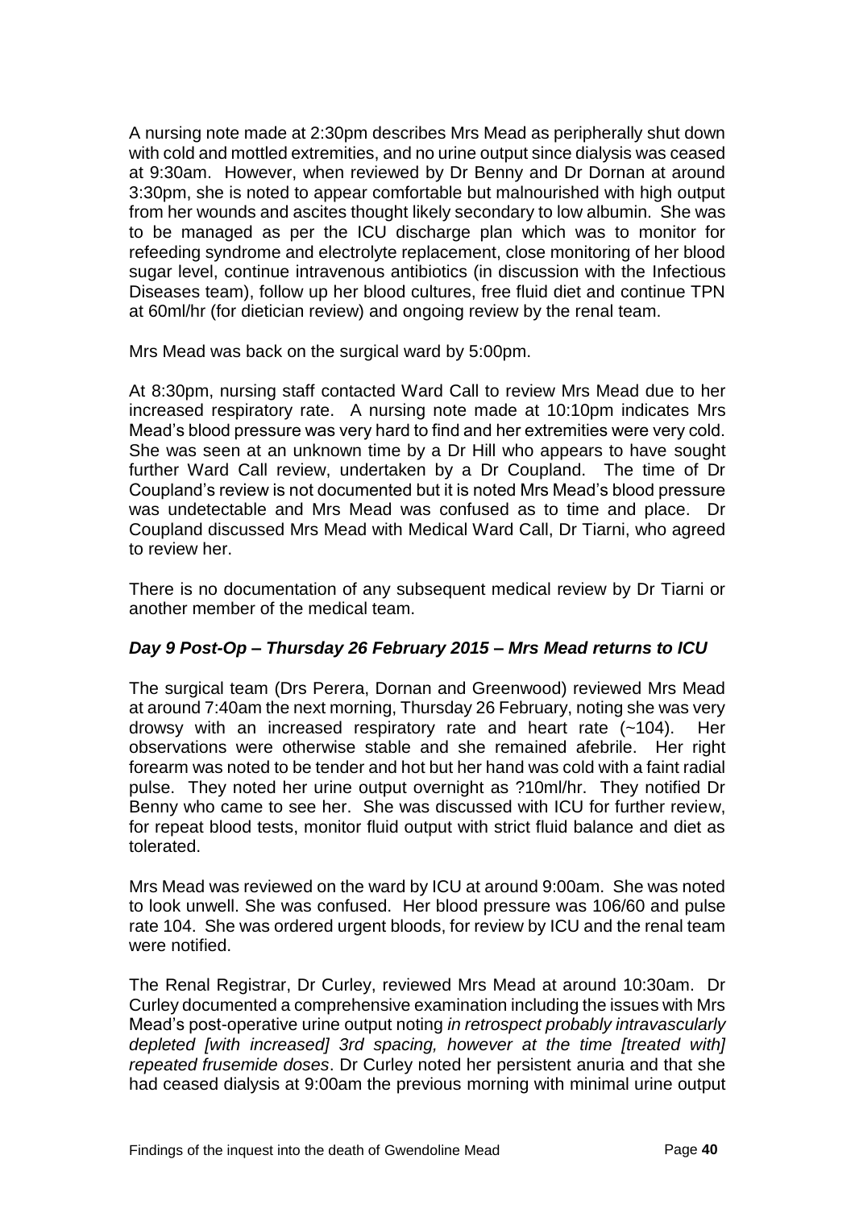A nursing note made at 2:30pm describes Mrs Mead as peripherally shut down with cold and mottled extremities, and no urine output since dialysis was ceased at 9:30am. However, when reviewed by Dr Benny and Dr Dornan at around 3:30pm, she is noted to appear comfortable but malnourished with high output from her wounds and ascites thought likely secondary to low albumin. She was to be managed as per the ICU discharge plan which was to monitor for refeeding syndrome and electrolyte replacement, close monitoring of her blood sugar level, continue intravenous antibiotics (in discussion with the Infectious Diseases team), follow up her blood cultures, free fluid diet and continue TPN at 60ml/hr (for dietician review) and ongoing review by the renal team.

Mrs Mead was back on the surgical ward by 5:00pm.

At 8:30pm, nursing staff contacted Ward Call to review Mrs Mead due to her increased respiratory rate. A nursing note made at 10:10pm indicates Mrs Mead's blood pressure was very hard to find and her extremities were very cold. She was seen at an unknown time by a Dr Hill who appears to have sought further Ward Call review, undertaken by a Dr Coupland. The time of Dr Coupland's review is not documented but it is noted Mrs Mead's blood pressure was undetectable and Mrs Mead was confused as to time and place. Dr Coupland discussed Mrs Mead with Medical Ward Call, Dr Tiarni, who agreed to review her.

There is no documentation of any subsequent medical review by Dr Tiarni or another member of the medical team.

### *Day 9 Post-Op – Thursday 26 February 2015 – Mrs Mead returns to ICU*

The surgical team (Drs Perera, Dornan and Greenwood) reviewed Mrs Mead at around 7:40am the next morning, Thursday 26 February, noting she was very drowsy with an increased respiratory rate and heart rate (~104). Her observations were otherwise stable and she remained afebrile. Her right forearm was noted to be tender and hot but her hand was cold with a faint radial pulse. They noted her urine output overnight as ?10ml/hr. They notified Dr Benny who came to see her. She was discussed with ICU for further review, for repeat blood tests, monitor fluid output with strict fluid balance and diet as tolerated.

Mrs Mead was reviewed on the ward by ICU at around 9:00am. She was noted to look unwell. She was confused. Her blood pressure was 106/60 and pulse rate 104. She was ordered urgent bloods, for review by ICU and the renal team were notified.

The Renal Registrar, Dr Curley, reviewed Mrs Mead at around 10:30am. Dr Curley documented a comprehensive examination including the issues with Mrs Mead's post-operative urine output noting *in retrospect probably intravascularly depleted [with increased] 3rd spacing, however at the time [treated with] repeated frusemide doses*. Dr Curley noted her persistent anuria and that she had ceased dialysis at 9:00am the previous morning with minimal urine output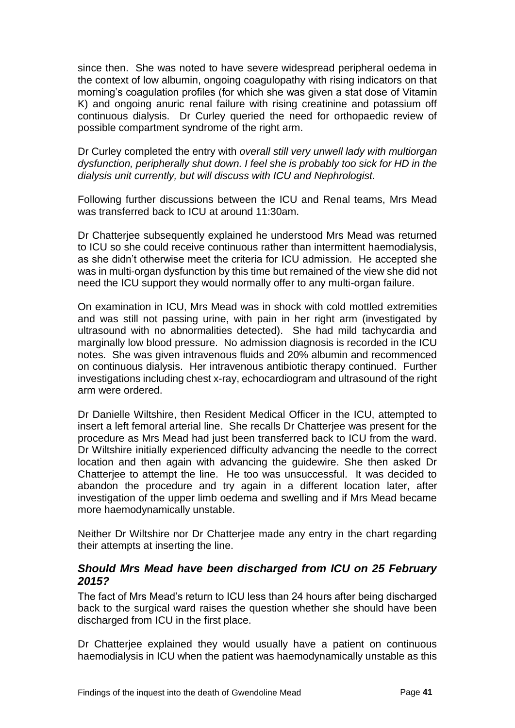since then. She was noted to have severe widespread peripheral oedema in the context of low albumin, ongoing coagulopathy with rising indicators on that morning's coagulation profiles (for which she was given a stat dose of Vitamin K) and ongoing anuric renal failure with rising creatinine and potassium off continuous dialysis. Dr Curley queried the need for orthopaedic review of possible compartment syndrome of the right arm.

Dr Curley completed the entry with *overall still very unwell lady with multiorgan dysfunction, peripherally shut down. I feel she is probably too sick for HD in the dialysis unit currently, but will discuss with ICU and Nephrologist.*

Following further discussions between the ICU and Renal teams, Mrs Mead was transferred back to ICU at around 11:30am.

Dr Chatterjee subsequently explained he understood Mrs Mead was returned to ICU so she could receive continuous rather than intermittent haemodialysis, as she didn't otherwise meet the criteria for ICU admission. He accepted she was in multi-organ dysfunction by this time but remained of the view she did not need the ICU support they would normally offer to any multi-organ failure.

On examination in ICU, Mrs Mead was in shock with cold mottled extremities and was still not passing urine, with pain in her right arm (investigated by ultrasound with no abnormalities detected). She had mild tachycardia and marginally low blood pressure. No admission diagnosis is recorded in the ICU notes. She was given intravenous fluids and 20% albumin and recommenced on continuous dialysis. Her intravenous antibiotic therapy continued. Further investigations including chest x-ray, echocardiogram and ultrasound of the right arm were ordered.

Dr Danielle Wiltshire, then Resident Medical Officer in the ICU, attempted to insert a left femoral arterial line. She recalls Dr Chatterjee was present for the procedure as Mrs Mead had just been transferred back to ICU from the ward. Dr Wiltshire initially experienced difficulty advancing the needle to the correct location and then again with advancing the guidewire. She then asked Dr Chatterjee to attempt the line. He too was unsuccessful. It was decided to abandon the procedure and try again in a different location later, after investigation of the upper limb oedema and swelling and if Mrs Mead became more haemodynamically unstable.

Neither Dr Wiltshire nor Dr Chatterjee made any entry in the chart regarding their attempts at inserting the line.

### *Should Mrs Mead have been discharged from ICU on 25 February 2015?*

The fact of Mrs Mead's return to ICU less than 24 hours after being discharged back to the surgical ward raises the question whether she should have been discharged from ICU in the first place.

Dr Chatterjee explained they would usually have a patient on continuous haemodialysis in ICU when the patient was haemodynamically unstable as this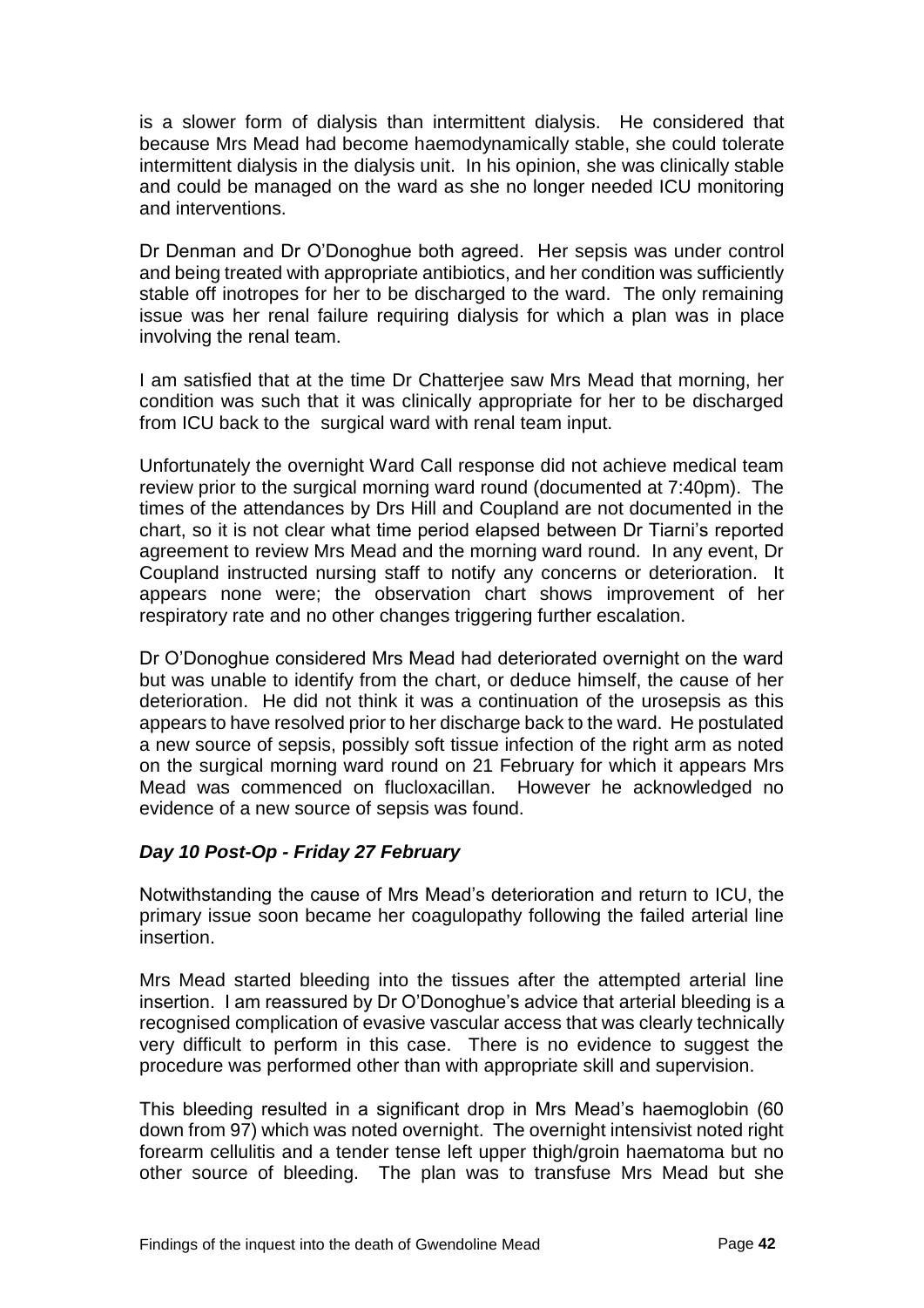is a slower form of dialysis than intermittent dialysis. He considered that because Mrs Mead had become haemodynamically stable, she could tolerate intermittent dialysis in the dialysis unit. In his opinion, she was clinically stable and could be managed on the ward as she no longer needed ICU monitoring and interventions.

Dr Denman and Dr O'Donoghue both agreed. Her sepsis was under control and being treated with appropriate antibiotics, and her condition was sufficiently stable off inotropes for her to be discharged to the ward. The only remaining issue was her renal failure requiring dialysis for which a plan was in place involving the renal team.

I am satisfied that at the time Dr Chatterjee saw Mrs Mead that morning, her condition was such that it was clinically appropriate for her to be discharged from ICU back to the surgical ward with renal team input.

Unfortunately the overnight Ward Call response did not achieve medical team review prior to the surgical morning ward round (documented at 7:40pm). The times of the attendances by Drs Hill and Coupland are not documented in the chart, so it is not clear what time period elapsed between Dr Tiarni's reported agreement to review Mrs Mead and the morning ward round. In any event, Dr Coupland instructed nursing staff to notify any concerns or deterioration. It appears none were; the observation chart shows improvement of her respiratory rate and no other changes triggering further escalation.

Dr O'Donoghue considered Mrs Mead had deteriorated overnight on the ward but was unable to identify from the chart, or deduce himself, the cause of her deterioration. He did not think it was a continuation of the urosepsis as this appears to have resolved prior to her discharge back to the ward. He postulated a new source of sepsis, possibly soft tissue infection of the right arm as noted on the surgical morning ward round on 21 February for which it appears Mrs Mead was commenced on flucloxacillan. However he acknowledged no evidence of a new source of sepsis was found.

### *Day 10 Post-Op - Friday 27 February*

Notwithstanding the cause of Mrs Mead's deterioration and return to ICU, the primary issue soon became her coagulopathy following the failed arterial line insertion.

Mrs Mead started bleeding into the tissues after the attempted arterial line insertion. I am reassured by Dr O'Donoghue's advice that arterial bleeding is a recognised complication of evasive vascular access that was clearly technically very difficult to perform in this case. There is no evidence to suggest the procedure was performed other than with appropriate skill and supervision.

This bleeding resulted in a significant drop in Mrs Mead's haemoglobin (60 down from 97) which was noted overnight. The overnight intensivist noted right forearm cellulitis and a tender tense left upper thigh/groin haematoma but no other source of bleeding. The plan was to transfuse Mrs Mead but she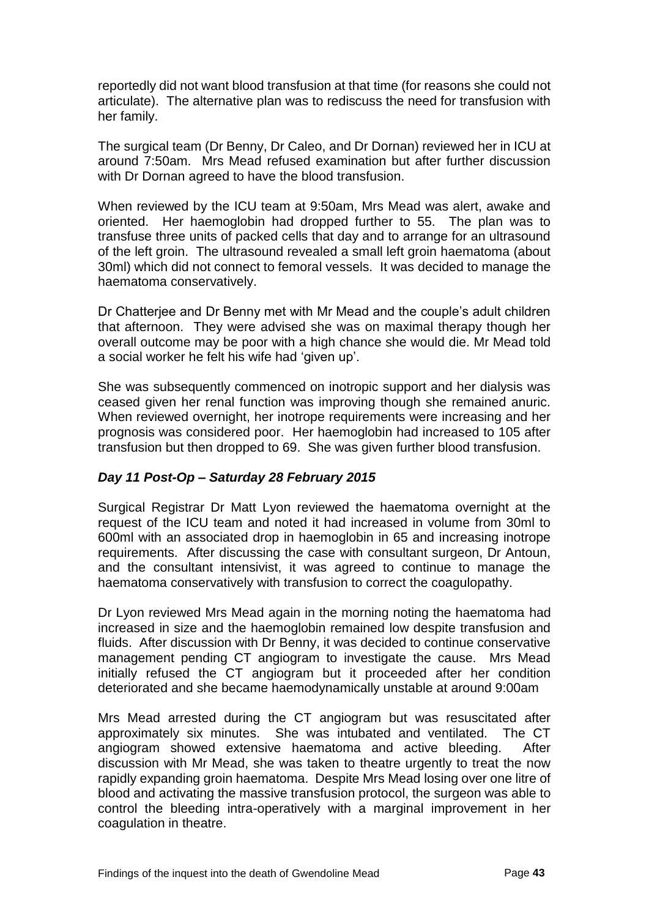reportedly did not want blood transfusion at that time (for reasons she could not articulate). The alternative plan was to rediscuss the need for transfusion with her family.

The surgical team (Dr Benny, Dr Caleo, and Dr Dornan) reviewed her in ICU at around 7:50am. Mrs Mead refused examination but after further discussion with Dr Dornan agreed to have the blood transfusion.

When reviewed by the ICU team at 9:50am, Mrs Mead was alert, awake and oriented. Her haemoglobin had dropped further to 55. The plan was to transfuse three units of packed cells that day and to arrange for an ultrasound of the left groin. The ultrasound revealed a small left groin haematoma (about 30ml) which did not connect to femoral vessels. It was decided to manage the haematoma conservatively.

Dr Chatterjee and Dr Benny met with Mr Mead and the couple's adult children that afternoon. They were advised she was on maximal therapy though her overall outcome may be poor with a high chance she would die. Mr Mead told a social worker he felt his wife had 'given up'.

She was subsequently commenced on inotropic support and her dialysis was ceased given her renal function was improving though she remained anuric. When reviewed overnight, her inotrope requirements were increasing and her prognosis was considered poor. Her haemoglobin had increased to 105 after transfusion but then dropped to 69. She was given further blood transfusion.

### *Day 11 Post-Op – Saturday 28 February 2015*

Surgical Registrar Dr Matt Lyon reviewed the haematoma overnight at the request of the ICU team and noted it had increased in volume from 30ml to 600ml with an associated drop in haemoglobin in 65 and increasing inotrope requirements. After discussing the case with consultant surgeon, Dr Antoun, and the consultant intensivist, it was agreed to continue to manage the haematoma conservatively with transfusion to correct the coagulopathy.

Dr Lyon reviewed Mrs Mead again in the morning noting the haematoma had increased in size and the haemoglobin remained low despite transfusion and fluids. After discussion with Dr Benny, it was decided to continue conservative management pending CT angiogram to investigate the cause. Mrs Mead initially refused the CT angiogram but it proceeded after her condition deteriorated and she became haemodynamically unstable at around 9:00am

Mrs Mead arrested during the CT angiogram but was resuscitated after approximately six minutes. She was intubated and ventilated. The CT angiogram showed extensive haematoma and active bleeding. After discussion with Mr Mead, she was taken to theatre urgently to treat the now rapidly expanding groin haematoma. Despite Mrs Mead losing over one litre of blood and activating the massive transfusion protocol, the surgeon was able to control the bleeding intra-operatively with a marginal improvement in her coagulation in theatre.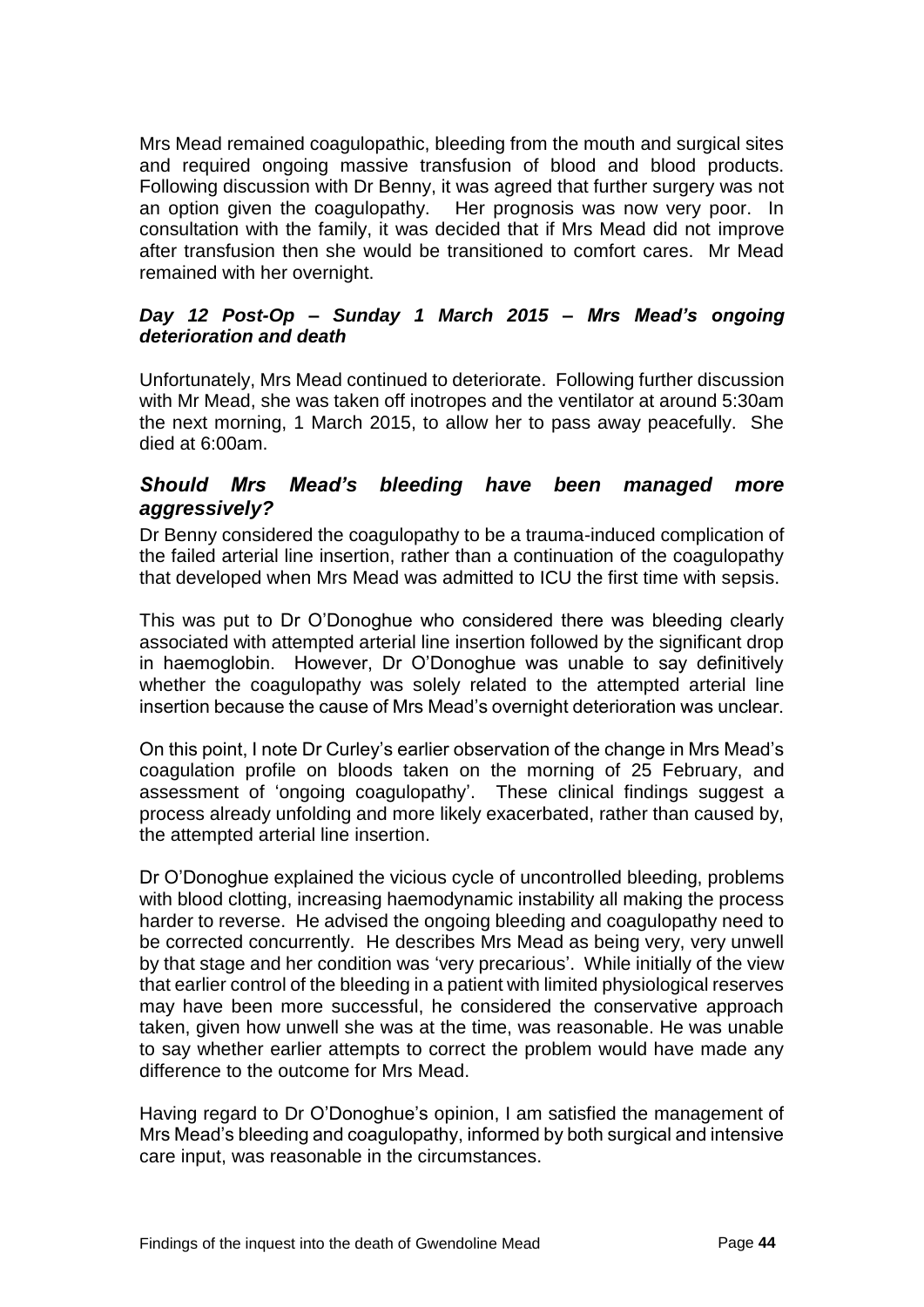Mrs Mead remained coagulopathic, bleeding from the mouth and surgical sites and required ongoing massive transfusion of blood and blood products. Following discussion with Dr Benny, it was agreed that further surgery was not an option given the coagulopathy. Her prognosis was now very poor. In consultation with the family, it was decided that if Mrs Mead did not improve after transfusion then she would be transitioned to comfort cares. Mr Mead remained with her overnight.

#### *Day 12 Post-Op – Sunday 1 March 2015 – Mrs Mead's ongoing deterioration and death*

Unfortunately, Mrs Mead continued to deteriorate. Following further discussion with Mr Mead, she was taken off inotropes and the ventilator at around 5:30am the next morning, 1 March 2015, to allow her to pass away peacefully. She died at 6:00am.

### *Should Mrs Mead's bleeding have been managed more aggressively?*

Dr Benny considered the coagulopathy to be a trauma-induced complication of the failed arterial line insertion, rather than a continuation of the coagulopathy that developed when Mrs Mead was admitted to ICU the first time with sepsis.

This was put to Dr O'Donoghue who considered there was bleeding clearly associated with attempted arterial line insertion followed by the significant drop in haemoglobin. However, Dr O'Donoghue was unable to say definitively whether the coagulopathy was solely related to the attempted arterial line insertion because the cause of Mrs Mead's overnight deterioration was unclear.

On this point, I note Dr Curley's earlier observation of the change in Mrs Mead's coagulation profile on bloods taken on the morning of 25 February, and assessment of 'ongoing coagulopathy'. These clinical findings suggest a process already unfolding and more likely exacerbated, rather than caused by, the attempted arterial line insertion.

Dr O'Donoghue explained the vicious cycle of uncontrolled bleeding, problems with blood clotting, increasing haemodynamic instability all making the process harder to reverse. He advised the ongoing bleeding and coagulopathy need to be corrected concurrently. He describes Mrs Mead as being very, very unwell by that stage and her condition was 'very precarious'. While initially of the view that earlier control of the bleeding in a patient with limited physiological reserves may have been more successful, he considered the conservative approach taken, given how unwell she was at the time, was reasonable. He was unable to say whether earlier attempts to correct the problem would have made any difference to the outcome for Mrs Mead.

Having regard to Dr O'Donoghue's opinion, I am satisfied the management of Mrs Mead's bleeding and coagulopathy, informed by both surgical and intensive care input, was reasonable in the circumstances.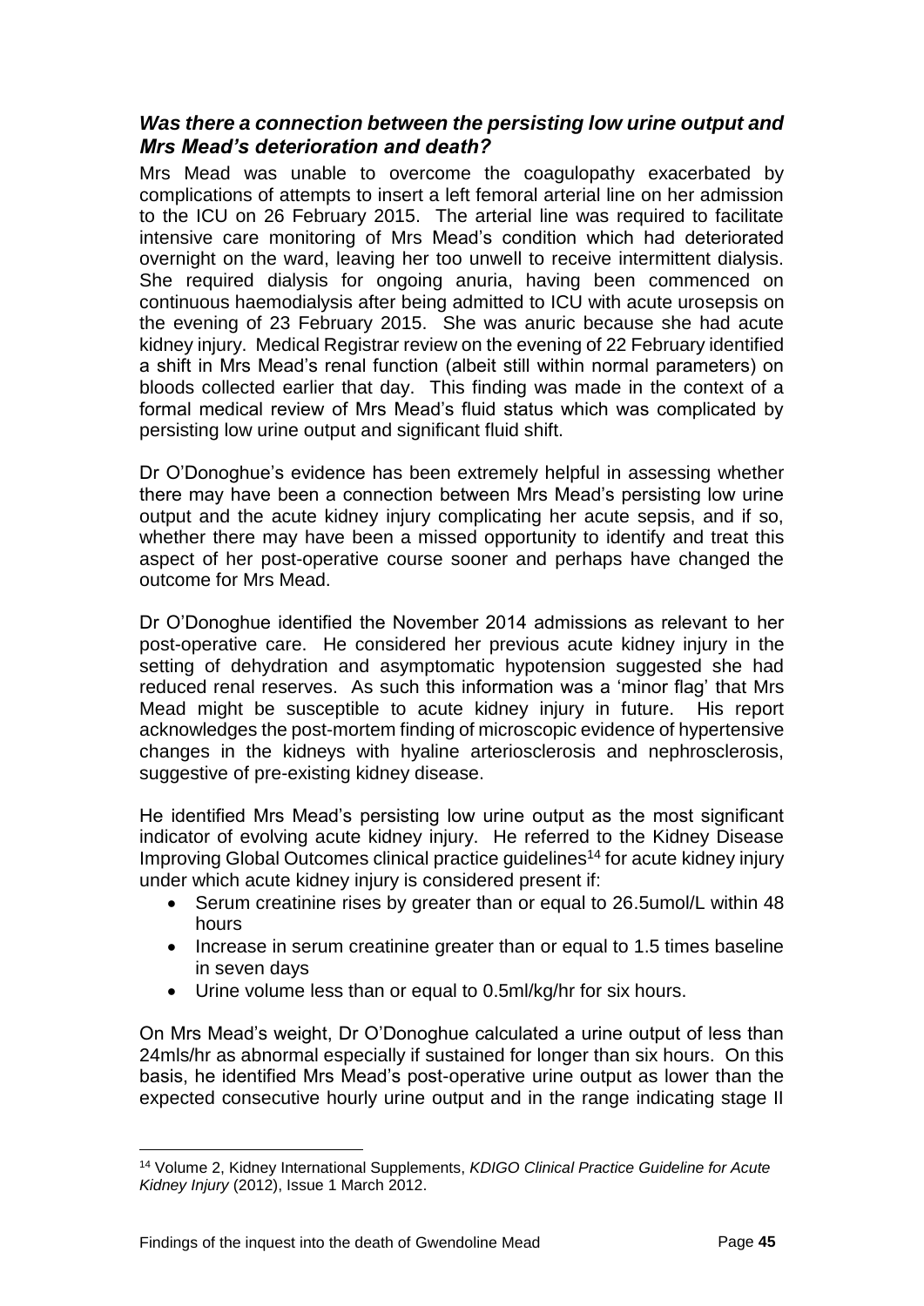### *Was there a connection between the persisting low urine output and Mrs Mead's deterioration and death?*

Mrs Mead was unable to overcome the coagulopathy exacerbated by complications of attempts to insert a left femoral arterial line on her admission to the ICU on 26 February 2015. The arterial line was required to facilitate intensive care monitoring of Mrs Mead's condition which had deteriorated overnight on the ward, leaving her too unwell to receive intermittent dialysis. She required dialysis for ongoing anuria, having been commenced on continuous haemodialysis after being admitted to ICU with acute urosepsis on the evening of 23 February 2015. She was anuric because she had acute kidney injury. Medical Registrar review on the evening of 22 February identified a shift in Mrs Mead's renal function (albeit still within normal parameters) on bloods collected earlier that day. This finding was made in the context of a formal medical review of Mrs Mead's fluid status which was complicated by persisting low urine output and significant fluid shift.

Dr O'Donoghue's evidence has been extremely helpful in assessing whether there may have been a connection between Mrs Mead's persisting low urine output and the acute kidney injury complicating her acute sepsis, and if so, whether there may have been a missed opportunity to identify and treat this aspect of her post-operative course sooner and perhaps have changed the outcome for Mrs Mead.

Dr O'Donoghue identified the November 2014 admissions as relevant to her post-operative care. He considered her previous acute kidney injury in the setting of dehydration and asymptomatic hypotension suggested she had reduced renal reserves. As such this information was a 'minor flag' that Mrs Mead might be susceptible to acute kidney injury in future. His report acknowledges the post-mortem finding of microscopic evidence of hypertensive changes in the kidneys with hyaline arteriosclerosis and nephrosclerosis, suggestive of pre-existing kidney disease.

He identified Mrs Mead's persisting low urine output as the most significant indicator of evolving acute kidney injury. He referred to the Kidney Disease Improving Global Outcomes clinical practice guidelines[14] for acute kidney injury under which acute kidney injury is considered present if:

- Serum creatinine rises by greater than or equal to 26.5umol/L within 48 hours
- Increase in serum creatinine greater than or equal to 1.5 times baseline in seven days
- Urine volume less than or equal to 0.5ml/kg/hr for six hours.

On Mrs Mead's weight, Dr O'Donoghue calculated a urine output of less than 24mls/hr as abnormal especially if sustained for longer than six hours. On this basis, he identified Mrs Mead's post-operative urine output as lower than the expected consecutive hourly urine output and in the range indicating stage II

---

[14] Volume 2, Kidney International Supplements, *KDIGO Clinical Practice Guideline for Acute Kidney Injury* (2012), Issue 1 March 2012.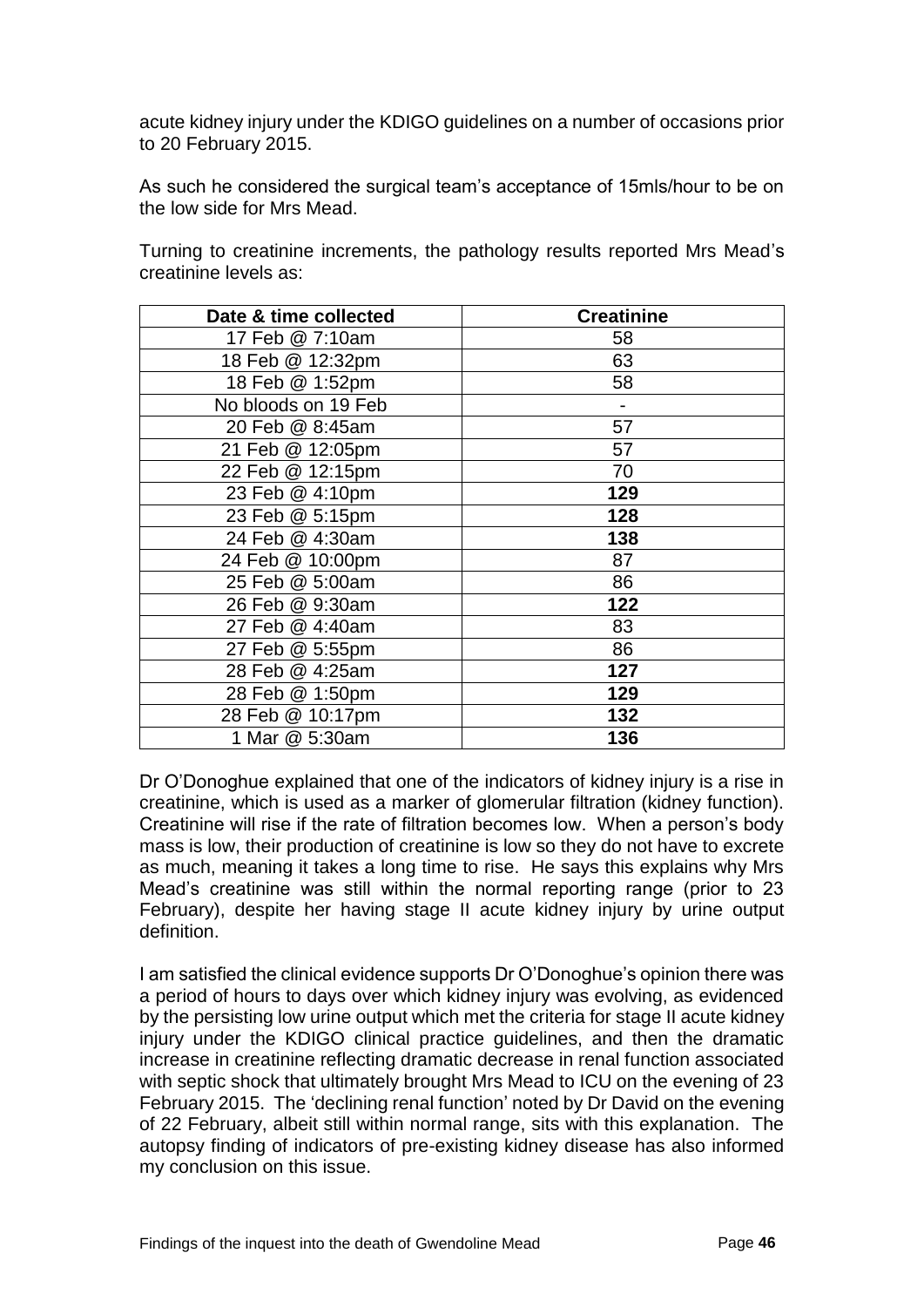acute kidney injury under the KDIGO guidelines on a number of occasions prior to 20 February 2015.

As such he considered the surgical team's acceptance of 15mls/hour to be on the low side for Mrs Mead.

Turning to creatinine increments, the pathology results reported Mrs Mead's creatinine levels as:

| Date & time collected | Creatinine |
|---|---|
| 17 Feb @ 7:10am | 58 |
| 18 Feb @ 12:32pm | 63 |
| 18 Feb @ 1:52pm | 58 |
| No bloods on 19 Feb | - |
| 20 Feb @ 8:45am | 57 |
| 21 Feb @ 12:05pm | 57 |
| 22 Feb @ 12:15pm | 70 |
| 23 Feb @ 4:10pm | **129** |
| 23 Feb @ 5:15pm | **128** |
| 24 Feb @ 4:30am | **138** |
| 24 Feb @ 10:00pm | 87 |
| 25 Feb @ 5:00am | 86 |
| 26 Feb @ 9:30am | **122** |
| 27 Feb @ 4:40am | 83 |
| 27 Feb @ 5:55pm | 86 |
| 28 Feb @ 4:25am | **127** |
| 28 Feb @ 1:50pm | **129** |
| 28 Feb @ 10:17pm | **132** |
| 1 Mar @ 5:30am | **136** |

Dr O'Donoghue explained that one of the indicators of kidney injury is a rise in creatinine, which is used as a marker of glomerular filtration (kidney function). Creatinine will rise if the rate of filtration becomes low. When a person's body mass is low, their production of creatinine is low so they do not have to excrete as much, meaning it takes a long time to rise. He says this explains why Mrs Mead's creatinine was still within the normal reporting range (prior to 23 February), despite her having stage II acute kidney injury by urine output definition.

I am satisfied the clinical evidence supports Dr O'Donoghue's opinion there was a period of hours to days over which kidney injury was evolving, as evidenced by the persisting low urine output which met the criteria for stage II acute kidney injury under the KDIGO clinical practice guidelines, and then the dramatic increase in creatinine reflecting dramatic decrease in renal function associated with septic shock that ultimately brought Mrs Mead to ICU on the evening of 23 February 2015. The 'declining renal function' noted by Dr David on the evening of 22 February, albeit still within normal range, sits with this explanation. The autopsy finding of indicators of pre-existing kidney disease has also informed my conclusion on this issue.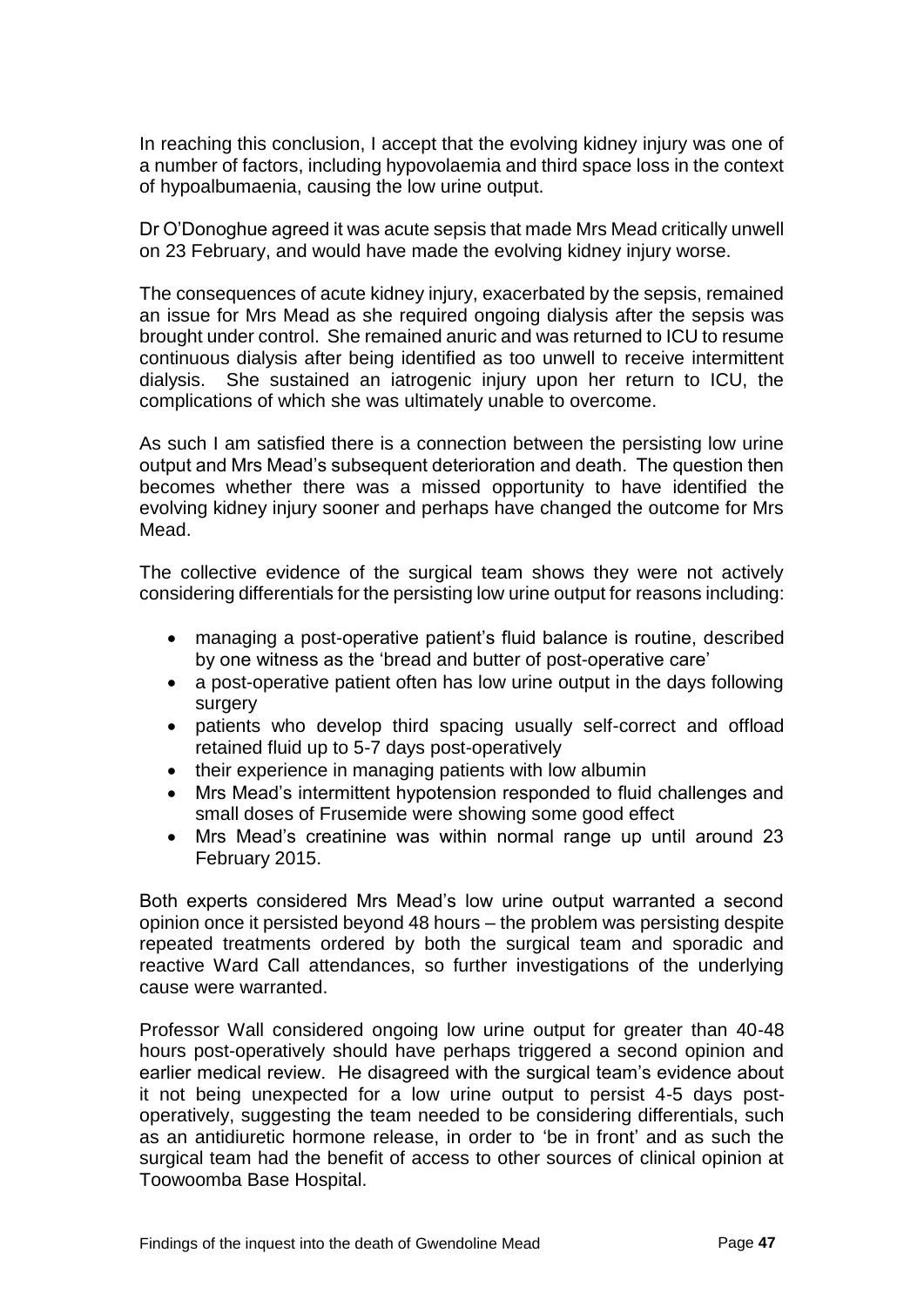In reaching this conclusion, I accept that the evolving kidney injury was one of a number of factors, including hypovolaemia and third space loss in the context of hypoalbumaenia, causing the low urine output.

Dr O'Donoghue agreed it was acute sepsis that made Mrs Mead critically unwell on 23 February, and would have made the evolving kidney injury worse.

The consequences of acute kidney injury, exacerbated by the sepsis, remained an issue for Mrs Mead as she required ongoing dialysis after the sepsis was brought under control. She remained anuric and was returned to ICU to resume continuous dialysis after being identified as too unwell to receive intermittent dialysis. She sustained an iatrogenic injury upon her return to ICU, the complications of which she was ultimately unable to overcome.

As such I am satisfied there is a connection between the persisting low urine output and Mrs Mead's subsequent deterioration and death. The question then becomes whether there was a missed opportunity to have identified the evolving kidney injury sooner and perhaps have changed the outcome for Mrs Mead.

The collective evidence of the surgical team shows they were not actively considering differentials for the persisting low urine output for reasons including:

- managing a post-operative patient's fluid balance is routine, described by one witness as the 'bread and butter of post-operative care'
- a post-operative patient often has low urine output in the days following surgery
- patients who develop third spacing usually self-correct and offload retained fluid up to 5-7 days post-operatively
- their experience in managing patients with low albumin
- Mrs Mead's intermittent hypotension responded to fluid challenges and small doses of Frusemide were showing some good effect
- Mrs Mead's creatinine was within normal range up until around 23 February 2015.

Both experts considered Mrs Mead's low urine output warranted a second opinion once it persisted beyond 48 hours – the problem was persisting despite repeated treatments ordered by both the surgical team and sporadic and reactive Ward Call attendances, so further investigations of the underlying cause were warranted.

Professor Wall considered ongoing low urine output for greater than 40-48 hours post-operatively should have perhaps triggered a second opinion and earlier medical review. He disagreed with the surgical team's evidence about it not being unexpected for a low urine output to persist 4-5 days post-operatively, suggesting the team needed to be considering differentials, such as an antidiuretic hormone release, in order to 'be in front' and as such the surgical team had the benefit of access to other sources of clinical opinion at Toowoomba Base Hospital.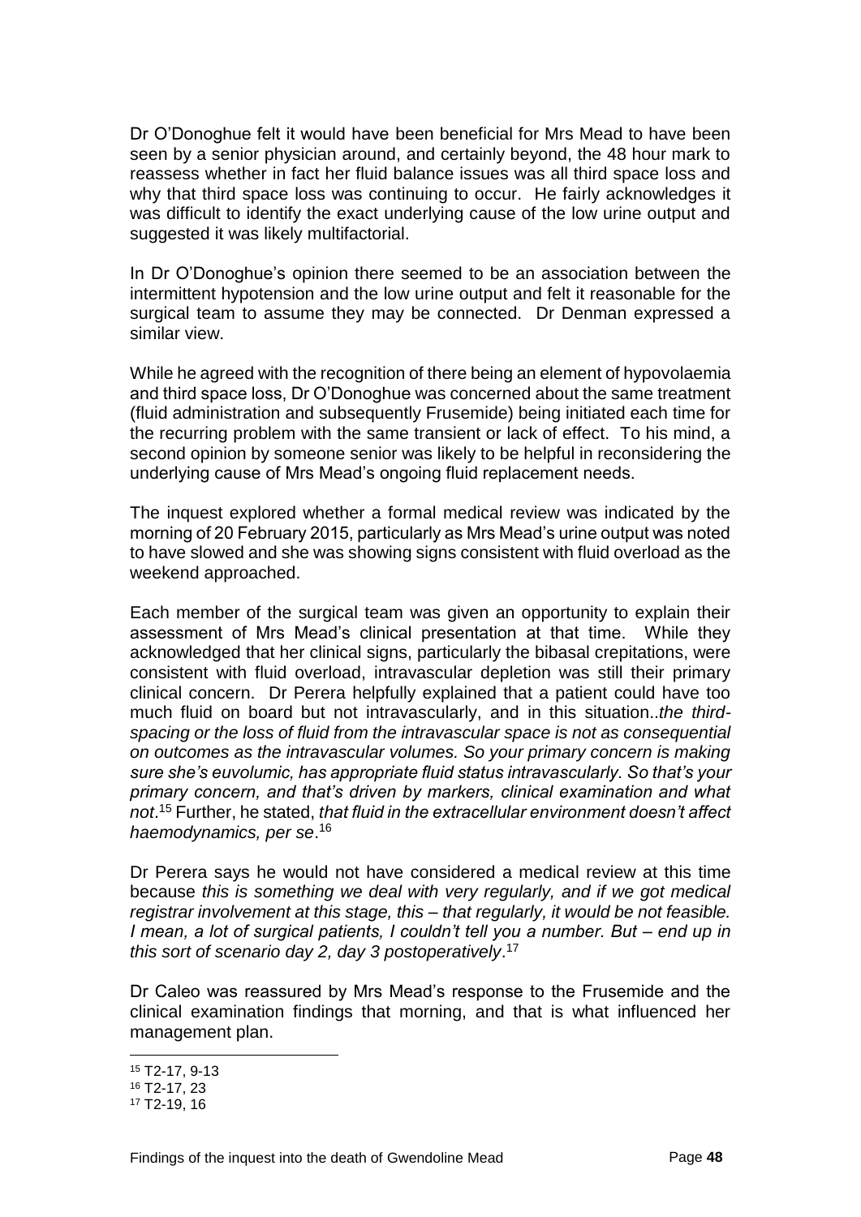Dr O'Donoghue felt it would have been beneficial for Mrs Mead to have been seen by a senior physician around, and certainly beyond, the 48 hour mark to reassess whether in fact her fluid balance issues was all third space loss and why that third space loss was continuing to occur. He fairly acknowledges it was difficult to identify the exact underlying cause of the low urine output and suggested it was likely multifactorial.

In Dr O'Donoghue's opinion there seemed to be an association between the intermittent hypotension and the low urine output and felt it reasonable for the surgical team to assume they may be connected. Dr Denman expressed a similar view.

While he agreed with the recognition of there being an element of hypovolaemia and third space loss, Dr O'Donoghue was concerned about the same treatment (fluid administration and subsequently Frusemide) being initiated each time for the recurring problem with the same transient or lack of effect. To his mind, a second opinion by someone senior was likely to be helpful in reconsidering the underlying cause of Mrs Mead's ongoing fluid replacement needs.

The inquest explored whether a formal medical review was indicated by the morning of 20 February 2015, particularly as Mrs Mead's urine output was noted to have slowed and she was showing signs consistent with fluid overload as the weekend approached.

Each member of the surgical team was given an opportunity to explain their assessment of Mrs Mead's clinical presentation at that time. While they acknowledged that her clinical signs, particularly the bibasal crepitations, were consistent with fluid overload, intravascular depletion was still their primary clinical concern. Dr Perera helpfully explained that a patient could have too much fluid on board but not intravascularly, and in this situation..*the third-spacing or the loss of fluid from the intravascular space is not as consequential on outcomes as the intravascular volumes. So your primary concern is making sure she's euvolumic, has appropriate fluid status intravascularly. So that's your primary concern, and that's driven by markers, clinical examination and what not*.[15] Further, he stated, *that fluid in the extracellular environment doesn't affect haemodynamics, per se*.[16]

Dr Perera says he would not have considered a medical review at this time because *this is something we deal with very regularly, and if we got medical registrar involvement at this stage, this – that regularly, it would be not feasible. I mean, a lot of surgical patients, I couldn't tell you a number. But – end up in this sort of scenario day 2, day 3 postoperatively*.[17]

Dr Caleo was reassured by Mrs Mead's response to the Frusemide and the clinical examination findings that morning, and that is what influenced her management plan.

---

[15] T2-17, 9-13

[16] T2-17, 23

[17] T2-19, 16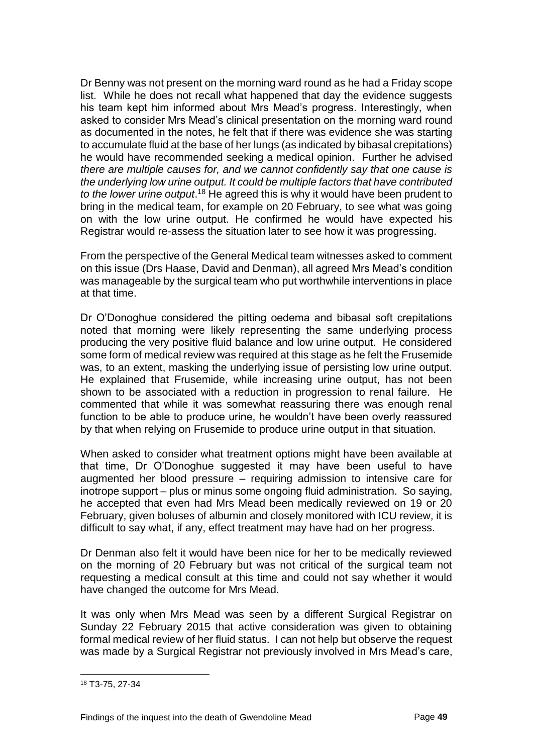Dr Benny was not present on the morning ward round as he had a Friday scope list. While he does not recall what happened that day the evidence suggests his team kept him informed about Mrs Mead's progress. Interestingly, when asked to consider Mrs Mead's clinical presentation on the morning ward round as documented in the notes, he felt that if there was evidence she was starting to accumulate fluid at the base of her lungs (as indicated by bibasal crepitations) he would have recommended seeking a medical opinion. Further he advised *there are multiple causes for, and we cannot confidently say that one cause is the underlying low urine output. It could be multiple factors that have contributed to the lower urine output*.[18] He agreed this is why it would have been prudent to bring in the medical team, for example on 20 February, to see what was going on with the low urine output. He confirmed he would have expected his Registrar would re-assess the situation later to see how it was progressing.

From the perspective of the General Medical team witnesses asked to comment on this issue (Drs Haase, David and Denman), all agreed Mrs Mead's condition was manageable by the surgical team who put worthwhile interventions in place at that time.

Dr O'Donoghue considered the pitting oedema and bibasal soft crepitations noted that morning were likely representing the same underlying process producing the very positive fluid balance and low urine output. He considered some form of medical review was required at this stage as he felt the Frusemide was, to an extent, masking the underlying issue of persisting low urine output. He explained that Frusemide, while increasing urine output, has not been shown to be associated with a reduction in progression to renal failure. He commented that while it was somewhat reassuring there was enough renal function to be able to produce urine, he wouldn't have been overly reassured by that when relying on Frusemide to produce urine output in that situation.

When asked to consider what treatment options might have been available at that time, Dr O'Donoghue suggested it may have been useful to have augmented her blood pressure – requiring admission to intensive care for inotrope support – plus or minus some ongoing fluid administration. So saying, he accepted that even had Mrs Mead been medically reviewed on 19 or 20 February, given boluses of albumin and closely monitored with ICU review, it is difficult to say what, if any, effect treatment may have had on her progress.

Dr Denman also felt it would have been nice for her to be medically reviewed on the morning of 20 February but was not critical of the surgical team not requesting a medical consult at this time and could not say whether it would have changed the outcome for Mrs Mead.

It was only when Mrs Mead was seen by a different Surgical Registrar on Sunday 22 February 2015 that active consideration was given to obtaining formal medical review of her fluid status. I can not help but observe the request was made by a Surgical Registrar not previously involved in Mrs Mead's care,

[18] T3-75, 27-34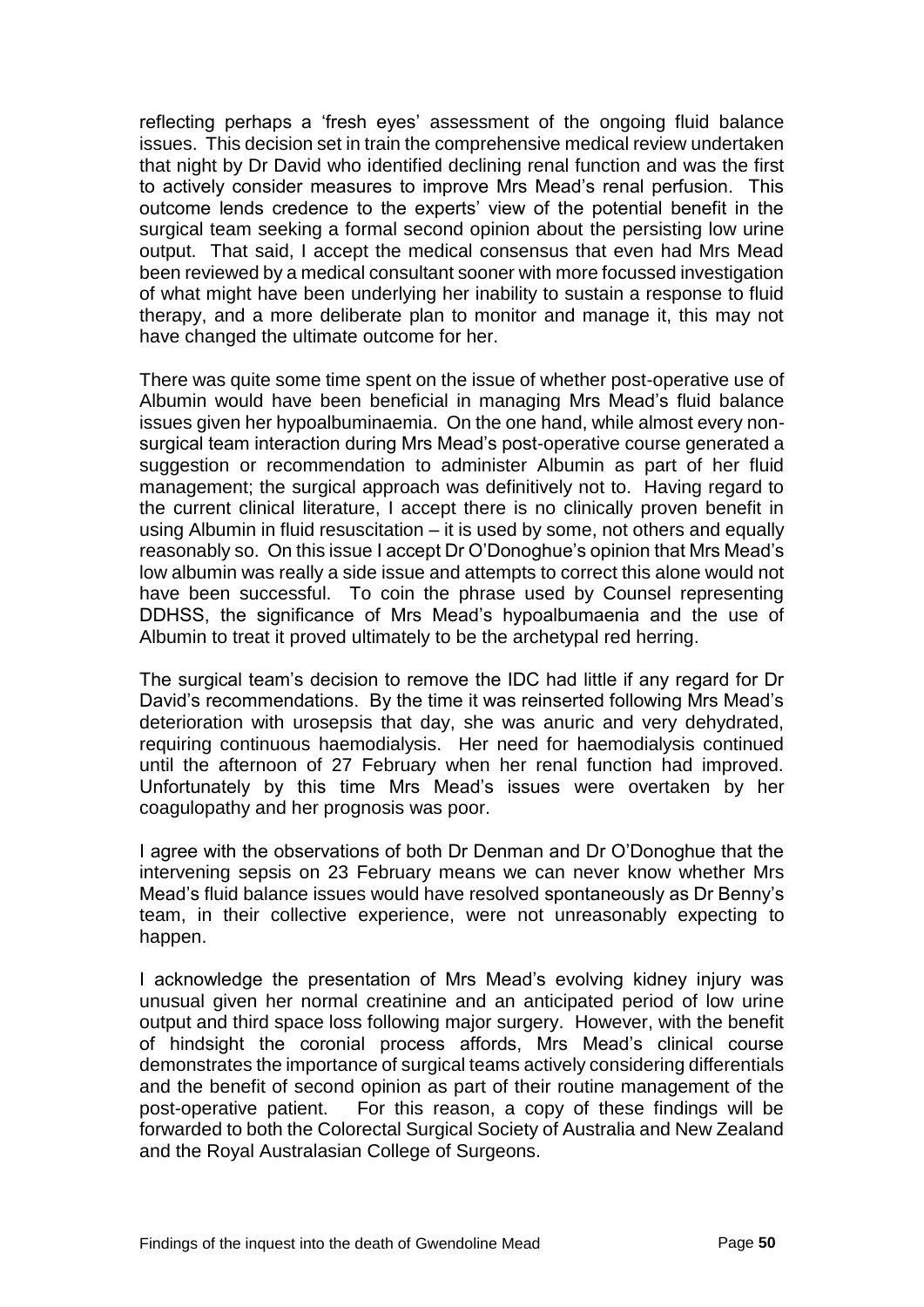reflecting perhaps a 'fresh eyes' assessment of the ongoing fluid balance issues. This decision set in train the comprehensive medical review undertaken that night by Dr David who identified declining renal function and was the first to actively consider measures to improve Mrs Mead's renal perfusion. This outcome lends credence to the experts' view of the potential benefit in the surgical team seeking a formal second opinion about the persisting low urine output. That said, I accept the medical consensus that even had Mrs Mead been reviewed by a medical consultant sooner with more focussed investigation of what might have been underlying her inability to sustain a response to fluid therapy, and a more deliberate plan to monitor and manage it, this may not have changed the ultimate outcome for her.

There was quite some time spent on the issue of whether post-operative use of Albumin would have been beneficial in managing Mrs Mead's fluid balance issues given her hypoalbuminaemia. On the one hand, while almost every non-surgical team interaction during Mrs Mead's post-operative course generated a suggestion or recommendation to administer Albumin as part of her fluid management; the surgical approach was definitively not to. Having regard to the current clinical literature, I accept there is no clinically proven benefit in using Albumin in fluid resuscitation – it is used by some, not others and equally reasonably so. On this issue I accept Dr O'Donoghue's opinion that Mrs Mead's low albumin was really a side issue and attempts to correct this alone would not have been successful. To coin the phrase used by Counsel representing DDHSS, the significance of Mrs Mead's hypoalbumaenia and the use of Albumin to treat it proved ultimately to be the archetypal red herring.

The surgical team's decision to remove the IDC had little if any regard for Dr David's recommendations. By the time it was reinserted following Mrs Mead's deterioration with urosepsis that day, she was anuric and very dehydrated, requiring continuous haemodialysis. Her need for haemodialysis continued until the afternoon of 27 February when her renal function had improved. Unfortunately by this time Mrs Mead's issues were overtaken by her coagulopathy and her prognosis was poor.

I agree with the observations of both Dr Denman and Dr O'Donoghue that the intervening sepsis on 23 February means we can never know whether Mrs Mead's fluid balance issues would have resolved spontaneously as Dr Benny's team, in their collective experience, were not unreasonably expecting to happen.

I acknowledge the presentation of Mrs Mead's evolving kidney injury was unusual given her normal creatinine and an anticipated period of low urine output and third space loss following major surgery. However, with the benefit of hindsight the coronial process affords, Mrs Mead's clinical course demonstrates the importance of surgical teams actively considering differentials and the benefit of second opinion as part of their routine management of the post-operative patient. For this reason, a copy of these findings will be forwarded to both the Colorectal Surgical Society of Australia and New Zealand and the Royal Australasian College of Surgeons.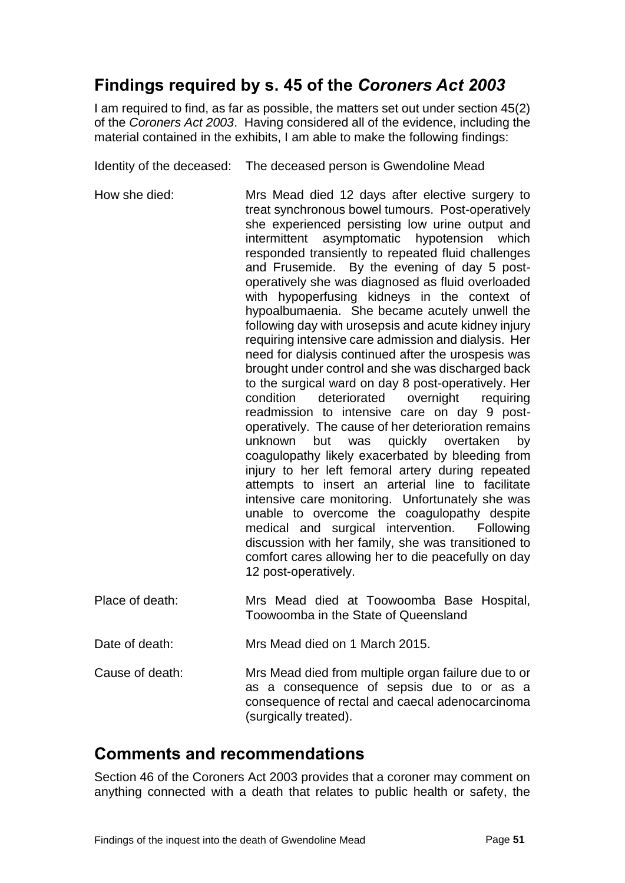## Findings required by s. 45 of the *Coroners Act 2003*

I am required to find, as far as possible, the matters set out under section 45(2) of the *Coroners Act 2003*. Having considered all of the evidence, including the material contained in the exhibits, I am able to make the following findings:

Identity of the deceased: The deceased person is Gwendoline Mead

How she died: Mrs Mead died 12 days after elective surgery to treat synchronous bowel tumours. Post-operatively she experienced persisting low urine output and intermittent asymptomatic hypotension which responded transiently to repeated fluid challenges and Frusemide. By the evening of day 5 post-operatively she was diagnosed as fluid overloaded with hypoperfusing kidneys in the context of hypoalbumaenia. She became acutely unwell the following day with urosepsis and acute kidney injury requiring intensive care admission and dialysis. Her need for dialysis continued after the urospesis was brought under control and she was discharged back to the surgical ward on day 8 post-operatively. Her condition deteriorated overnight requiring readmission to intensive care on day 9 post-operatively. The cause of her deterioration remains unknown but was quickly overtaken by coagulopathy likely exacerbated by bleeding from injury to her left femoral artery during repeated attempts to insert an arterial line to facilitate intensive care monitoring. Unfortunately she was unable to overcome the coagulopathy despite medical and surgical intervention. Following discussion with her family, she was transitioned to comfort cares allowing her to die peacefully on day 12 post-operatively.

Place of death: Mrs Mead died at Toowoomba Base Hospital, Toowoomba in the State of Queensland

Date of death: Mrs Mead died on 1 March 2015.

Cause of death: Mrs Mead died from multiple organ failure due to or as a consequence of sepsis due to or as a consequence of rectal and caecal adenocarcinoma (surgically treated).

## Comments and recommendations

Section 46 of the Coroners Act 2003 provides that a coroner may comment on anything connected with a death that relates to public health or safety, the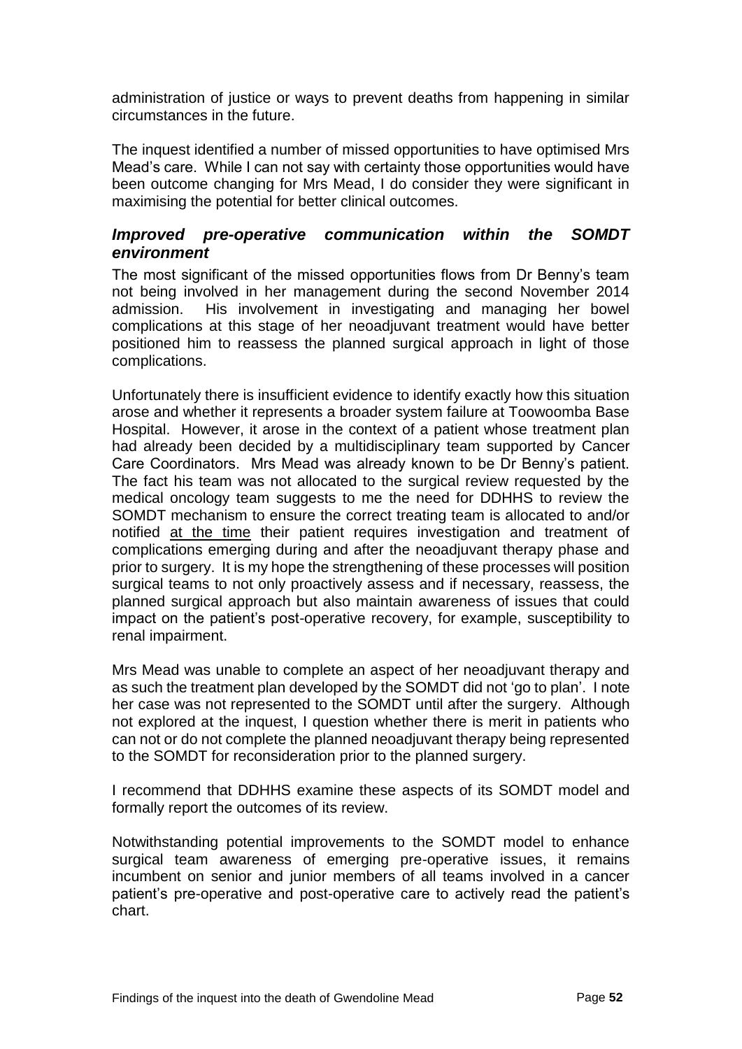administration of justice or ways to prevent deaths from happening in similar circumstances in the future.

The inquest identified a number of missed opportunities to have optimised Mrs Mead's care. While I can not say with certainty those opportunities would have been outcome changing for Mrs Mead, I do consider they were significant in maximising the potential for better clinical outcomes.

### *Improved pre-operative communication within the SOMDT environment*

The most significant of the missed opportunities flows from Dr Benny's team not being involved in her management during the second November 2014 admission. His involvement in investigating and managing her bowel complications at this stage of her neoadjuvant treatment would have better positioned him to reassess the planned surgical approach in light of those complications.

Unfortunately there is insufficient evidence to identify exactly how this situation arose and whether it represents a broader system failure at Toowoomba Base Hospital. However, it arose in the context of a patient whose treatment plan had already been decided by a multidisciplinary team supported by Cancer Care Coordinators. Mrs Mead was already known to be Dr Benny's patient. The fact his team was not allocated to the surgical review requested by the medical oncology team suggests to me the need for DDHHS to review the SOMDT mechanism to ensure the correct treating team is allocated to and/or notified <u>at the time</u> their patient requires investigation and treatment of complications emerging during and after the neoadjuvant therapy phase and prior to surgery. It is my hope the strengthening of these processes will position surgical teams to not only proactively assess and if necessary, reassess, the planned surgical approach but also maintain awareness of issues that could impact on the patient's post-operative recovery, for example, susceptibility to renal impairment.

Mrs Mead was unable to complete an aspect of her neoadjuvant therapy and as such the treatment plan developed by the SOMDT did not 'go to plan'. I note her case was not represented to the SOMDT until after the surgery. Although not explored at the inquest, I question whether there is merit in patients who can not or do not complete the planned neoadjuvant therapy being represented to the SOMDT for reconsideration prior to the planned surgery.

I recommend that DDHHS examine these aspects of its SOMDT model and formally report the outcomes of its review.

Notwithstanding potential improvements to the SOMDT model to enhance surgical team awareness of emerging pre-operative issues, it remains incumbent on senior and junior members of all teams involved in a cancer patient's pre-operative and post-operative care to actively read the patient's chart.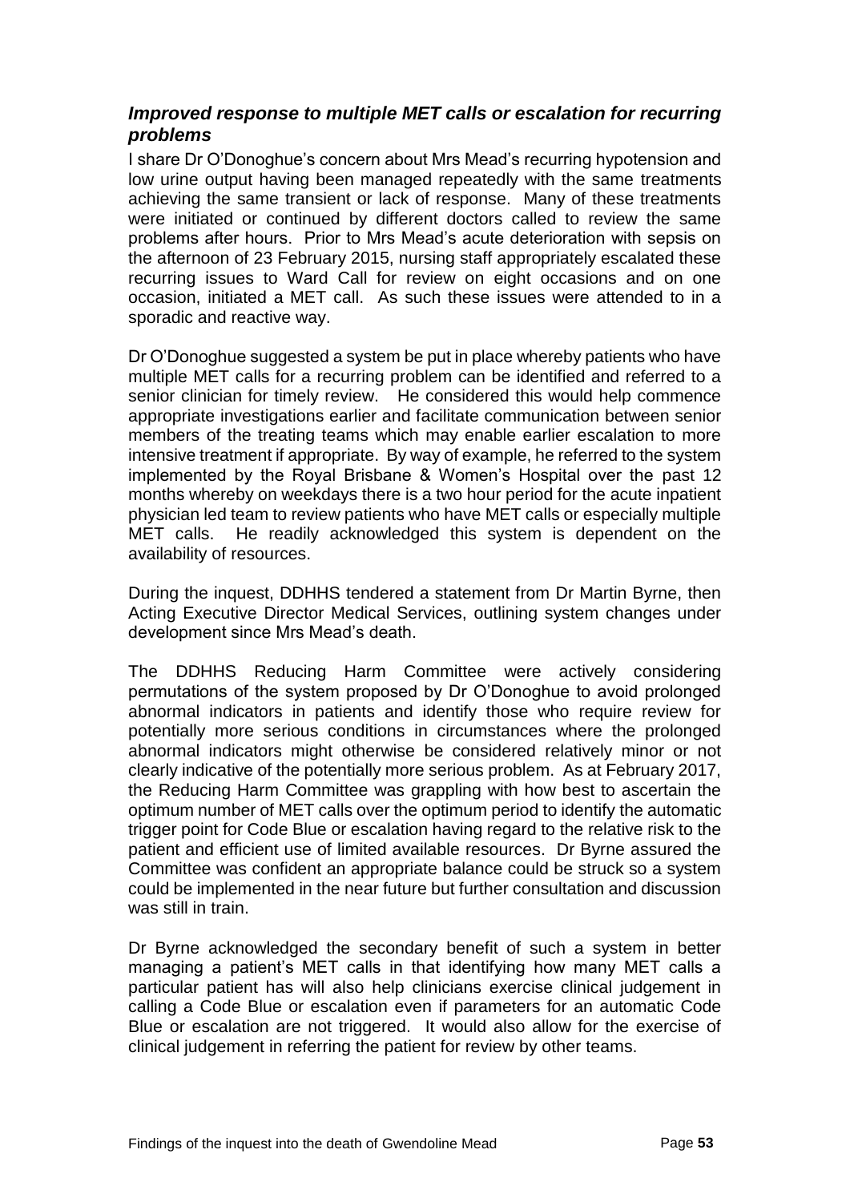### *Improved response to multiple MET calls or escalation for recurring problems*

I share Dr O'Donoghue's concern about Mrs Mead's recurring hypotension and low urine output having been managed repeatedly with the same treatments achieving the same transient or lack of response. Many of these treatments were initiated or continued by different doctors called to review the same problems after hours. Prior to Mrs Mead's acute deterioration with sepsis on the afternoon of 23 February 2015, nursing staff appropriately escalated these recurring issues to Ward Call for review on eight occasions and on one occasion, initiated a MET call. As such these issues were attended to in a sporadic and reactive way.

Dr O'Donoghue suggested a system be put in place whereby patients who have multiple MET calls for a recurring problem can be identified and referred to a senior clinician for timely review. He considered this would help commence appropriate investigations earlier and facilitate communication between senior members of the treating teams which may enable earlier escalation to more intensive treatment if appropriate. By way of example, he referred to the system implemented by the Royal Brisbane & Women's Hospital over the past 12 months whereby on weekdays there is a two hour period for the acute inpatient physician led team to review patients who have MET calls or especially multiple MET calls. He readily acknowledged this system is dependent on the availability of resources.

During the inquest, DDHHS tendered a statement from Dr Martin Byrne, then Acting Executive Director Medical Services, outlining system changes under development since Mrs Mead's death.

The DDHHS Reducing Harm Committee were actively considering permutations of the system proposed by Dr O'Donoghue to avoid prolonged abnormal indicators in patients and identify those who require review for potentially more serious conditions in circumstances where the prolonged abnormal indicators might otherwise be considered relatively minor or not clearly indicative of the potentially more serious problem. As at February 2017, the Reducing Harm Committee was grappling with how best to ascertain the optimum number of MET calls over the optimum period to identify the automatic trigger point for Code Blue or escalation having regard to the relative risk to the patient and efficient use of limited available resources. Dr Byrne assured the Committee was confident an appropriate balance could be struck so a system could be implemented in the near future but further consultation and discussion was still in train.

Dr Byrne acknowledged the secondary benefit of such a system in better managing a patient's MET calls in that identifying how many MET calls a particular patient has will also help clinicians exercise clinical judgement in calling a Code Blue or escalation even if parameters for an automatic Code Blue or escalation are not triggered. It would also allow for the exercise of clinical judgement in referring the patient for review by other teams.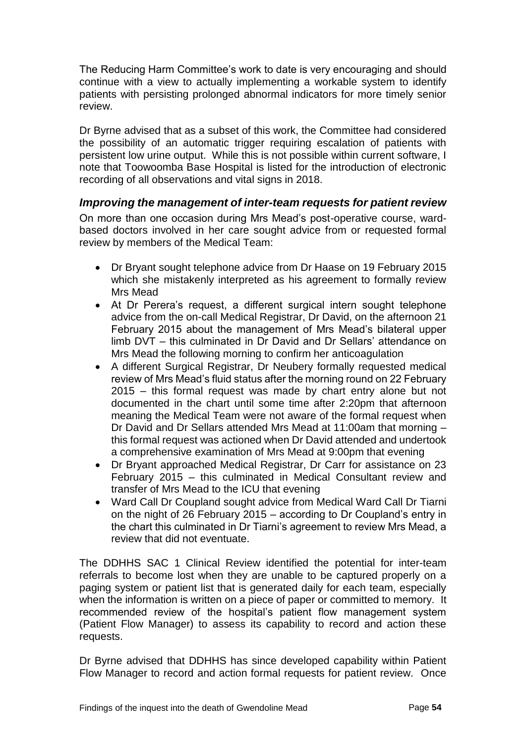The Reducing Harm Committee's work to date is very encouraging and should continue with a view to actually implementing a workable system to identify patients with persisting prolonged abnormal indicators for more timely senior review.

Dr Byrne advised that as a subset of this work, the Committee had considered the possibility of an automatic trigger requiring escalation of patients with persistent low urine output. While this is not possible within current software, I note that Toowoomba Base Hospital is listed for the introduction of electronic recording of all observations and vital signs in 2018.

### *Improving the management of inter-team requests for patient review*

On more than one occasion during Mrs Mead's post-operative course, ward-based doctors involved in her care sought advice from or requested formal review by members of the Medical Team:

- Dr Bryant sought telephone advice from Dr Haase on 19 February 2015 which she mistakenly interpreted as his agreement to formally review Mrs Mead
- At Dr Perera's request, a different surgical intern sought telephone advice from the on-call Medical Registrar, Dr David, on the afternoon 21 February 2015 about the management of Mrs Mead's bilateral upper limb DVT – this culminated in Dr David and Dr Sellars' attendance on Mrs Mead the following morning to confirm her anticoagulation
- A different Surgical Registrar, Dr Neubery formally requested medical review of Mrs Mead's fluid status after the morning round on 22 February 2015 – this formal request was made by chart entry alone but not documented in the chart until some time after 2:20pm that afternoon meaning the Medical Team were not aware of the formal request when Dr David and Dr Sellars attended Mrs Mead at 11:00am that morning – this formal request was actioned when Dr David attended and undertook a comprehensive examination of Mrs Mead at 9:00pm that evening
- Dr Bryant approached Medical Registrar, Dr Carr for assistance on 23 February 2015 – this culminated in Medical Consultant review and transfer of Mrs Mead to the ICU that evening
- Ward Call Dr Coupland sought advice from Medical Ward Call Dr Tiarni on the night of 26 February 2015 – according to Dr Coupland's entry in the chart this culminated in Dr Tiarni's agreement to review Mrs Mead, a review that did not eventuate.

The DDHHS SAC 1 Clinical Review identified the potential for inter-team referrals to become lost when they are unable to be captured properly on a paging system or patient list that is generated daily for each team, especially when the information is written on a piece of paper or committed to memory. It recommended review of the hospital's patient flow management system (Patient Flow Manager) to assess its capability to record and action these requests.

Dr Byrne advised that DDHHS has since developed capability within Patient Flow Manager to record and action formal requests for patient review. Once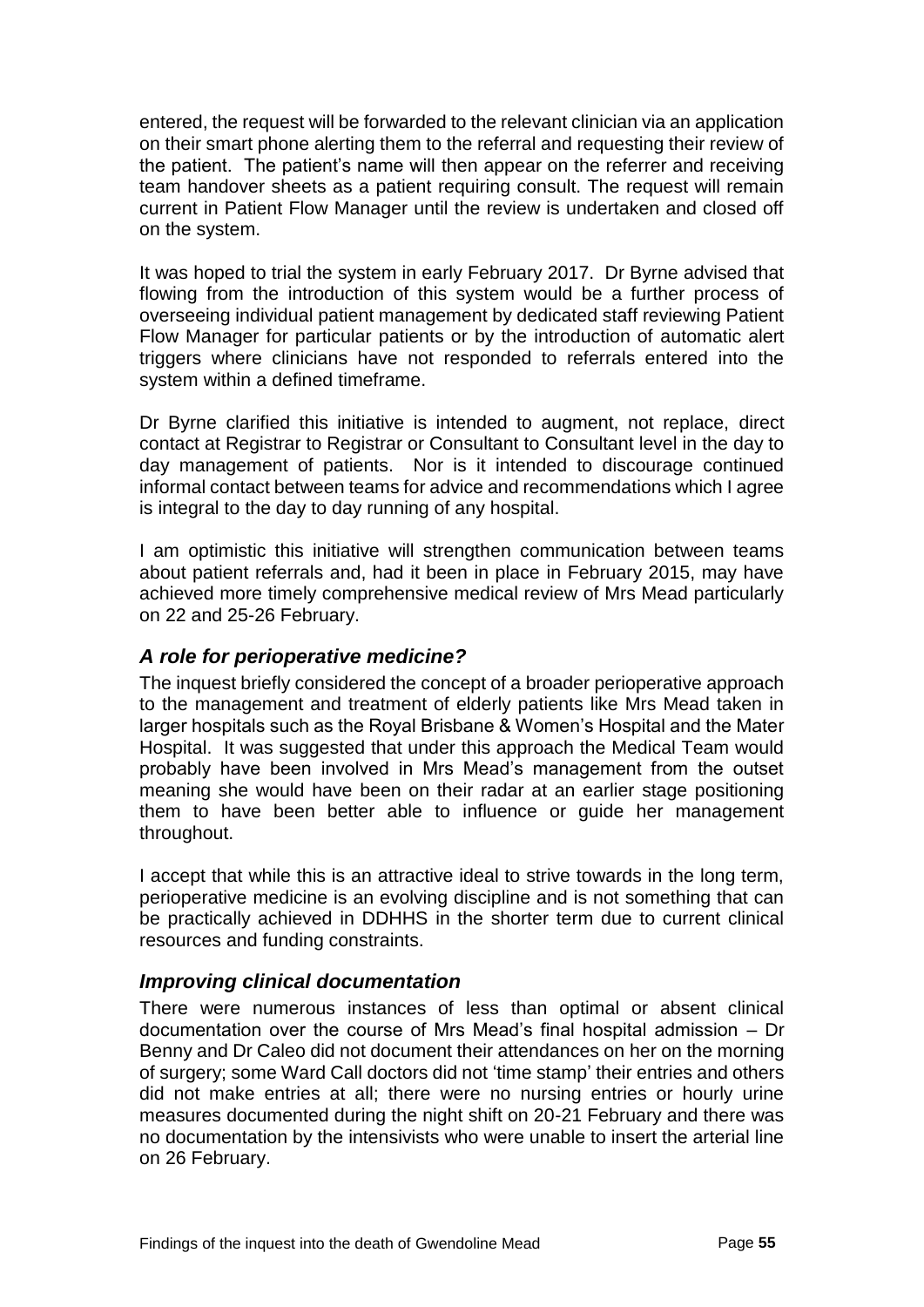entered, the request will be forwarded to the relevant clinician via an application on their smart phone alerting them to the referral and requesting their review of the patient. The patient's name will then appear on the referrer and receiving team handover sheets as a patient requiring consult. The request will remain current in Patient Flow Manager until the review is undertaken and closed off on the system.

It was hoped to trial the system in early February 2017. Dr Byrne advised that flowing from the introduction of this system would be a further process of overseeing individual patient management by dedicated staff reviewing Patient Flow Manager for particular patients or by the introduction of automatic alert triggers where clinicians have not responded to referrals entered into the system within a defined timeframe.

Dr Byrne clarified this initiative is intended to augment, not replace, direct contact at Registrar to Registrar or Consultant to Consultant level in the day to day management of patients. Nor is it intended to discourage continued informal contact between teams for advice and recommendations which I agree is integral to the day to day running of any hospital.

I am optimistic this initiative will strengthen communication between teams about patient referrals and, had it been in place in February 2015, may have achieved more timely comprehensive medical review of Mrs Mead particularly on 22 and 25-26 February.

### *A role for perioperative medicine?*

The inquest briefly considered the concept of a broader perioperative approach to the management and treatment of elderly patients like Mrs Mead taken in larger hospitals such as the Royal Brisbane & Women's Hospital and the Mater Hospital. It was suggested that under this approach the Medical Team would probably have been involved in Mrs Mead's management from the outset meaning she would have been on their radar at an earlier stage positioning them to have been better able to influence or guide her management throughout.

I accept that while this is an attractive ideal to strive towards in the long term, perioperative medicine is an evolving discipline and is not something that can be practically achieved in DDHHS in the shorter term due to current clinical resources and funding constraints.

### *Improving clinical documentation*

There were numerous instances of less than optimal or absent clinical documentation over the course of Mrs Mead's final hospital admission – Dr Benny and Dr Caleo did not document their attendances on her on the morning of surgery; some Ward Call doctors did not 'time stamp' their entries and others did not make entries at all; there were no nursing entries or hourly urine measures documented during the night shift on 20-21 February and there was no documentation by the intensivists who were unable to insert the arterial line on 26 February.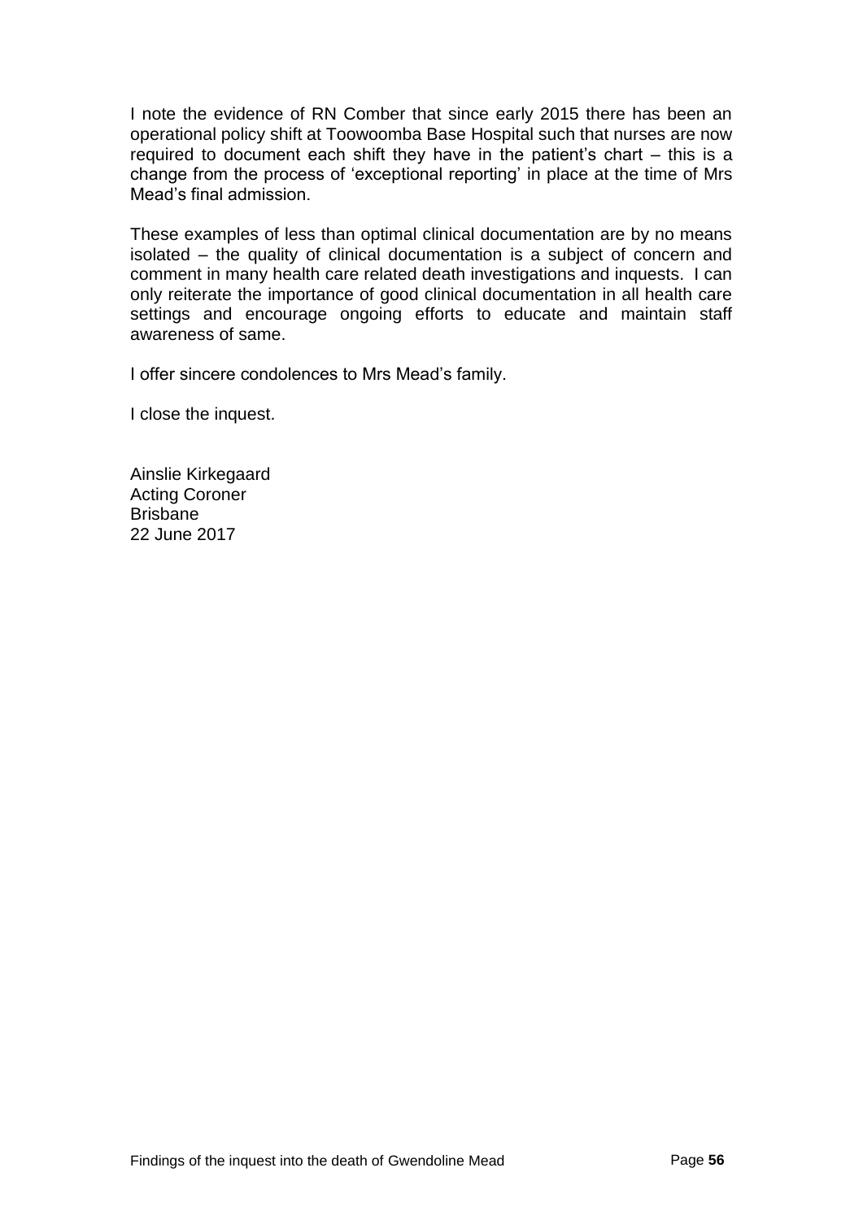I note the evidence of RN Comber that since early 2015 there has been an operational policy shift at Toowoomba Base Hospital such that nurses are now required to document each shift they have in the patient's chart – this is a change from the process of 'exceptional reporting' in place at the time of Mrs Mead's final admission.

These examples of less than optimal clinical documentation are by no means isolated – the quality of clinical documentation is a subject of concern and comment in many health care related death investigations and inquests. I can only reiterate the importance of good clinical documentation in all health care settings and encourage ongoing efforts to educate and maintain staff awareness of same.

I offer sincere condolences to Mrs Mead's family.

I close the inquest.

Ainslie Kirkegaard
Acting Coroner
Brisbane
22 June 2017